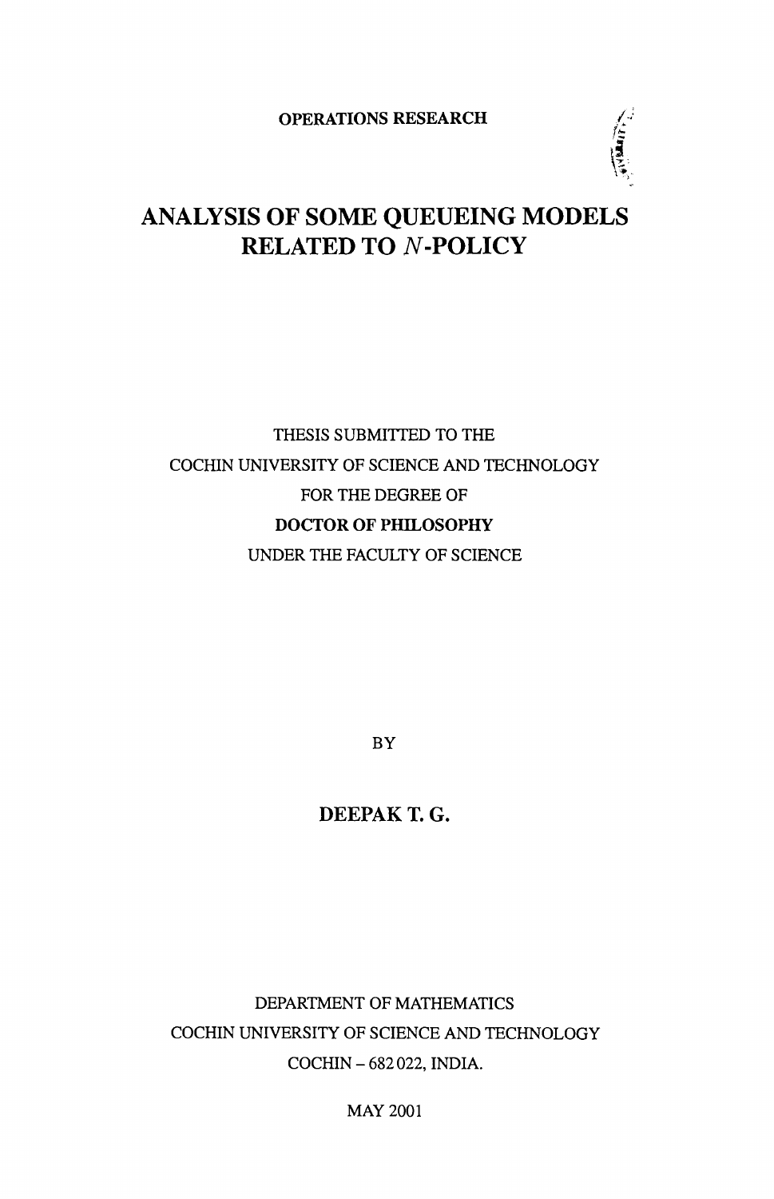OPERATIONS RESEARCH

# ANALYSIS OF SOME QUEUEING MODELS RELATED TO $N$-POLICY

THESIS SUBMITTED TO THE

COCHIN UNIVERSITY OF SCIENCE AND TECHNOLOGY

FOR THE DEGREE OF

**DOCTOR OF PHILOSOPHY**

UNDER THE FACULTY OF SCIENCE

BY

**DEEPAK T. G.**

DEPARTMENT OF MATHEMATICS

COCHIN UNIVERSITY OF SCIENCE AND TECHNOLOGY

COCHIN – 682 022, INDIA.

MAY 2001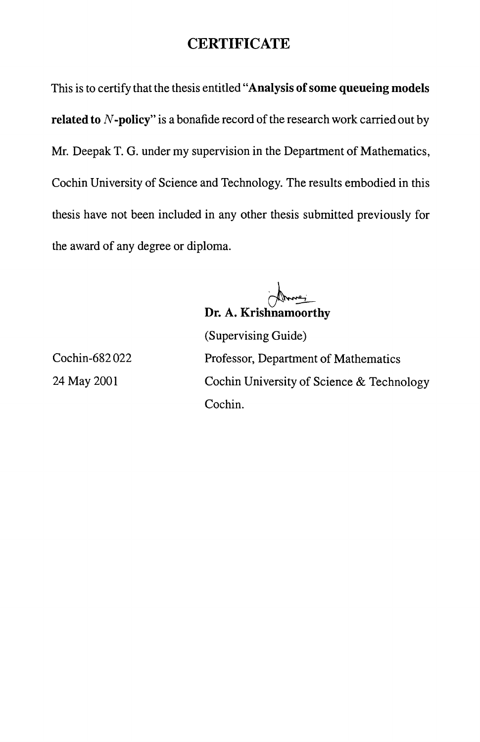# CERTIFICATE

This is to certify that the thesis entitled "**Analysis of some queueing models related to $N$-policy**" is a bonafide record of the research work carried out by Mr. Deepak T. G. under my supervision in the Department of Mathematics, Cochin University of Science and Technology. The results embodied in this thesis have not been included in any other thesis submitted previously for the award of any degree or diploma.

**Dr. A. Krishnamoorthy**

(Supervising Guide)

Professor, Department of Mathematics

Cochin University of Science & Technology

Cochin.

Cochin-682 022

24 May 2001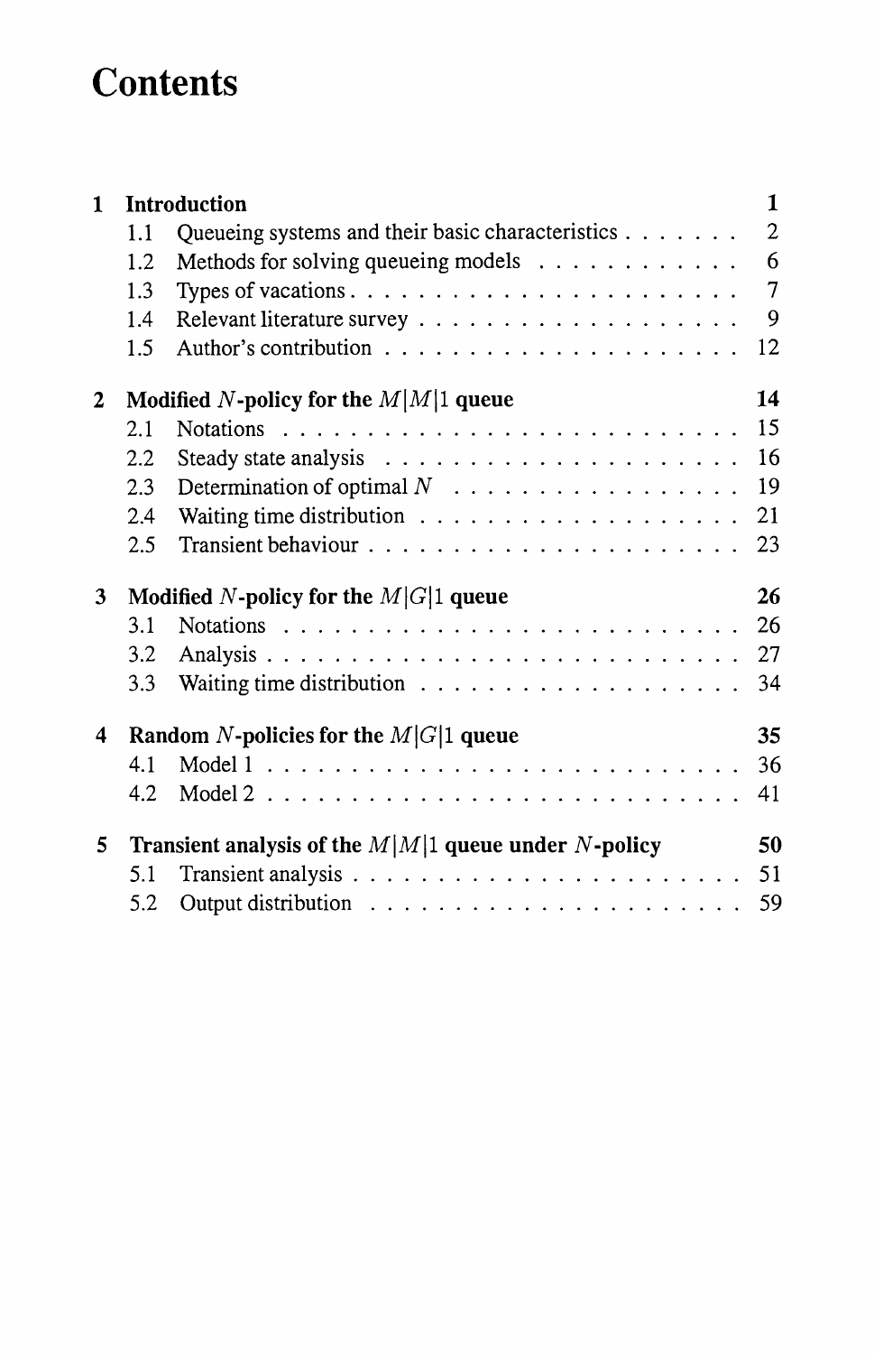# Contents

| | | |
|---|---|---|
| **1** | **Introduction** | **1** |
| | 1.1 Queueing systems and their basic characteristics | 2 |
| | 1.2 Methods for solving queueing models | 6 |
| | 1.3 Types of vacations | 7 |
| | 1.4 Relevant literature survey | 9 |
| | 1.5 Author's contribution | 12 |
| **2** | **Modified $N$-policy for the $M\|M\|1$ queue** | **14** |
| | 2.1 Notations | 15 |
| | 2.2 Steady state analysis | 16 |
| | 2.3 Determination of optimal $N$ | 19 |
| | 2.4 Waiting time distribution | 21 |
| | 2.5 Transient behaviour | 23 |
| **3** | **Modified $N$-policy for the $M\|G\|1$ queue** | **26** |
| | 3.1 Notations | 26 |
| | 3.2 Analysis | 27 |
| | 3.3 Waiting time distribution | 34 |
| **4** | **Random $N$-policies for the $M\|G\|1$ queue** | **35** |
| | 4.1 Model 1 | 36 |
| | 4.2 Model 2 | 41 |
| **5** | **Transient analysis of the $M\|M\|1$ queue under $N$-policy** | **50** |
| | 5.1 Transient analysis | 51 |
| | 5.2 Output distribution | 59 |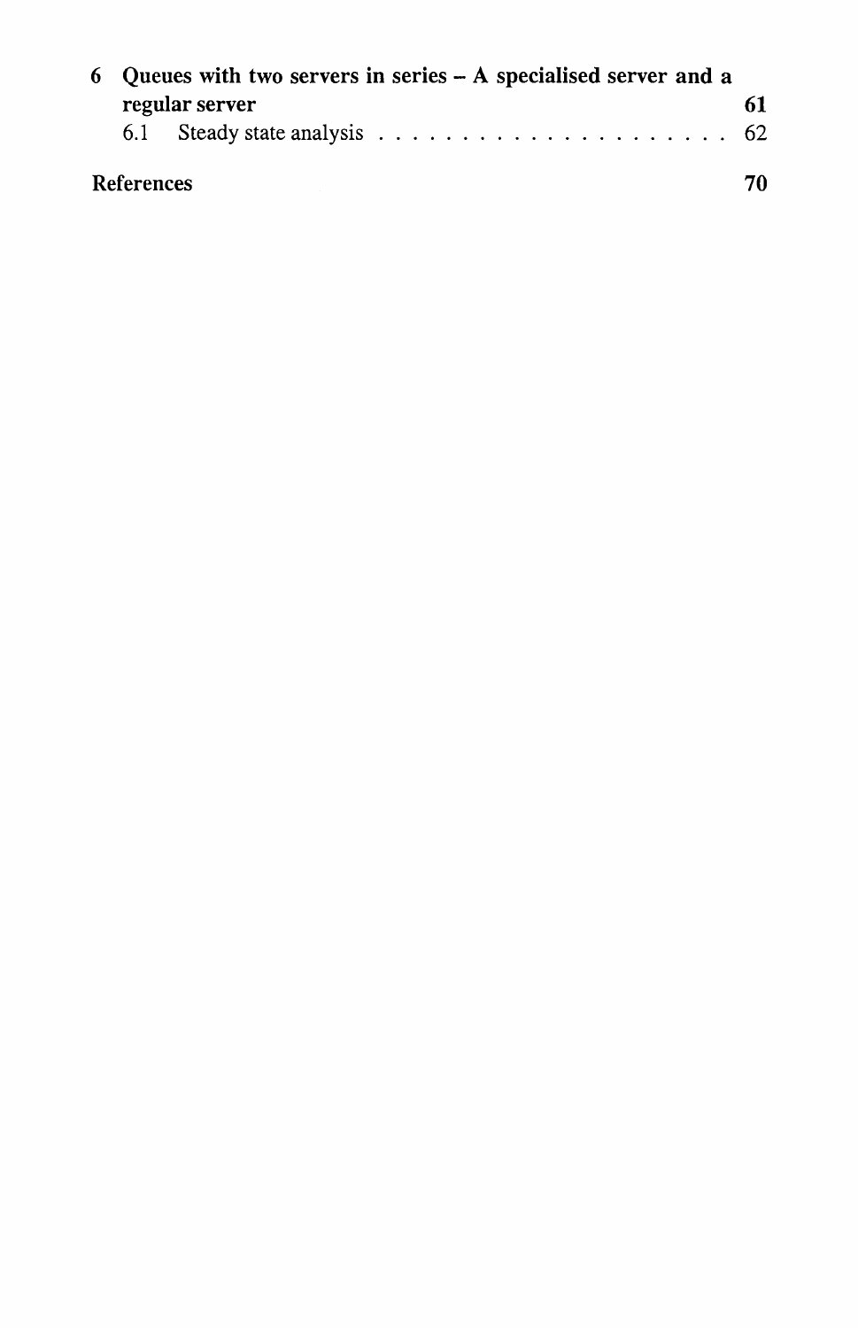**6 Queues with two servers in series – A specialised server and a regular server** **61**

6.1 Steady state analysis . . . . . . . . . . . . . . . . . . . . . 62

**References** **70**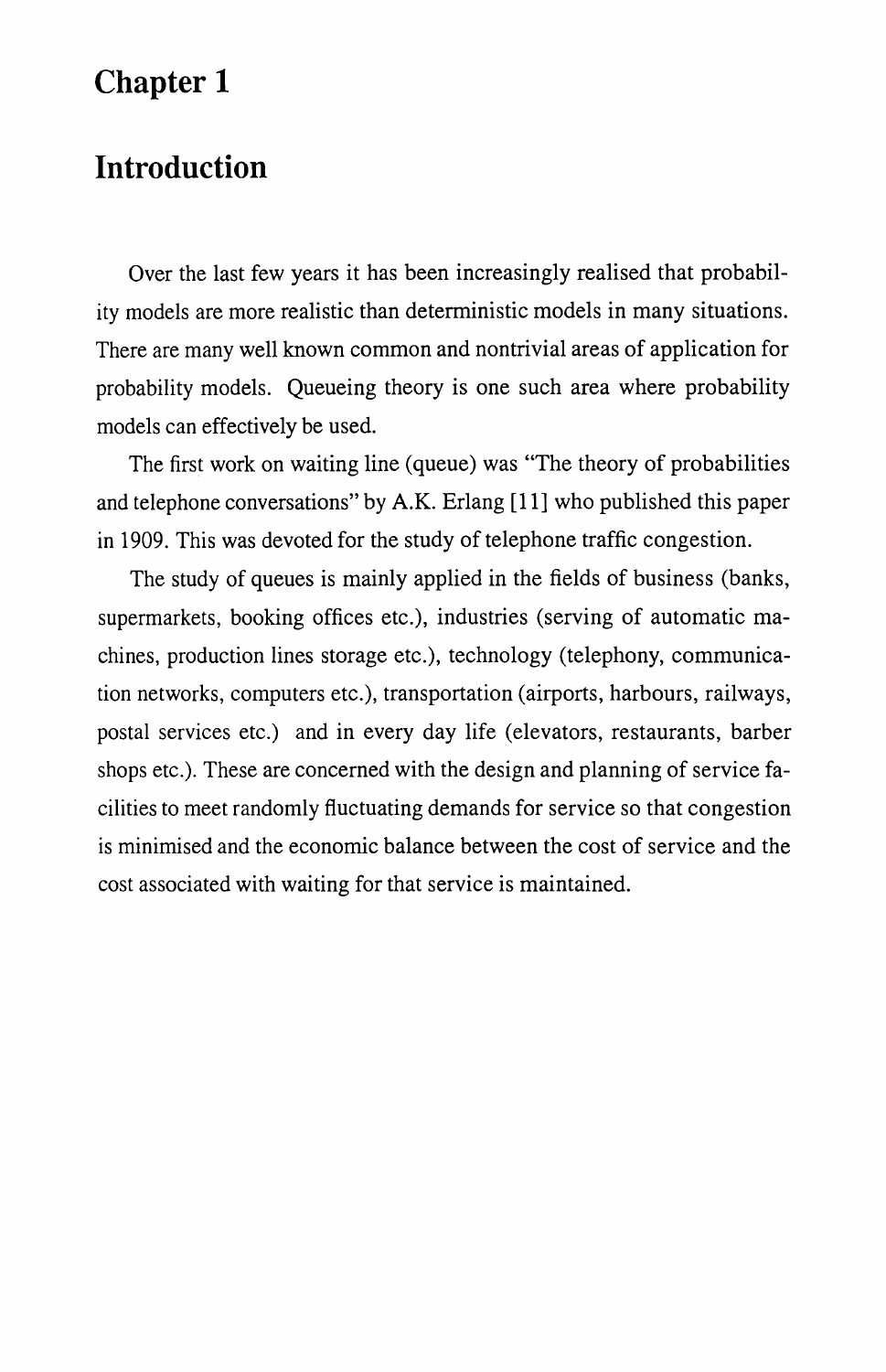# Chapter 1

## Introduction

Over the last few years it has been increasingly realised that probability models are more realistic than deterministic models in many situations. There are many well known common and nontrivial areas of application for probability models. Queueing theory is one such area where probability models can effectively be used.

The first work on waiting line (queue) was "The theory of probabilities and telephone conversations" by A.K. Erlang [11] who published this paper in 1909. This was devoted for the study of telephone traffic congestion.

The study of queues is mainly applied in the fields of business (banks, supermarkets, booking offices etc.), industries (serving of automatic machines, production lines storage etc.), technology (telephony, communication networks, computers etc.), transportation (airports, harbours, railways, postal services etc.) and in every day life (elevators, restaurants, barber shops etc.). These are concerned with the design and planning of service facilities to meet randomly fluctuating demands for service so that congestion is minimised and the economic balance between the cost of service and the cost associated with waiting for that service is maintained.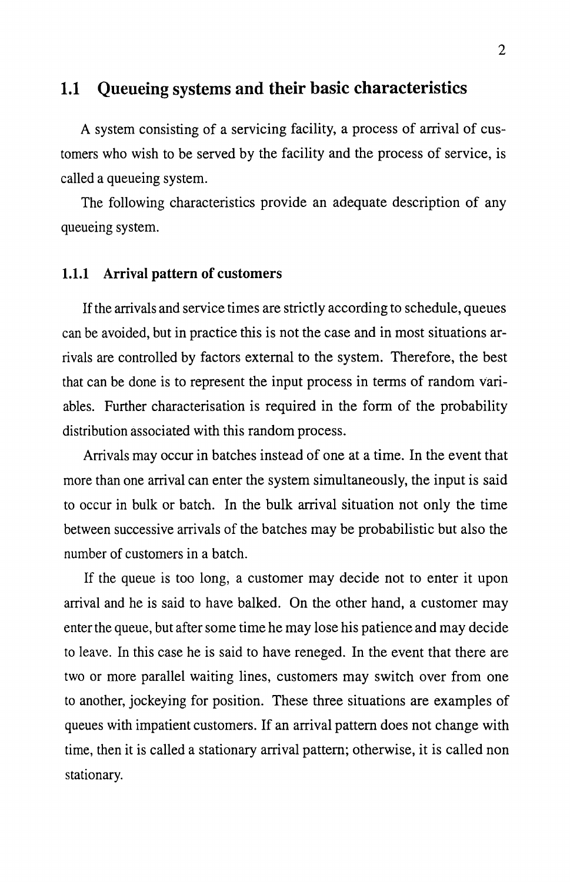## 1.1 Queueing systems and their basic characteristics

A system consisting of a servicing facility, a process of arrival of customers who wish to be served by the facility and the process of service, is called a queueing system.

The following characteristics provide an adequate description of any queueing system.

### 1.1.1 Arrival pattern of customers

If the arrivals and service times are strictly according to schedule, queues can be avoided, but in practice this is not the case and in most situations arrivals are controlled by factors external to the system. Therefore, the best that can be done is to represent the input process in terms of random variables. Further characterisation is required in the form of the probability distribution associated with this random process.

Arrivals may occur in batches instead of one at a time. In the event that more than one arrival can enter the system simultaneously, the input is said to occur in bulk or batch. In the bulk arrival situation not only the time between successive arrivals of the batches may be probabilistic but also the number of customers in a batch.

If the queue is too long, a customer may decide not to enter it upon arrival and he is said to have balked. On the other hand, a customer may enter the queue, but after some time he may lose his patience and may decide to leave. In this case he is said to have reneged. In the event that there are two or more parallel waiting lines, customers may switch over from one to another, jockeying for position. These three situations are examples of queues with impatient customers. If an arrival pattern does not change with time, then it is called a stationary arrival pattern; otherwise, it is called non stationary.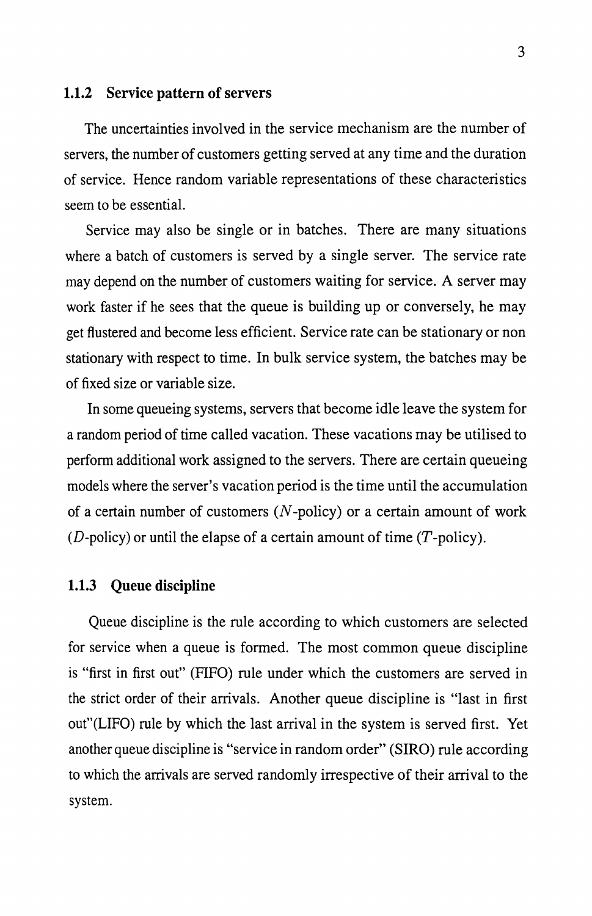### 1.1.2 Service pattern of servers

The uncertainties involved in the service mechanism are the number of servers, the number of customers getting served at any time and the duration of service. Hence random variable representations of these characteristics seem to be essential.

Service may also be single or in batches. There are many situations where a batch of customers is served by a single server. The service rate may depend on the number of customers waiting for service. A server may work faster if he sees that the queue is building up or conversely, he may get flustered and become less efficient. Service rate can be stationary or non stationary with respect to time. In bulk service system, the batches may be of fixed size or variable size.

In some queueing systems, servers that become idle leave the system for a random period of time called vacation. These vacations may be utilised to perform additional work assigned to the servers. There are certain queueing models where the server's vacation period is the time until the accumulation of a certain number of customers ($N$-policy) or a certain amount of work ($D$-policy) or until the elapse of a certain amount of time ($T$-policy).

### 1.1.3 Queue discipline

Queue discipline is the rule according to which customers are selected for service when a queue is formed. The most common queue discipline is "first in first out" (FIFO) rule under which the customers are served in the strict order of their arrivals. Another queue discipline is "last in first out"(LIFO) rule by which the last arrival in the system is served first. Yet another queue discipline is "service in random order" (SIRO) rule according to which the arrivals are served randomly irrespective of their arrival to the system.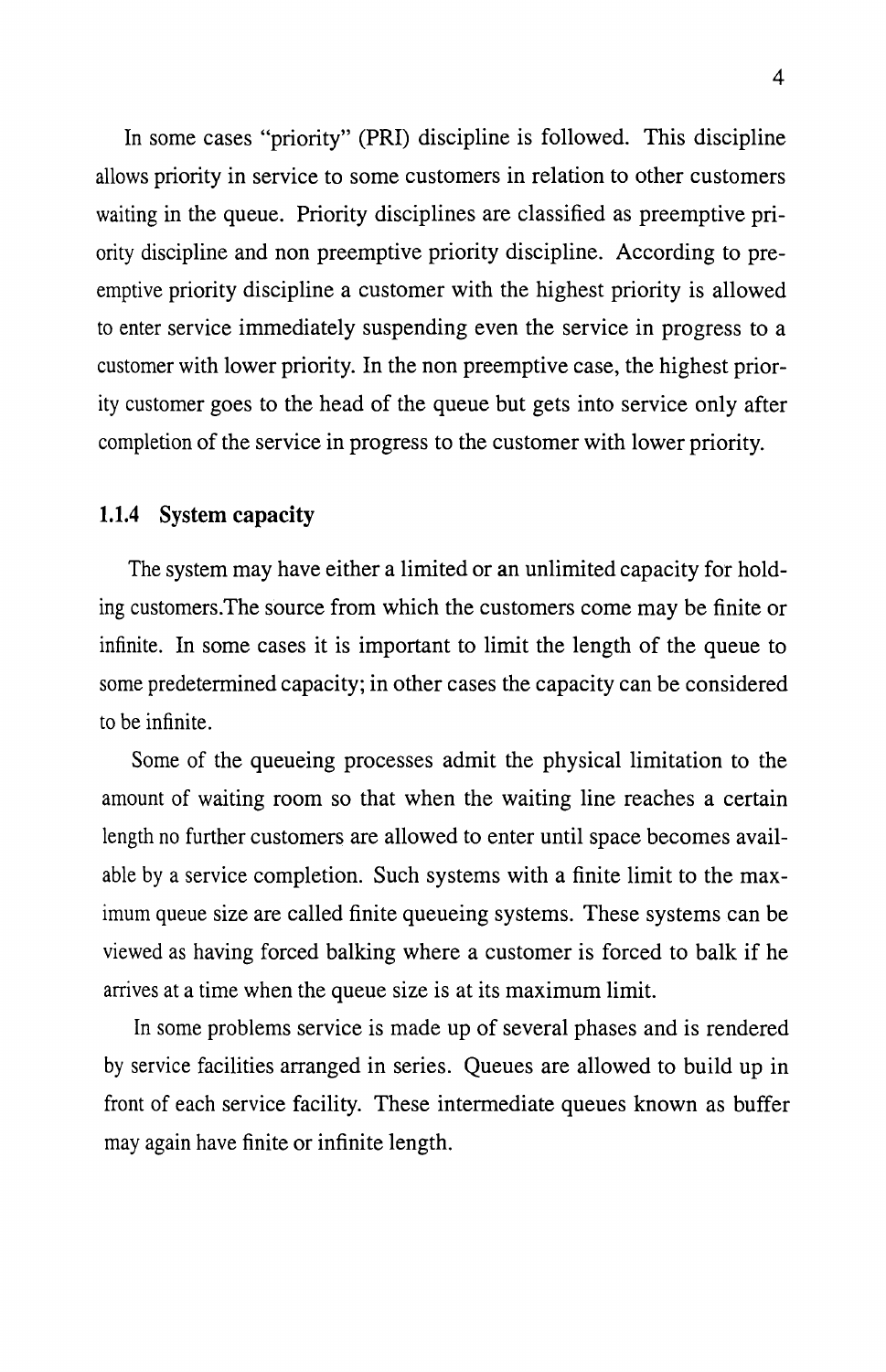In some cases "priority" (PRI) discipline is followed. This discipline allows priority in service to some customers in relation to other customers waiting in the queue. Priority disciplines are classified as preemptive priority discipline and non preemptive priority discipline. According to preemptive priority discipline a customer with the highest priority is allowed to enter service immediately suspending even the service in progress to a customer with lower priority. In the non preemptive case, the highest priority customer goes to the head of the queue but gets into service only after completion of the service in progress to the customer with lower priority.

### 1.1.4 System capacity

The system may have either a limited or an unlimited capacity for holding customers.The source from which the customers come may be finite or infinite. In some cases it is important to limit the length of the queue to some predetermined capacity; in other cases the capacity can be considered to be infinite.

Some of the queueing processes admit the physical limitation to the amount of waiting room so that when the waiting line reaches a certain length no further customers are allowed to enter until space becomes available by a service completion. Such systems with a finite limit to the maximum queue size are called finite queueing systems. These systems can be viewed as having forced balking where a customer is forced to balk if he arrives at a time when the queue size is at its maximum limit.

In some problems service is made up of several phases and is rendered by service facilities arranged in series. Queues are allowed to build up in front of each service facility. These intermediate queues known as buffer may again have finite or infinite length.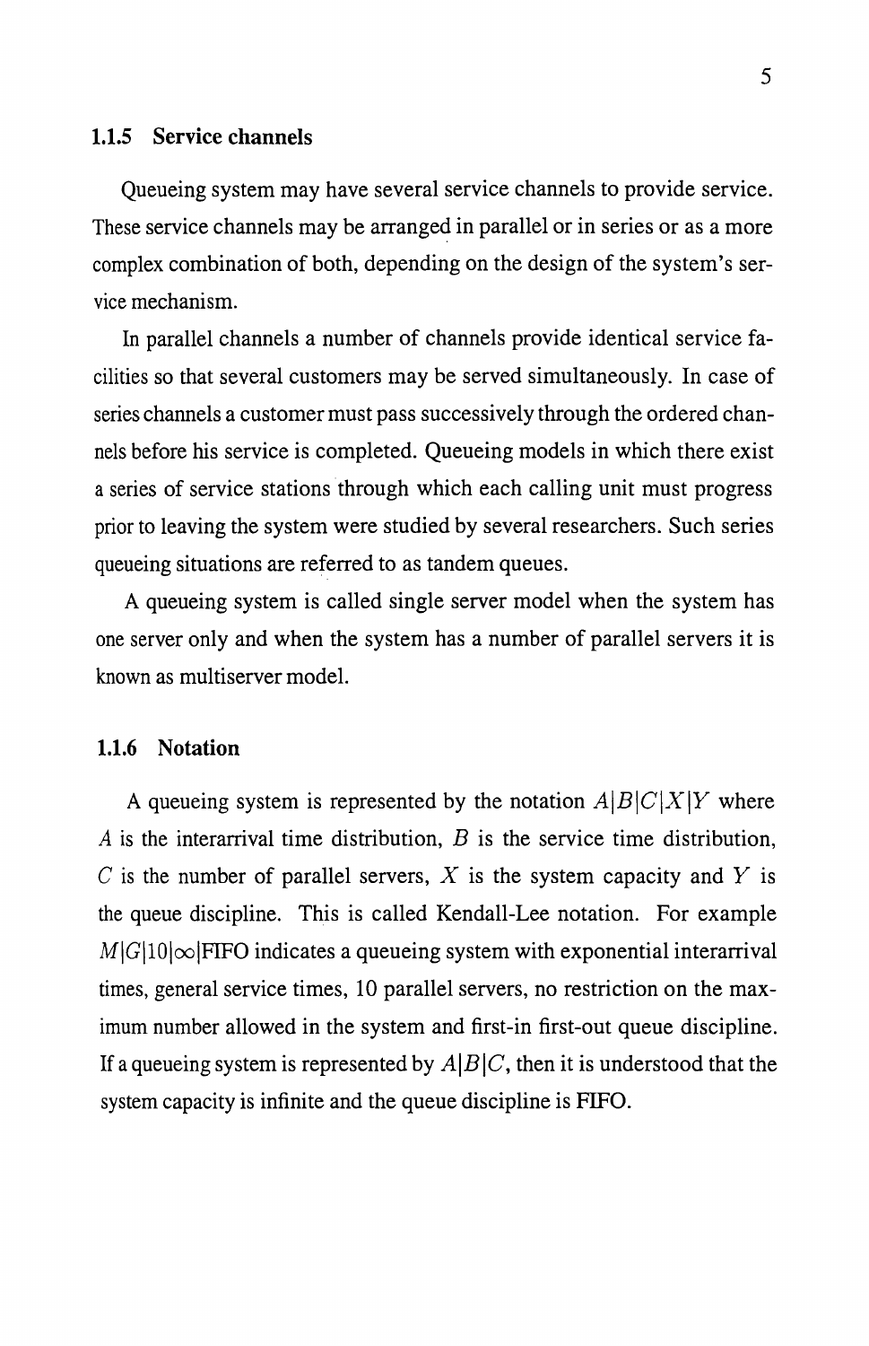### 1.1.5 Service channels

Queueing system may have several service channels to provide service. These service channels may be arranged in parallel or in series or as a more complex combination of both, depending on the design of the system's service mechanism.

In parallel channels a number of channels provide identical service facilities so that several customers may be served simultaneously. In case of series channels a customer must pass successively through the ordered channels before his service is completed. Queueing models in which there exist a series of service stations through which each calling unit must progress prior to leaving the system were studied by several researchers. Such series queueing situations are referred to as tandem queues.

A queueing system is called single server model when the system has one server only and when the system has a number of parallel servers it is known as multiserver model.

### 1.1.6 Notation

A queueing system is represented by the notation $A|B|C|X|Y$ where $A$ is the interarrival time distribution, $B$ is the service time distribution, $C$ is the number of parallel servers, $X$ is the system capacity and $Y$ is the queue discipline. This is called Kendall-Lee notation. For example $M|G|10|\infty|$FIFO indicates a queueing system with exponential interarrival times, general service times, 10 parallel servers, no restriction on the maximum number allowed in the system and first-in first-out queue discipline. If a queueing system is represented by $A|B|C$, then it is understood that the system capacity is infinite and the queue discipline is FIFO.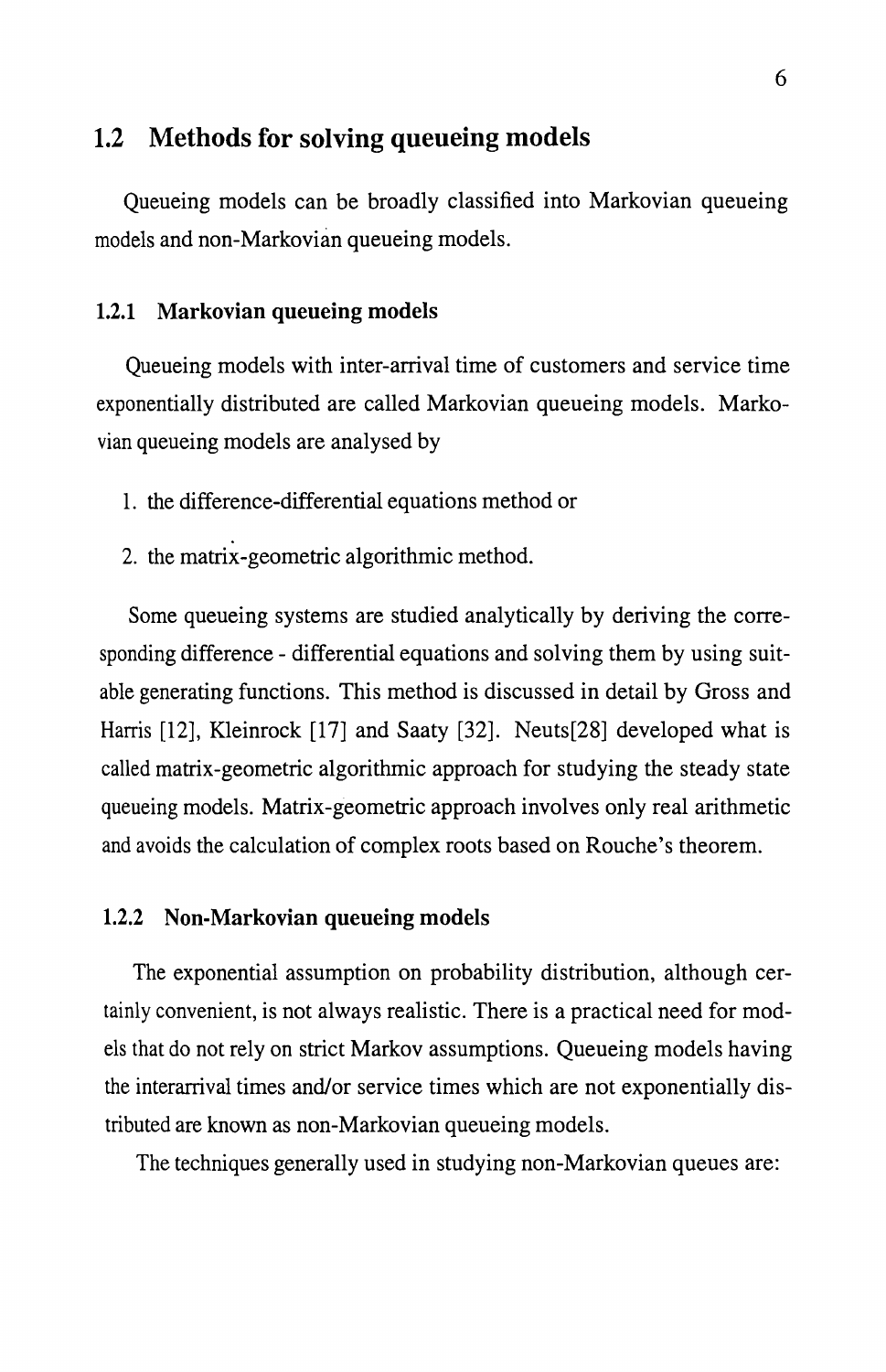## 1.2 Methods for solving queueing models

Queueing models can be broadly classified into Markovian queueing models and non-Markovian queueing models.

### 1.2.1 Markovian queueing models

Queueing models with inter-arrival time of customers and service time exponentially distributed are called Markovian queueing models. Markovian queueing models are analysed by

1. the difference-differential equations method or
2. the matrix-geometric algorithmic method.

Some queueing systems are studied analytically by deriving the corresponding difference - differential equations and solving them by using suitable generating functions. This method is discussed in detail by Gross and Harris [12], Kleinrock [17] and Saaty [32]. Neuts[28] developed what is called matrix-geometric algorithmic approach for studying the steady state queueing models. Matrix-geometric approach involves only real arithmetic and avoids the calculation of complex roots based on Rouche's theorem.

### 1.2.2 Non-Markovian queueing models

The exponential assumption on probability distribution, although certainly convenient, is not always realistic. There is a practical need for models that do not rely on strict Markov assumptions. Queueing models having the interarrival times and/or service times which are not exponentially distributed are known as non-Markovian queueing models.

The techniques generally used in studying non-Markovian queues are: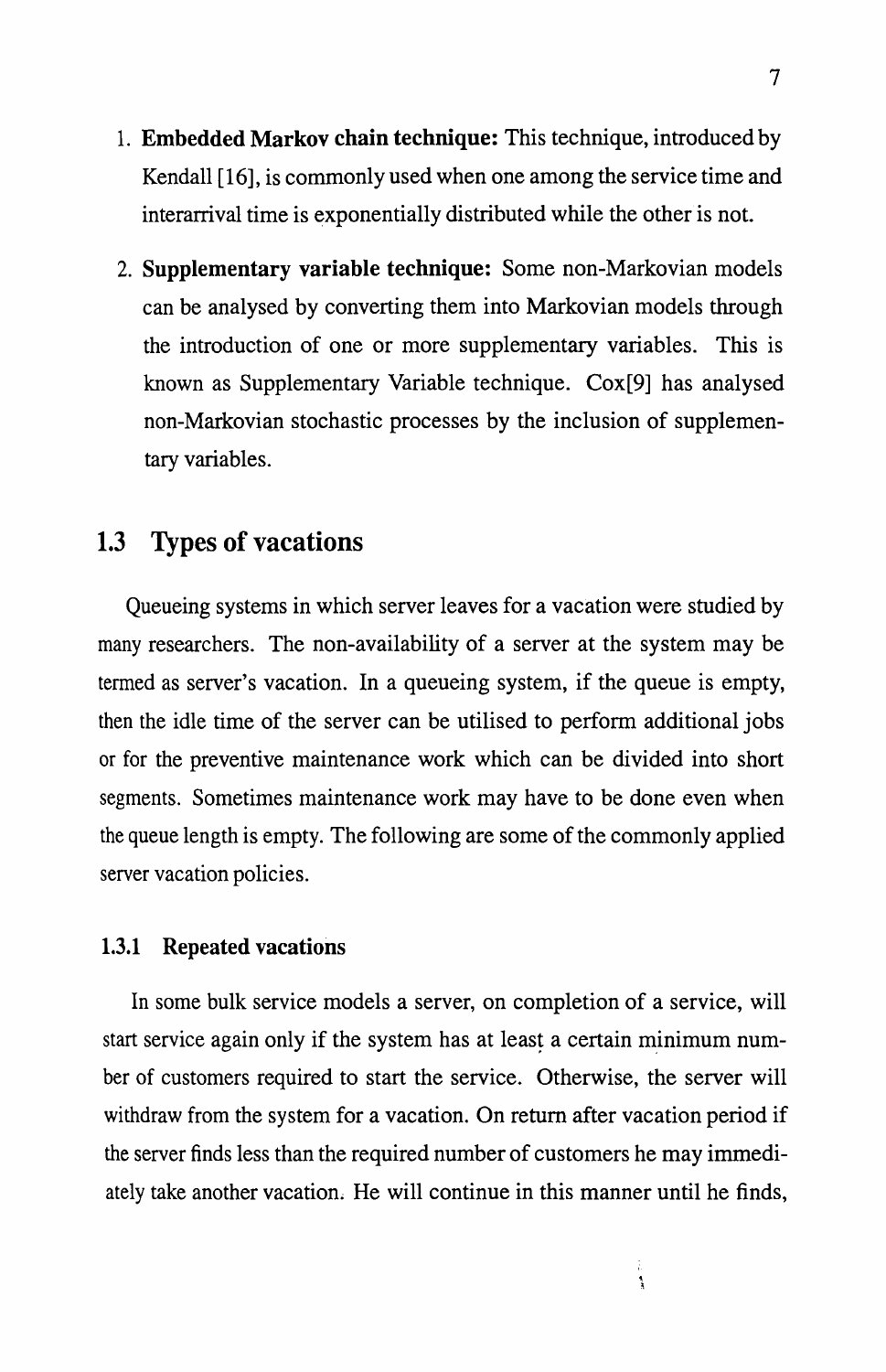1. **Embedded Markov chain technique:** This technique, introduced by Kendall [16], is commonly used when one among the service time and interarrival time is exponentially distributed while the other is not.

2. **Supplementary variable technique:** Some non-Markovian models can be analysed by converting them into Markovian models through the introduction of one or more supplementary variables. This is known as Supplementary Variable technique. Cox[9] has analysed non-Markovian stochastic processes by the inclusion of supplementary variables.

## 1.3 Types of vacations

Queueing systems in which server leaves for a vacation were studied by many researchers. The non-availability of a server at the system may be termed as server's vacation. In a queueing system, if the queue is empty, then the idle time of the server can be utilised to perform additional jobs or for the preventive maintenance work which can be divided into short segments. Sometimes maintenance work may have to be done even when the queue length is empty. The following are some of the commonly applied server vacation policies.

### 1.3.1 Repeated vacations

In some bulk service models a server, on completion of a service, will start service again only if the system has at least a certain minimum number of customers required to start the service. Otherwise, the server will withdraw from the system for a vacation. On return after vacation period if the server finds less than the required number of customers he may immediately take another vacation. He will continue in this manner until he finds,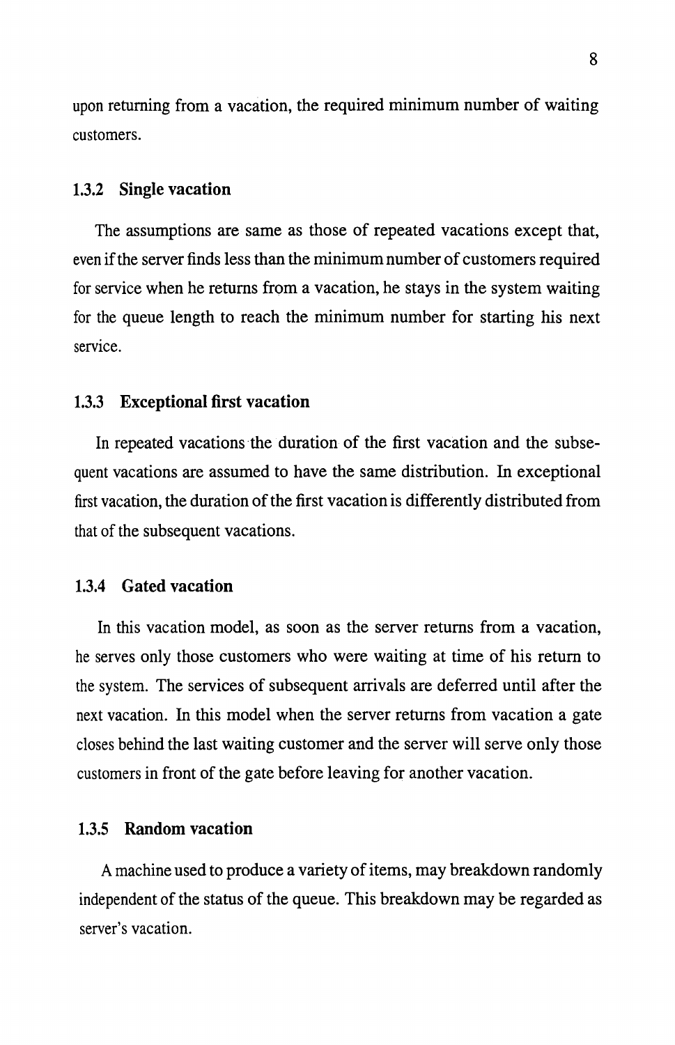upon returning from a vacation, the required minimum number of waiting customers.

### 1.3.2 Single vacation

The assumptions are same as those of repeated vacations except that, even if the server finds less than the minimum number of customers required for service when he returns from a vacation, he stays in the system waiting for the queue length to reach the minimum number for starting his next service.

### 1.3.3 Exceptional first vacation

In repeated vacations the duration of the first vacation and the subsequent vacations are assumed to have the same distribution. In exceptional first vacation, the duration of the first vacation is differently distributed from that of the subsequent vacations.

### 1.3.4 Gated vacation

In this vacation model, as soon as the server returns from a vacation, he serves only those customers who were waiting at time of his return to the system. The services of subsequent arrivals are deferred until after the next vacation. In this model when the server returns from vacation a gate closes behind the last waiting customer and the server will serve only those customers in front of the gate before leaving for another vacation.

### 1.3.5 Random vacation

A machine used to produce a variety of items, may breakdown randomly independent of the status of the queue. This breakdown may be regarded as server's vacation.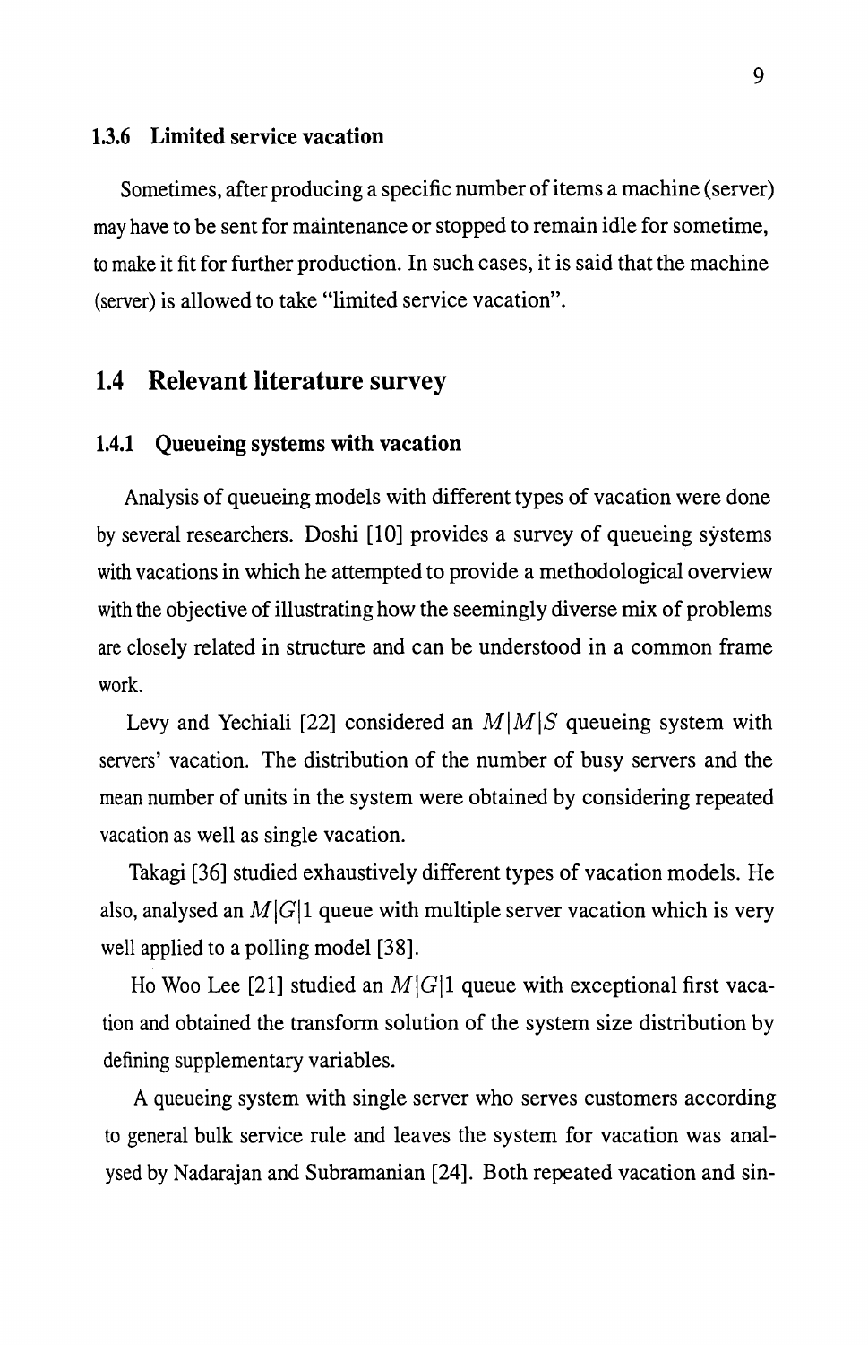### 1.3.6 Limited service vacation

Sometimes, after producing a specific number of items a machine (server) may have to be sent for maintenance or stopped to remain idle for sometime, to make it fit for further production. In such cases, it is said that the machine (server) is allowed to take "limited service vacation".

## 1.4 Relevant literature survey

### 1.4.1 Queueing systems with vacation

Analysis of queueing models with different types of vacation were done by several researchers. Doshi [10] provides a survey of queueing systems with vacations in which he attempted to provide a methodological overview with the objective of illustrating how the seemingly diverse mix of problems are closely related in structure and can be understood in a common frame work.

Levy and Yechiali [22] considered an $M|M|S$ queueing system with servers' vacation. The distribution of the number of busy servers and the mean number of units in the system were obtained by considering repeated vacation as well as single vacation.

Takagi [36] studied exhaustively different types of vacation models. He also, analysed an $M|G|1$ queue with multiple server vacation which is very well applied to a polling model [38].

Ho Woo Lee [21] studied an $M|G|1$ queue with exceptional first vacation and obtained the transform solution of the system size distribution by defining supplementary variables.

A queueing system with single server who serves customers according to general bulk service rule and leaves the system for vacation was analysed by Nadarajan and Subramanian [24]. Both repeated vacation and sin-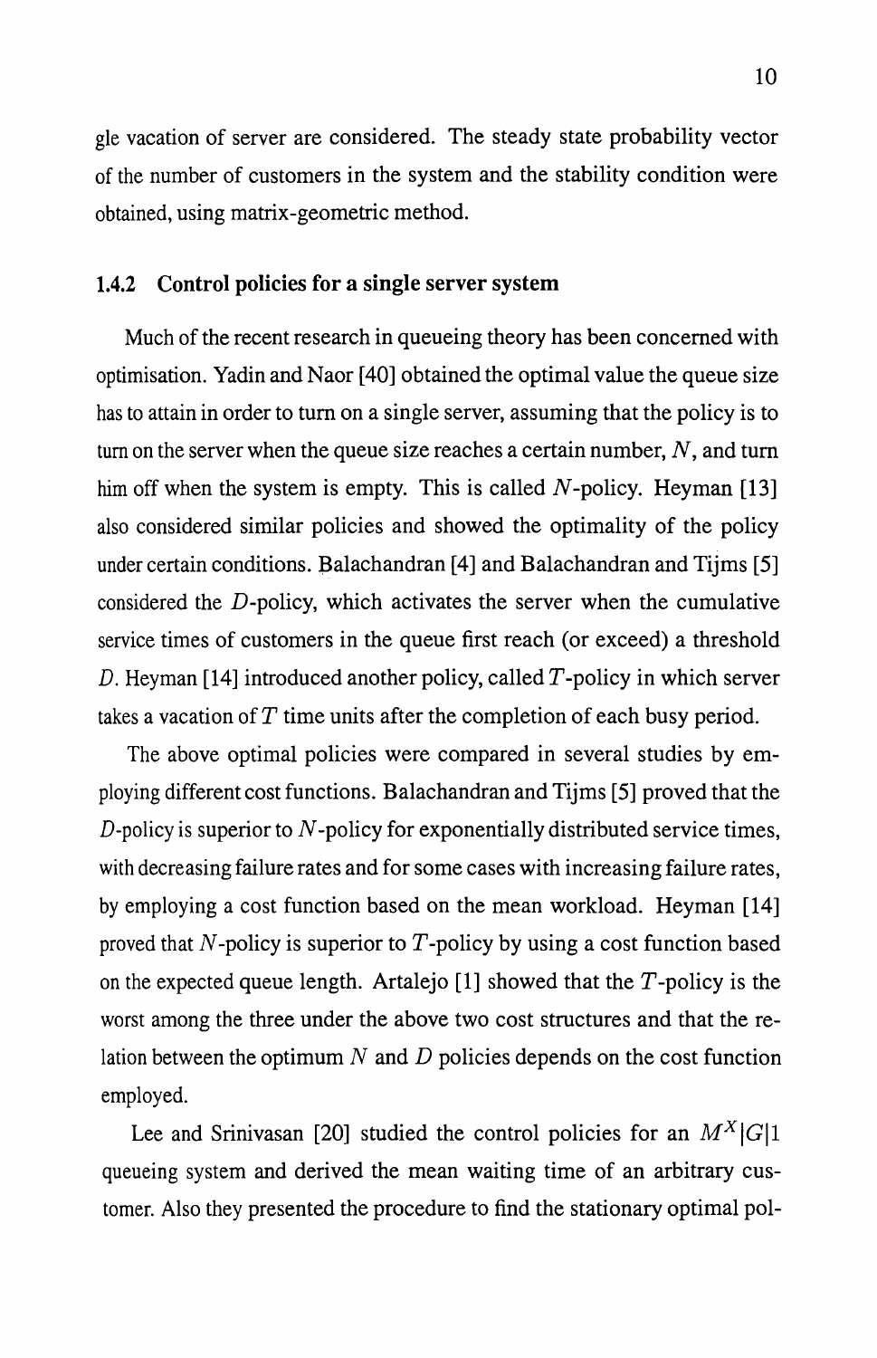gle vacation of server are considered. The steady state probability vector of the number of customers in the system and the stability condition were obtained, using matrix-geometric method.

### 1.4.2 Control policies for a single server system

Much of the recent research in queueing theory has been concerned with optimisation. Yadin and Naor [40] obtained the optimal value the queue size has to attain in order to turn on a single server, assuming that the policy is to turn on the server when the queue size reaches a certain number, $N$, and turn him off when the system is empty. This is called $N$-policy. Heyman [13] also considered similar policies and showed the optimality of the policy under certain conditions. Balachandran [4] and Balachandran and Tijms [5] considered the $D$-policy, which activates the server when the cumulative service times of customers in the queue first reach (or exceed) a threshold $D$. Heyman [14] introduced another policy, called $T$-policy in which server takes a vacation of $T$ time units after the completion of each busy period.

The above optimal policies were compared in several studies by employing different cost functions. Balachandran and Tijms [5] proved that the $D$-policy is superior to $N$-policy for exponentially distributed service times, with decreasing failure rates and for some cases with increasing failure rates, by employing a cost function based on the mean workload. Heyman [14] proved that $N$-policy is superior to $T$-policy by using a cost function based on the expected queue length. Artalejo [1] showed that the $T$-policy is the worst among the three under the above two cost structures and that the relation between the optimum $N$ and $D$ policies depends on the cost function employed.

Lee and Srinivasan [20] studied the control policies for an $M^X|G|1$ queueing system and derived the mean waiting time of an arbitrary customer. Also they presented the procedure to find the stationary optimal pol-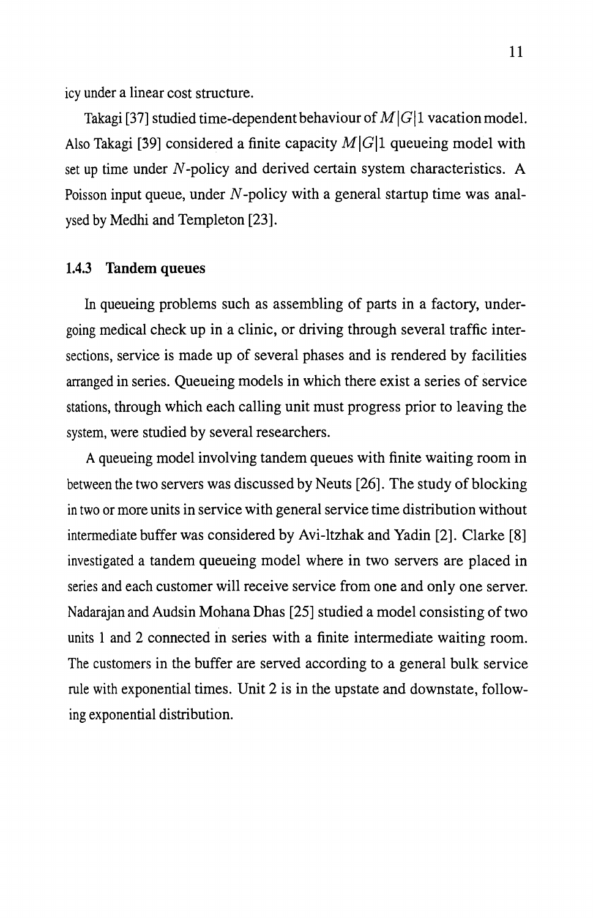icy under a linear cost structure.

Takagi [37] studied time-dependent behaviour of $M|G|1$ vacation model. Also Takagi [39] considered a finite capacity $M|G|1$ queueing model with set up time under $N$-policy and derived certain system characteristics. A Poisson input queue, under $N$-policy with a general startup time was analysed by Medhi and Templeton [23].

### 1.4.3 Tandem queues

In queueing problems such as assembling of parts in a factory, undergoing medical check up in a clinic, or driving through several traffic intersections, service is made up of several phases and is rendered by facilities arranged in series. Queueing models in which there exist a series of service stations, through which each calling unit must progress prior to leaving the system, were studied by several researchers.

A queueing model involving tandem queues with finite waiting room in between the two servers was discussed by Neuts [26]. The study of blocking in two or more units in service with general service time distribution without intermediate buffer was considered by Avi-ltzhak and Yadin [2]. Clarke [8] investigated a tandem queueing model where in two servers are placed in series and each customer will receive service from one and only one server. Nadarajan and Audsin Mohana Dhas [25] studied a model consisting of two units 1 and 2 connected in series with a finite intermediate waiting room. The customers in the buffer are served according to a general bulk service rule with exponential times. Unit 2 is in the upstate and downstate, following exponential distribution.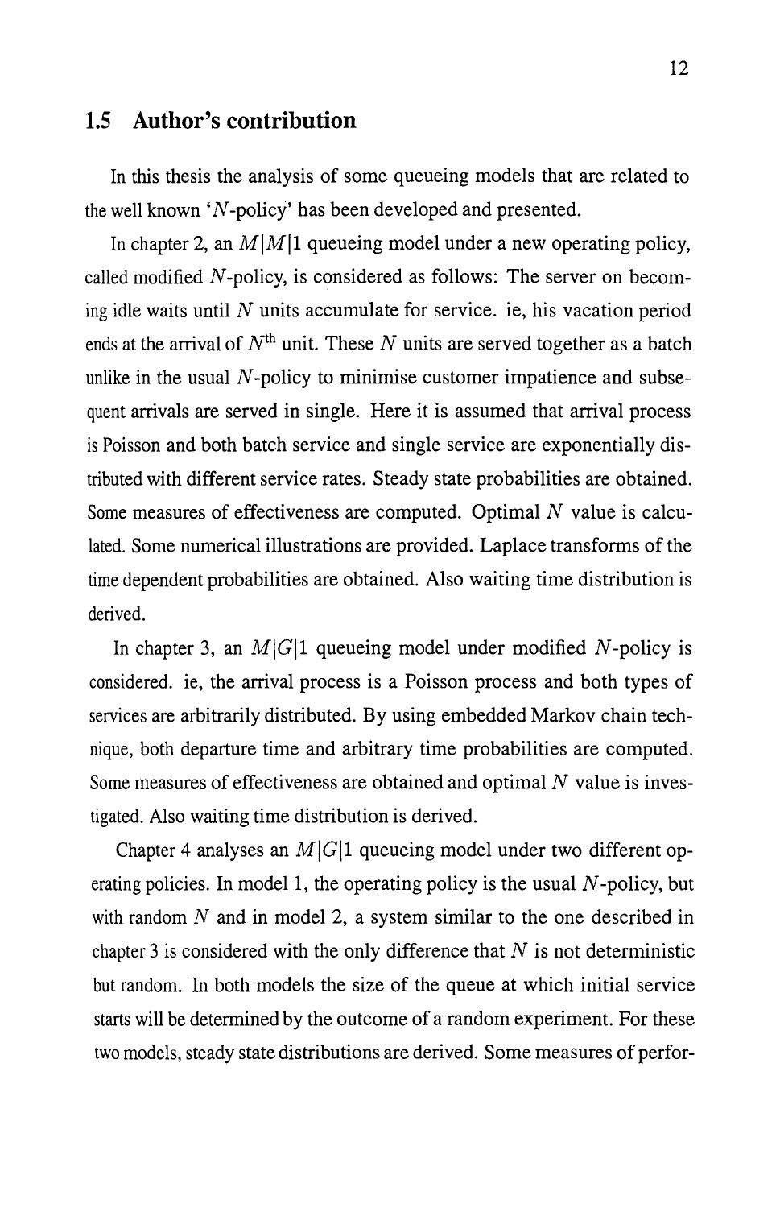## 1.5 Author's contribution

In this thesis the analysis of some queueing models that are related to the well known '$N$-policy' has been developed and presented.

In chapter 2, an $M|M|1$ queueing model under a new operating policy, called modified $N$-policy, is considered as follows: The server on becoming idle waits until $N$ units accumulate for service. ie, his vacation period ends at the arrival of $N^{\text{th}}$ unit. These $N$ units are served together as a batch unlike in the usual $N$-policy to minimise customer impatience and subsequent arrivals are served in single. Here it is assumed that arrival process is Poisson and both batch service and single service are exponentially distributed with different service rates. Steady state probabilities are obtained. Some measures of effectiveness are computed. Optimal $N$ value is calculated. Some numerical illustrations are provided. Laplace transforms of the time dependent probabilities are obtained. Also waiting time distribution is derived.

In chapter 3, an $M|G|1$ queueing model under modified $N$-policy is considered. ie, the arrival process is a Poisson process and both types of services are arbitrarily distributed. By using embedded Markov chain technique, both departure time and arbitrary time probabilities are computed. Some measures of effectiveness are obtained and optimal $N$ value is investigated. Also waiting time distribution is derived.

Chapter 4 analyses an $M|G|1$ queueing model under two different operating policies. In model 1, the operating policy is the usual $N$-policy, but with random $N$ and in model 2, a system similar to the one described in chapter 3 is considered with the only difference that $N$ is not deterministic but random. In both models the size of the queue at which initial service starts will be determined by the outcome of a random experiment. For these two models, steady state distributions are derived. Some measures of perfor-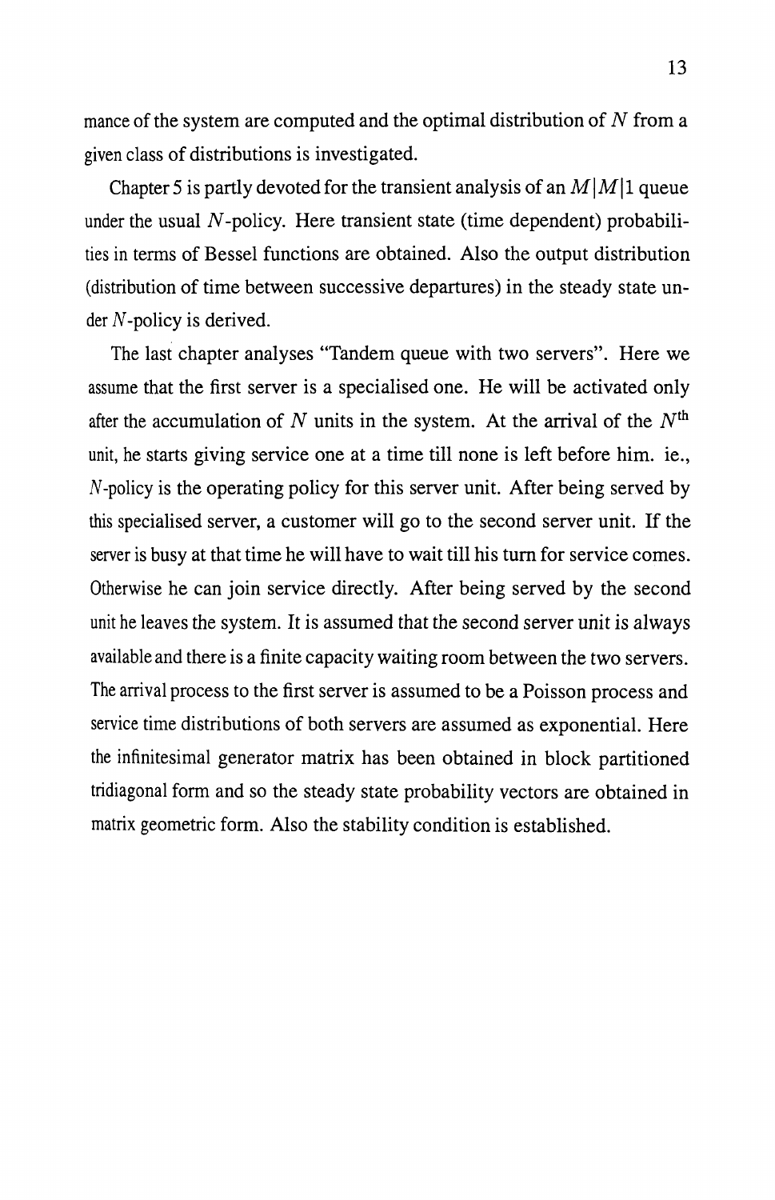mance of the system are computed and the optimal distribution of $N$ from a given class of distributions is investigated.

Chapter 5 is partly devoted for the transient analysis of an $M|M|1$ queue under the usual $N$-policy. Here transient state (time dependent) probabilities in terms of Bessel functions are obtained. Also the output distribution (distribution of time between successive departures) in the steady state under $N$-policy is derived.

The last chapter analyses "Tandem queue with two servers". Here we assume that the first server is a specialised one. He will be activated only after the accumulation of $N$ units in the system. At the arrival of the $N^{\text{th}}$ unit, he starts giving service one at a time till none is left before him. ie., $N$-policy is the operating policy for this server unit. After being served by this specialised server, a customer will go to the second server unit. If the server is busy at that time he will have to wait till his turn for service comes. Otherwise he can join service directly. After being served by the second unit he leaves the system. It is assumed that the second server unit is always available and there is a finite capacity waiting room between the two servers. The arrival process to the first server is assumed to be a Poisson process and service time distributions of both servers are assumed as exponential. Here the infinitesimal generator matrix has been obtained in block partitioned tridiagonal form and so the steady state probability vectors are obtained in matrix geometric form. Also the stability condition is established.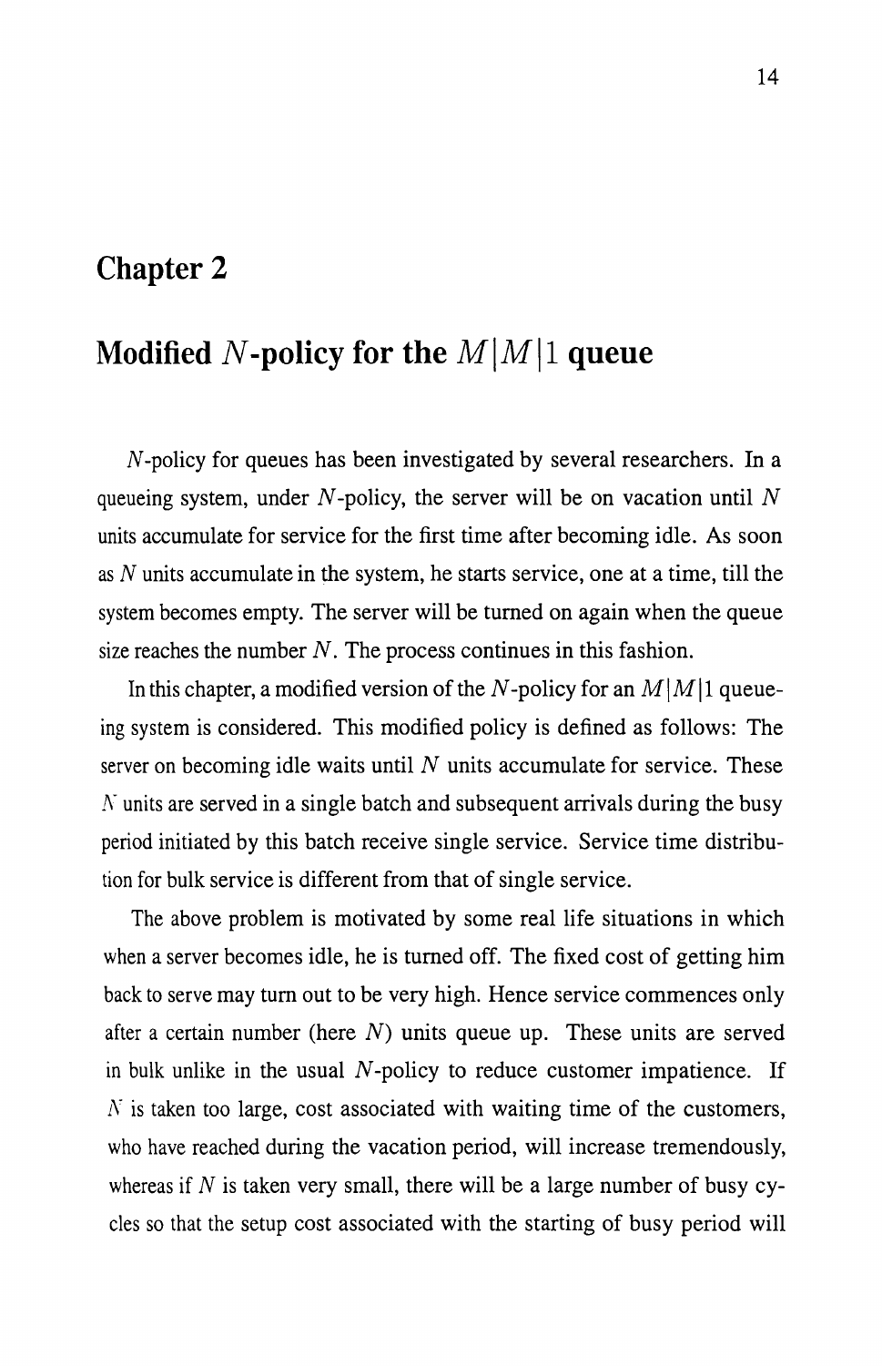# Chapter 2

## Modified $N$-policy for the $M|M|1$ queue

$N$-policy for queues has been investigated by several researchers. In a queueing system, under $N$-policy, the server will be on vacation until $N$ units accumulate for service for the first time after becoming idle. As soon as $N$ units accumulate in the system, he starts service, one at a time, till the system becomes empty. The server will be turned on again when the queue size reaches the number $N$. The process continues in this fashion.

In this chapter, a modified version of the $N$-policy for an $M|M|1$ queueing system is considered. This modified policy is defined as follows: The server on becoming idle waits until $N$ units accumulate for service. These $N$ units are served in a single batch and subsequent arrivals during the busy period initiated by this batch receive single service. Service time distribution for bulk service is different from that of single service.

The above problem is motivated by some real life situations in which when a server becomes idle, he is turned off. The fixed cost of getting him back to serve may turn out to be very high. Hence service commences only after a certain number (here $N$) units queue up. These units are served in bulk unlike in the usual $N$-policy to reduce customer impatience. If $N$ is taken too large, cost associated with waiting time of the customers, who have reached during the vacation period, will increase tremendously, whereas if $N$ is taken very small, there will be a large number of busy cycles so that the setup cost associated with the starting of busy period will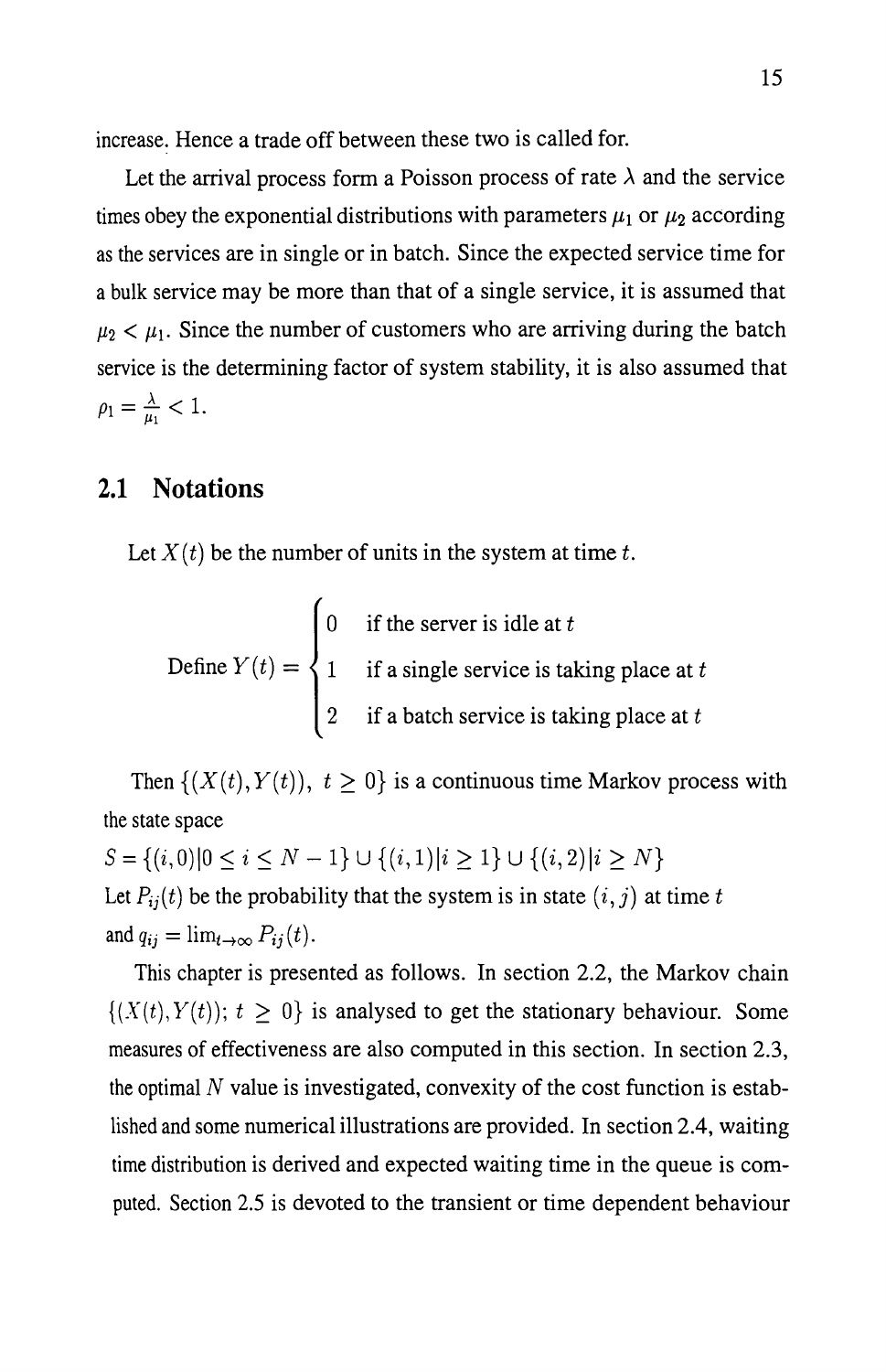increase. Hence a trade off between these two is called for.

Let the arrival process form a Poisson process of rate $\lambda$ and the service times obey the exponential distributions with parameters $\mu_1$ or $\mu_2$ according as the services are in single or in batch. Since the expected service time for a bulk service may be more than that of a single service, it is assumed that $\mu_2 < \mu_1$. Since the number of customers who are arriving during the batch service is the determining factor of system stability, it is also assumed that $\rho_1 = \frac{\lambda}{\mu_1} < 1$.

## 2.1 Notations

Let $X(t)$ be the number of units in the system at time $t$.

$$\text{Define } Y(t) = \begin{cases} 0 & \text{if the server is idle at } t \\ 1 & \text{if a single service is taking place at } t \\ 2 & \text{if a batch service is taking place at } t \end{cases}$$

Then $\{(X(t), Y(t)),\ t \geq 0\}$ is a continuous time Markov process with the state space

$S = \{(i,0)|0 \leq i \leq N-1\} \cup \{(i,1)|i \geq 1\} \cup \{(i,2)|i \geq N\}$

Let $P_{ij}(t)$ be the probability that the system is in state $(i,j)$ at time $t$ and $q_{ij} = \lim_{t \to \infty} P_{ij}(t)$.

This chapter is presented as follows. In section 2.2, the Markov chain $\{(X(t), Y(t));\ t \geq 0\}$ is analysed to get the stationary behaviour. Some measures of effectiveness are also computed in this section. In section 2.3, the optimal $N$ value is investigated, convexity of the cost function is established and some numerical illustrations are provided. In section 2.4, waiting time distribution is derived and expected waiting time in the queue is computed. Section 2.5 is devoted to the transient or time dependent behaviour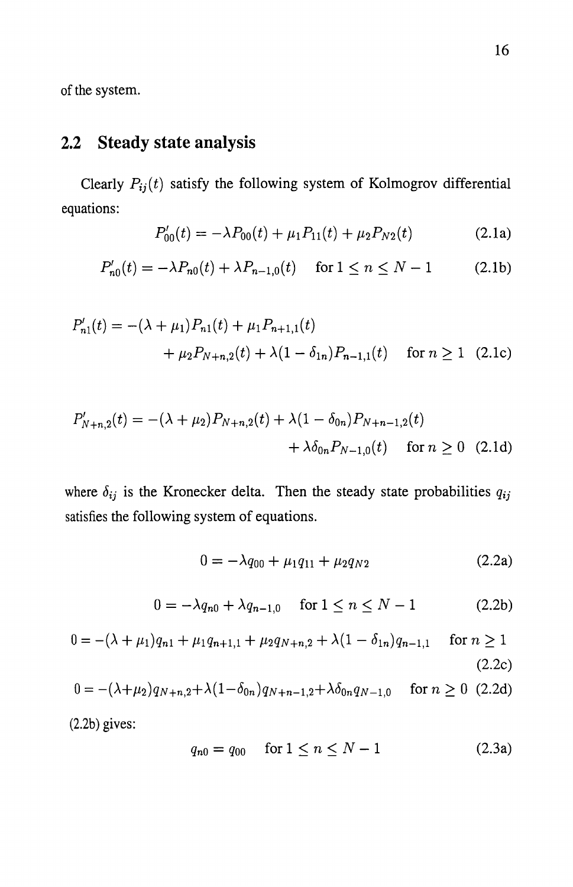of the system.

## 2.2 Steady state analysis

Clearly $P_{ij}(t)$ satisfy the following system of Kolmogrov differential equations:

$$P'_{00}(t) = -\lambda P_{00}(t) + \mu_1 P_{11}(t) + \mu_2 P_{N2}(t) \tag{2.1a}$$

$$P'_{n0}(t) = -\lambda P_{n0}(t) + \lambda P_{n-1,0}(t) \quad \text{for } 1 \leq n \leq N-1 \tag{2.1b}$$

$$\begin{aligned} P'_{n1}(t) = &-(\lambda + \mu_1)P_{n1}(t) + \mu_1 P_{n+1,1}(t) \\ &+ \mu_2 P_{N+n,2}(t) + \lambda(1 - \delta_{1n})P_{n-1,1}(t) \quad \text{for } n \geq 1 \end{aligned} \tag{2.1c}$$

$$\begin{aligned} P'_{N+n,2}(t) = &-(\lambda + \mu_2)P_{N+n,2}(t) + \lambda(1 - \delta_{0n})P_{N+n-1,2}(t) \\ &+ \lambda \delta_{0n} P_{N-1,0}(t) \quad \text{for } n \geq 0 \end{aligned} \tag{2.1d}$$

where $\delta_{ij}$ is the Kronecker delta. Then the steady state probabilities $q_{ij}$ satisfies the following system of equations.

$$0 = -\lambda q_{00} + \mu_1 q_{11} + \mu_2 q_{N2} \tag{2.2a}$$

$$0 = -\lambda q_{n0} + \lambda q_{n-1,0} \quad \text{for } 1 \leq n \leq N-1 \tag{2.2b}$$

$$0 = -(\lambda + \mu_1)q_{n1} + \mu_1 q_{n+1,1} + \mu_2 q_{N+n,2} + \lambda(1 - \delta_{1n})q_{n-1,1} \quad \text{for } n \geq 1 \tag{2.2c}$$

$$0 = -(\lambda + \mu_2)q_{N+n,2} + \lambda(1 - \delta_{0n})q_{N+n-1,2} + \lambda \delta_{0n} q_{N-1,0} \quad \text{for } n \geq 0 \tag{2.2d}$$

(2.2b) gives:

$$q_{n0} = q_{00} \quad \text{for } 1 \leq n \leq N-1 \tag{2.3a}$$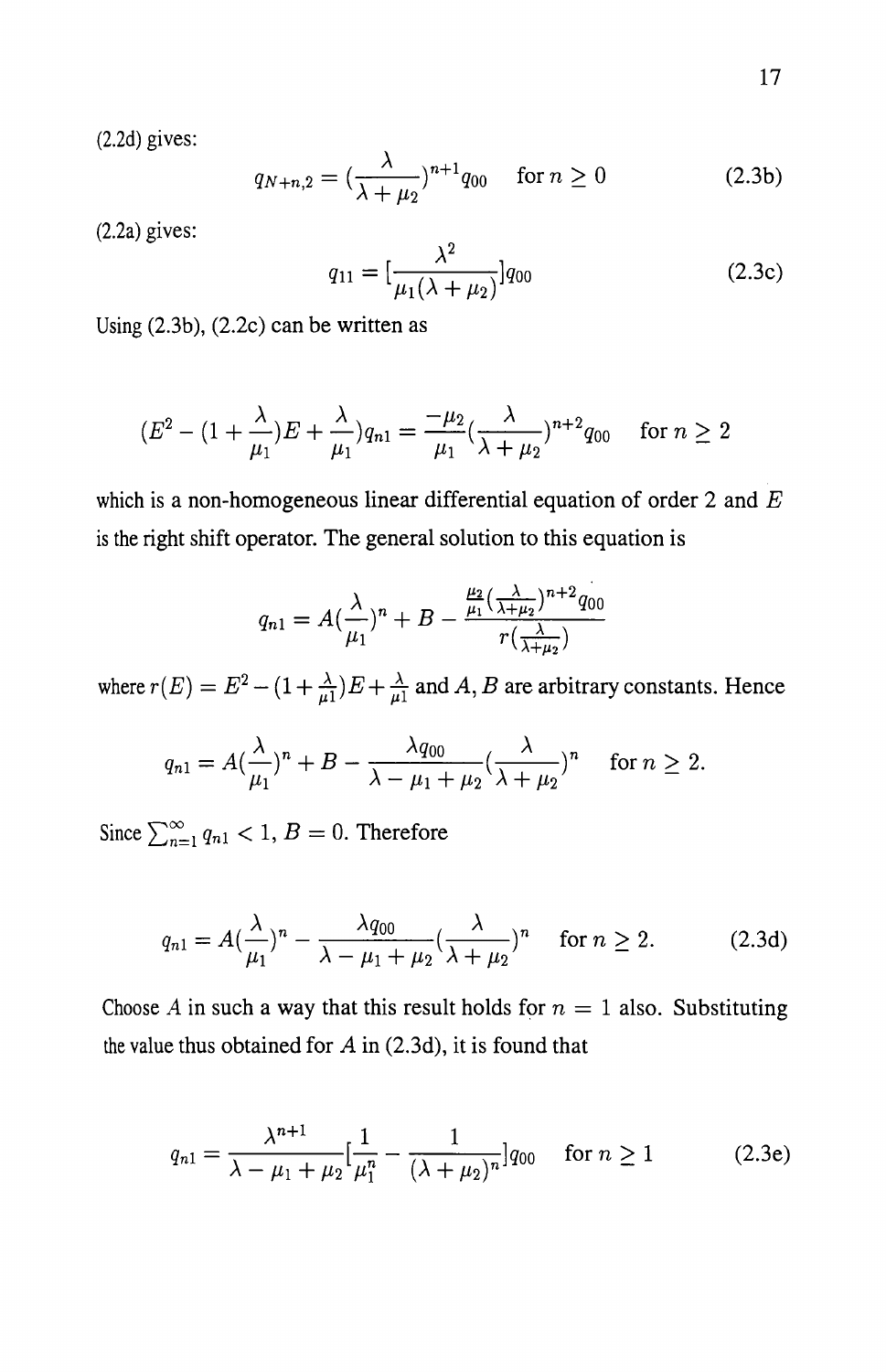(2.2d) gives:

$$q_{N+n,2} = (\frac{\lambda}{\lambda + \mu_2})^{n+1} q_{00} \quad \text{for } n \geq 0 \tag{2.3b}$$

(2.2a) gives:

$$q_{11} = [\frac{\lambda^2}{\mu_1(\lambda + \mu_2)}] q_{00} \tag{2.3c}$$

Using (2.3b), (2.2c) can be written as

$$(E^2 - (1 + \frac{\lambda}{\mu_1})E + \frac{\lambda}{\mu_1}) q_{n1} = \frac{-\mu_2}{\mu_1}(\frac{\lambda}{\lambda + \mu_2})^{n+2} q_{00} \quad \text{for } n \geq 2$$

which is a non-homogeneous linear differential equation of order 2 and $E$ is the right shift operator. The general solution to this equation is

$$q_{n1} = A(\frac{\lambda}{\mu_1})^n + B - \frac{\frac{\mu_2}{\mu_1}(\frac{\lambda}{\lambda+\mu_2})^{n+2} q_{00}}{r(\frac{\lambda}{\lambda+\mu_2})}$$

where $r(E) = E^2 - (1 + \frac{\lambda}{\mu_1})E + \frac{\lambda}{\mu_1}$ and $A, B$ are arbitrary constants. Hence

$$q_{n1} = A(\frac{\lambda}{\mu_1})^n + B - \frac{\lambda q_{00}}{\lambda - \mu_1 + \mu_2}(\frac{\lambda}{\lambda + \mu_2})^n \quad \text{for } n \geq 2.$$

Since $\sum_{n=1}^{\infty} q_{n1} < 1$, $B = 0$. Therefore

$$q_{n1} = A(\frac{\lambda}{\mu_1})^n - \frac{\lambda q_{00}}{\lambda - \mu_1 + \mu_2}(\frac{\lambda}{\lambda + \mu_2})^n \quad \text{for } n \geq 2. \tag{2.3d}$$

Choose $A$ in such a way that this result holds for $n = 1$ also. Substituting the value thus obtained for $A$ in (2.3d), it is found that

$$q_{n1} = \frac{\lambda^{n+1}}{\lambda - \mu_1 + \mu_2}[\frac{1}{\mu_1^n} - \frac{1}{(\lambda + \mu_2)^n}] q_{00} \quad \text{for } n \geq 1 \tag{2.3e}$$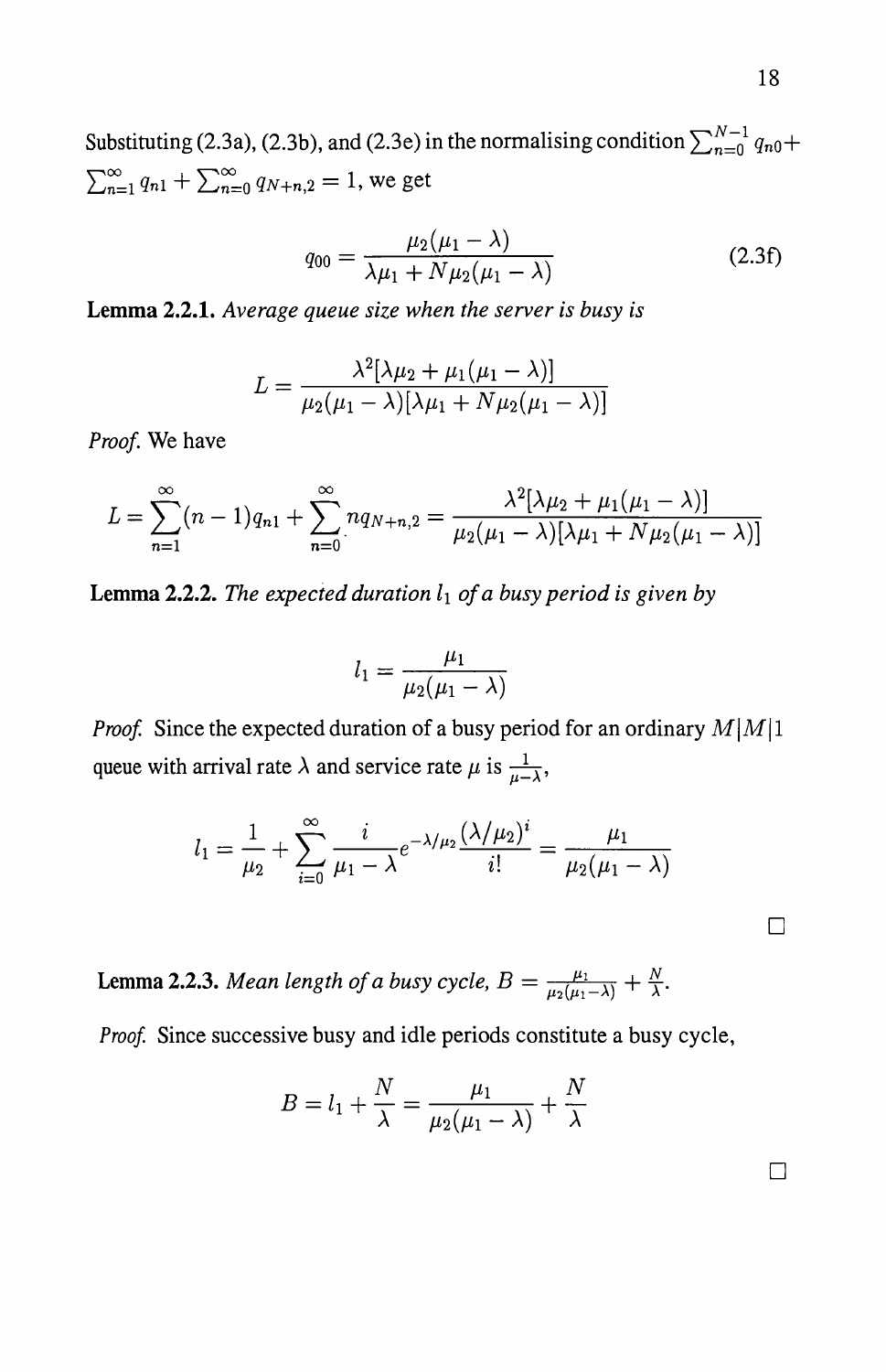Substituting (2.3a), (2.3b), and (2.3e) in the normalising condition $\sum_{n=0}^{N-1} q_{n0} + \sum_{n=1}^{\infty} q_{n1} + \sum_{n=0}^{\infty} q_{N+n,2} = 1$, we get

$$q_{00} = \frac{\mu_2(\mu_1 - \lambda)}{\lambda\mu_1 + N\mu_2(\mu_1 - \lambda)} \tag{2.3f}$$

**Lemma 2.2.1.** *Average queue size when the server is busy is*

$$L = \frac{\lambda^2[\lambda\mu_2 + \mu_1(\mu_1 - \lambda)]}{\mu_2(\mu_1 - \lambda)[\lambda\mu_1 + N\mu_2(\mu_1 - \lambda)]}$$

*Proof.* We have

$$L = \sum_{n=1}^{\infty}(n-1)q_{n1} + \sum_{n=0}^{\infty} nq_{N+n,2} = \frac{\lambda^2[\lambda\mu_2 + \mu_1(\mu_1 - \lambda)]}{\mu_2(\mu_1 - \lambda)[\lambda\mu_1 + N\mu_2(\mu_1 - \lambda)]}$$

**Lemma 2.2.2.** *The expected duration $l_1$ of a busy period is given by*

$$l_1 = \frac{\mu_1}{\mu_2(\mu_1 - \lambda)}$$

*Proof.* Since the expected duration of a busy period for an ordinary $M|M|1$ queue with arrival rate $\lambda$ and service rate $\mu$ is $\frac{1}{\mu - \lambda}$,

$$l_1 = \frac{1}{\mu_2} + \sum_{i=0}^{\infty} \frac{i}{\mu_1 - \lambda} e^{-\lambda/\mu_2} \frac{(\lambda/\mu_2)^i}{i!} = \frac{\mu_1}{\mu_2(\mu_1 - \lambda)}$$

□

**Lemma 2.2.3.** *Mean length of a busy cycle, $B = \frac{\mu_1}{\mu_2(\mu_1 - \lambda)} + \frac{N}{\lambda}$.*

*Proof.* Since successive busy and idle periods constitute a busy cycle,

$$B = l_1 + \frac{N}{\lambda} = \frac{\mu_1}{\mu_2(\mu_1 - \lambda)} + \frac{N}{\lambda}$$

□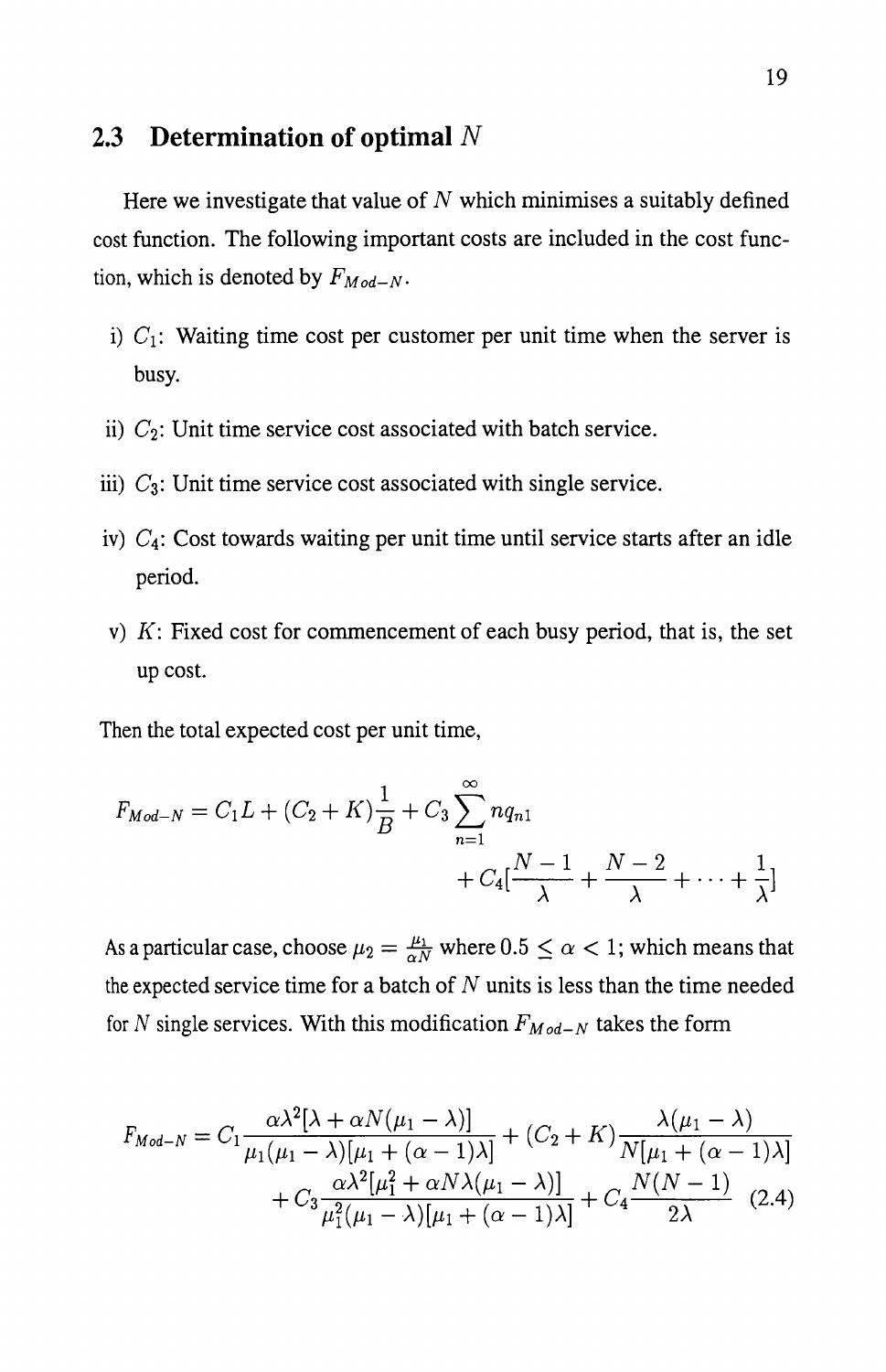## 2.3 Determination of optimal $N$

Here we investigate that value of $N$ which minimises a suitably defined cost function. The following important costs are included in the cost function, which is denoted by $F_{Mod-N}$.

i) $C_1$: Waiting time cost per customer per unit time when the server is busy.

ii) $C_2$: Unit time service cost associated with batch service.

iii) $C_3$: Unit time service cost associated with single service.

iv) $C_4$: Cost towards waiting per unit time until service starts after an idle period.

v) $K$: Fixed cost for commencement of each busy period, that is, the set up cost.

Then the total expected cost per unit time,

$$F_{Mod-N} = C_1 L + (C_2 + K)\frac{1}{B} + C_3 \sum_{n=1}^{\infty} n q_{n1} + C_4\left[\frac{N-1}{\lambda} + \frac{N-2}{\lambda} + \cdots + \frac{1}{\lambda}\right]$$

As a particular case, choose $\mu_2 = \frac{\mu_1}{\alpha N}$ where $0.5 \leq \alpha < 1$; which means that the expected service time for a batch of $N$ units is less than the time needed for $N$ single services. With this modification $F_{Mod-N}$ takes the form

$$F_{Mod-N} = C_1 \frac{\alpha\lambda^2[\lambda + \alpha N(\mu_1 - \lambda)]}{\mu_1(\mu_1 - \lambda)[\mu_1 + (\alpha - 1)\lambda]} + (C_2 + K)\frac{\lambda(\mu_1 - \lambda)}{N[\mu_1 + (\alpha - 1)\lambda]} + C_3 \frac{\alpha\lambda^2[\mu_1^2 + \alpha N \lambda(\mu_1 - \lambda)]}{\mu_1^2(\mu_1 - \lambda)[\mu_1 + (\alpha - 1)\lambda]} + C_4 \frac{N(N-1)}{2\lambda} \quad (2.4)$$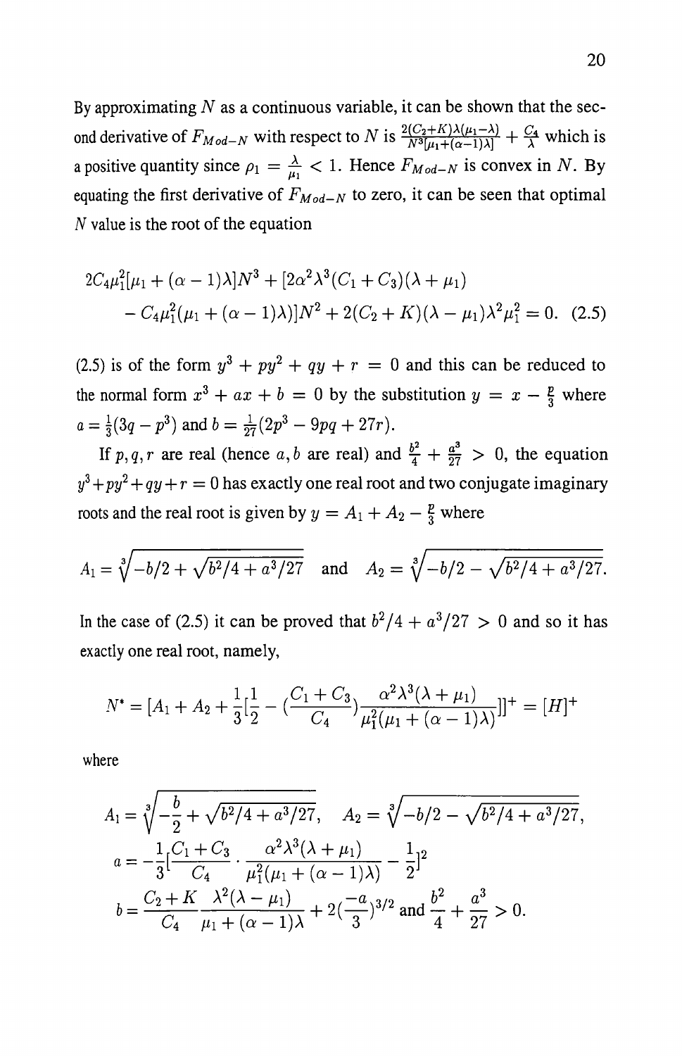By approximating $N$ as a continuous variable, it can be shown that the second derivative of $F_{Mod-N}$ with respect to $N$ is $\frac{2(C_2+K)\lambda(\mu_1-\lambda)}{N^3[\mu_1+(\alpha-1)\lambda]} + \frac{C_4}{\lambda}$ which is a positive quantity since $\rho_1 = \frac{\lambda}{\mu_1} < 1$. Hence $F_{Mod-N}$ is convex in $N$. By equating the first derivative of $F_{Mod-N}$ to zero, it can be seen that optimal $N$ value is the root of the equation

$$2C_4\mu_1^2[\mu_1 + (\alpha-1)\lambda]N^3 + [2\alpha^2\lambda^3(C_1+C_3)(\lambda+\mu_1) - C_4\mu_1^2(\mu_1+(\alpha-1)\lambda)]N^2 + 2(C_2+K)(\lambda-\mu_1)\lambda^2\mu_1^2 = 0. \quad (2.5)$$

(2.5) is of the form $y^3 + py^2 + qy + r = 0$ and this can be reduced to the normal form $x^3 + ax + b = 0$ by the substitution $y = x - \frac{p}{3}$ where $a = \frac{1}{3}(3q - p^3)$ and $b = \frac{1}{27}(2p^3 - 9pq + 27r)$.

If $p, q, r$ are real (hence $a, b$ are real) and $\frac{b^2}{4} + \frac{a^3}{27} > 0$, the equation $y^3+py^2+qy+r = 0$ has exactly one real root and two conjugate imaginary roots and the real root is given by $y = A_1 + A_2 - \frac{p}{3}$ where

$$A_1 = \sqrt[3]{-b/2 + \sqrt{b^2/4 + a^3/27}} \quad \text{and} \quad A_2 = \sqrt[3]{-b/2 - \sqrt{b^2/4 + a^3/27}}.$$

In the case of (2.5) it can be proved that $b^2/4 + a^3/27 > 0$ and so it has exactly one real root, namely,

$$N^* = [A_1 + A_2 + \frac{1}{3}[\frac{1}{2} - (\frac{C_1+C_3}{C_4})\frac{\alpha^2\lambda^3(\lambda+\mu_1)}{\mu_1^2(\mu_1+(\alpha-1)\lambda)}]]^+ = [H]^+$$

where

$$A_1 = \sqrt[3]{-\frac{b}{2} + \sqrt{b^2/4 + a^3/27}}, \quad A_2 = \sqrt[3]{-b/2 - \sqrt{b^2/4 + a^3/27}},$$

$$a = -\frac{1}{3}[\frac{C_1+C_3}{C_4} \cdot \frac{\alpha^2\lambda^3(\lambda+\mu_1)}{\mu_1^2(\mu_1+(\alpha-1)\lambda)} - \frac{1}{2}]^2$$

$$b = \frac{C_2+K}{C_4}\frac{\lambda^2(\lambda-\mu_1)}{\mu_1+(\alpha-1)\lambda} + 2(\frac{-a}{3})^{3/2} \text{ and } \frac{b^2}{4} + \frac{a^3}{27} > 0.$$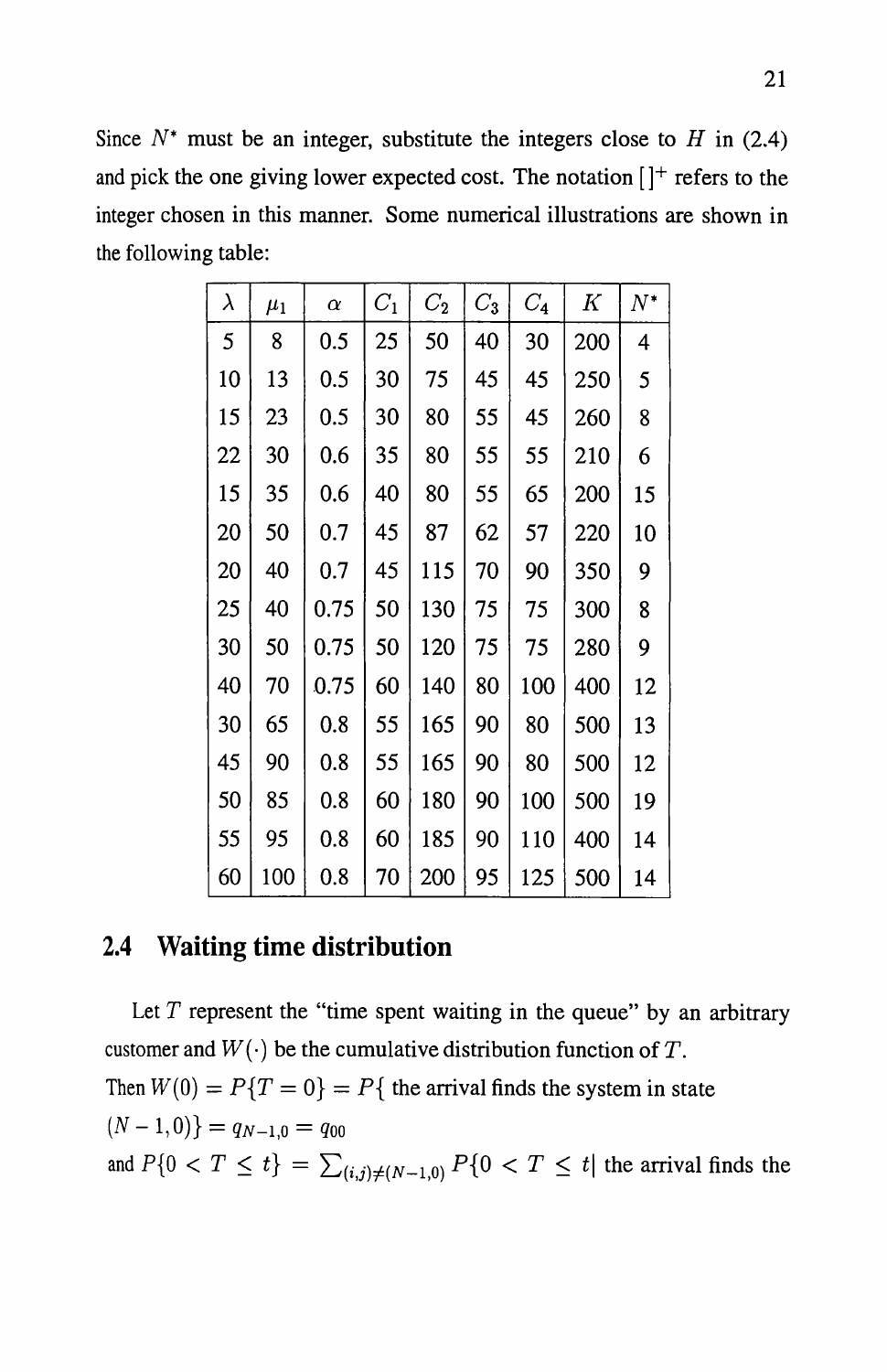Since $N^*$ must be an integer, substitute the integers close to $H$ in (2.4) and pick the one giving lower expected cost. The notation $[\,]^+$ refers to the integer chosen in this manner. Some numerical illustrations are shown in the following table:

| $\lambda$ | $\mu_1$ | $\alpha$ | $C_1$ | $C_2$ | $C_3$ | $C_4$ | $K$ | $N^*$ |
|---|---|---|---|---|---|---|---|---|
| 5 | 8 | 0.5 | 25 | 50 | 40 | 30 | 200 | 4 |
| 10 | 13 | 0.5 | 30 | 75 | 45 | 45 | 250 | 5 |
| 15 | 23 | 0.5 | 30 | 80 | 55 | 45 | 260 | 8 |
| 22 | 30 | 0.6 | 35 | 80 | 55 | 55 | 210 | 6 |
| 15 | 35 | 0.6 | 40 | 80 | 55 | 65 | 200 | 15 |
| 20 | 50 | 0.7 | 45 | 87 | 62 | 57 | 220 | 10 |
| 20 | 40 | 0.7 | 45 | 115 | 70 | 90 | 350 | 9 |
| 25 | 40 | 0.75 | 50 | 130 | 75 | 75 | 300 | 8 |
| 30 | 50 | 0.75 | 50 | 120 | 75 | 75 | 280 | 9 |
| 40 | 70 | 0.75 | 60 | 140 | 80 | 100 | 400 | 12 |
| 30 | 65 | 0.8 | 55 | 165 | 90 | 80 | 500 | 13 |
| 45 | 90 | 0.8 | 55 | 165 | 90 | 80 | 500 | 12 |
| 50 | 85 | 0.8 | 60 | 180 | 90 | 100 | 500 | 19 |
| 55 | 95 | 0.8 | 60 | 185 | 90 | 110 | 400 | 14 |
| 60 | 100 | 0.8 | 70 | 200 | 95 | 125 | 500 | 14 |

## 2.4 Waiting time distribution

Let $T$ represent the "time spent waiting in the queue" by an arbitrary customer and $W(\cdot)$ be the cumulative distribution function of $T$.

Then $W(0) = P\{T = 0\} = P\{$ the arrival finds the system in state $(N-1, 0)\} = q_{N-1,0} = q_{00}$

and $P\{0 < T \leq t\} = \sum_{(i,j)\neq(N-1,0)} P\{0 < T \leq t|$ the arrival finds the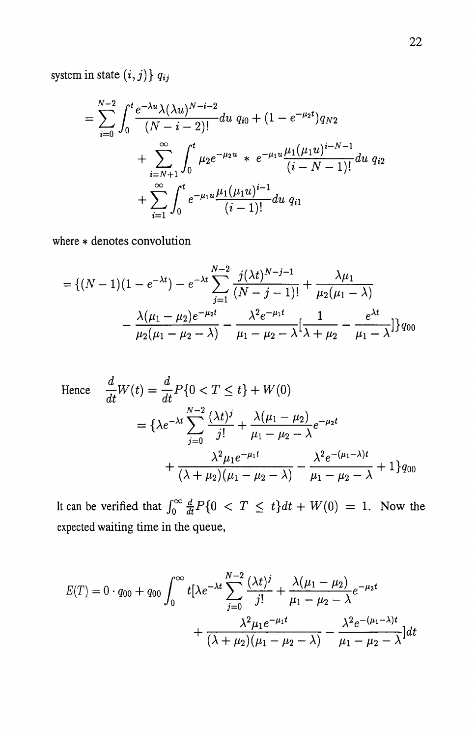system in state $(i,j)\}$ $q_{ij}$

$$
\begin{aligned}
&= \sum_{i=0}^{N-2} \int_0^t \frac{e^{-\lambda u}\lambda(\lambda u)^{N-i-2}}{(N-i-2)!} du \; q_{i0} + (1 - e^{-\mu_2 t}) q_{N2} \\
&\quad + \sum_{i=N+1}^{\infty} \int_0^t \mu_2 e^{-\mu_2 u} * e^{-\mu_1 u} \frac{\mu_1(\mu_1 u)^{i-N-1}}{(i-N-1)!} du \; q_{i2} \\
&\quad + \sum_{i=1}^{\infty} \int_0^t e^{-\mu_1 u} \frac{\mu_1(\mu_1 u)^{i-1}}{(i-1)!} du \; q_{i1}
\end{aligned}
$$

where $*$ denotes convolution

$$
\begin{aligned}
&= \{(N-1)(1-e^{-\lambda t}) - e^{-\lambda t} \sum_{j=1}^{N-2} \frac{j(\lambda t)^{N-j-1}}{(N-j-1)!} + \frac{\lambda \mu_1}{\mu_2(\mu_1 - \lambda)} \\
&\quad - \frac{\lambda(\mu_1 - \mu_2)e^{-\mu_2 t}}{\mu_2(\mu_1 - \mu_2 - \lambda)} - \frac{\lambda^2 e^{-\mu_1 t}}{\mu_1 - \mu_2 - \lambda}\left[\frac{1}{\lambda + \mu_2} - \frac{e^{\lambda t}}{\mu_1 - \lambda}\right]\} q_{00}
\end{aligned}
$$

$$
\begin{aligned}
\text{Hence} \quad \frac{d}{dt}W(t) &= \frac{d}{dt}P\{0 < T \le t\} + W(0) \\
&= \{\lambda e^{-\lambda t} \sum_{j=0}^{N-2} \frac{(\lambda t)^j}{j!} + \frac{\lambda(\mu_1 - \mu_2)}{\mu_1 - \mu_2 - \lambda} e^{-\mu_2 t} \\
&\quad + \frac{\lambda^2 \mu_1 e^{-\mu_1 t}}{(\lambda + \mu_2)(\mu_1 - \mu_2 - \lambda)} - \frac{\lambda^2 e^{-(\mu_1 - \lambda)t}}{\mu_1 - \mu_2 - \lambda} + 1\} q_{00}
\end{aligned}
$$

It can be verified that $\int_0^\infty \frac{d}{dt}P\{0 < T \le t\}dt + W(0) = 1$. Now the expected waiting time in the queue,

$$
\begin{aligned}
E(T) = 0 \cdot q_{00} + q_{00} \int_0^\infty t[\lambda e^{-\lambda t} \sum_{j=0}^{N-2} \frac{(\lambda t)^j}{j!} + \frac{\lambda(\mu_1 - \mu_2)}{\mu_1 - \mu_2 - \lambda} e^{-\mu_2 t} \\
+ \frac{\lambda^2 \mu_1 e^{-\mu_1 t}}{(\lambda + \mu_2)(\mu_1 - \mu_2 - \lambda)} - \frac{\lambda^2 e^{-(\mu_1 - \lambda)t}}{\mu_1 - \mu_2 - \lambda}]dt
\end{aligned}
$$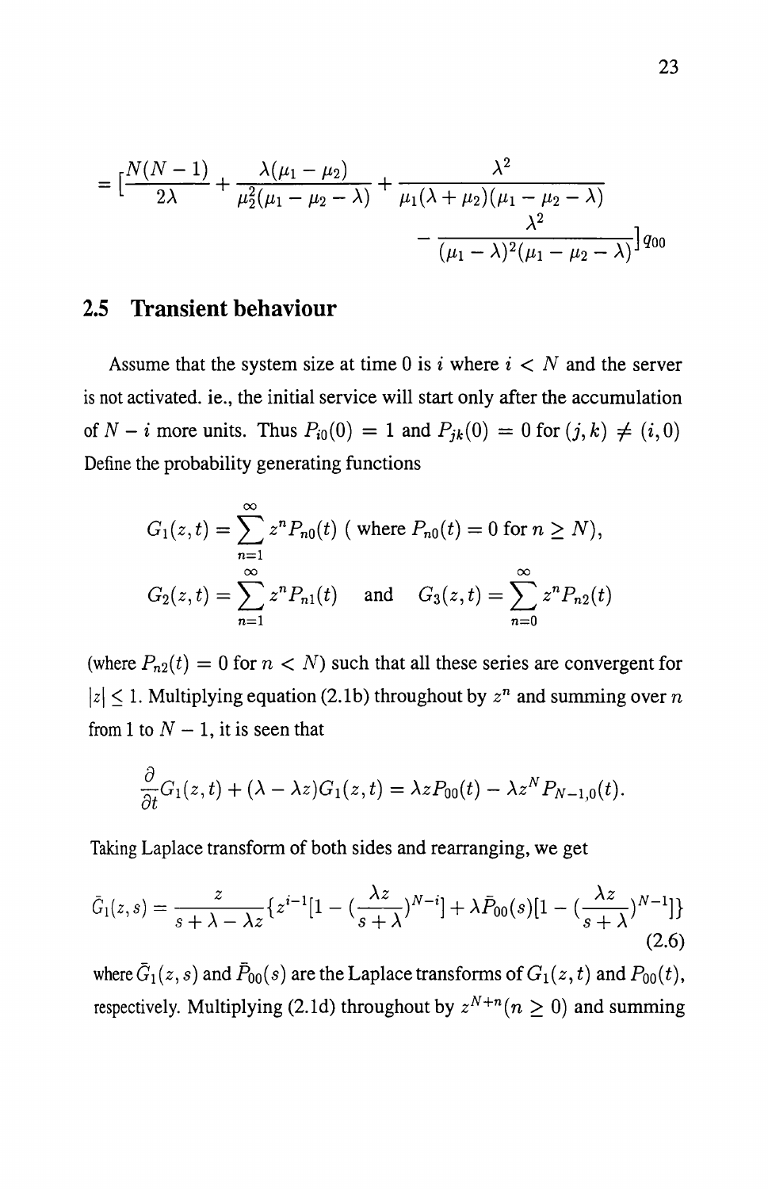$$= \left[\frac{N(N-1)}{2\lambda} + \frac{\lambda(\mu_1 - \mu_2)}{\mu_2^2(\mu_1 - \mu_2 - \lambda)} + \frac{\lambda^2}{\mu_1(\lambda + \mu_2)(\mu_1 - \mu_2 - \lambda)} - \frac{\lambda^2}{(\mu_1 - \lambda)^2(\mu_1 - \mu_2 - \lambda)}\right] q_{00}$$

## 2.5 Transient behaviour

Assume that the system size at time 0 is $i$ where $i < N$ and the server is not activated. ie., the initial service will start only after the accumulation of $N - i$ more units. Thus $P_{i0}(0) = 1$ and $P_{jk}(0) = 0$ for $(j,k) \neq (i,0)$ Define the probability generating functions

$$G_1(z,t) = \sum_{n=1}^{\infty} z^n P_{n0}(t) \text{ ( where } P_{n0}(t) = 0 \text{ for } n \geq N),$$

$$G_2(z,t) = \sum_{n=1}^{\infty} z^n P_{n1}(t) \quad \text{and} \quad G_3(z,t) = \sum_{n=0}^{\infty} z^n P_{n2}(t)$$

(where $P_{n2}(t) = 0$ for $n < N$) such that all these series are convergent for $|z| \leq 1$. Multiplying equation (2.1b) throughout by $z^n$ and summing over $n$ from 1 to $N-1$, it is seen that

$$\frac{\partial}{\partial t} G_1(z,t) + (\lambda - \lambda z) G_1(z,t) = \lambda z P_{00}(t) - \lambda z^N P_{N-1,0}(t).$$

Taking Laplace transform of both sides and rearranging, we get

$$\bar{G}_1(z,s) = \frac{z}{s + \lambda - \lambda z}\left\{z^{i-1}\left[1 - \left(\frac{\lambda z}{s+\lambda}\right)^{N-i}\right] + \lambda \bar{P}_{00}(s)\left[1 - \left(\frac{\lambda z}{s+\lambda}\right)^{N-1}\right]\right\} \tag{2.6}$$

where $\bar{G}_1(z,s)$ and $\bar{P}_{00}(s)$ are the Laplace transforms of $G_1(z,t)$ and $P_{00}(t)$, respectively. Multiplying (2.1d) throughout by $z^{N+n} (n \geq 0)$ and summing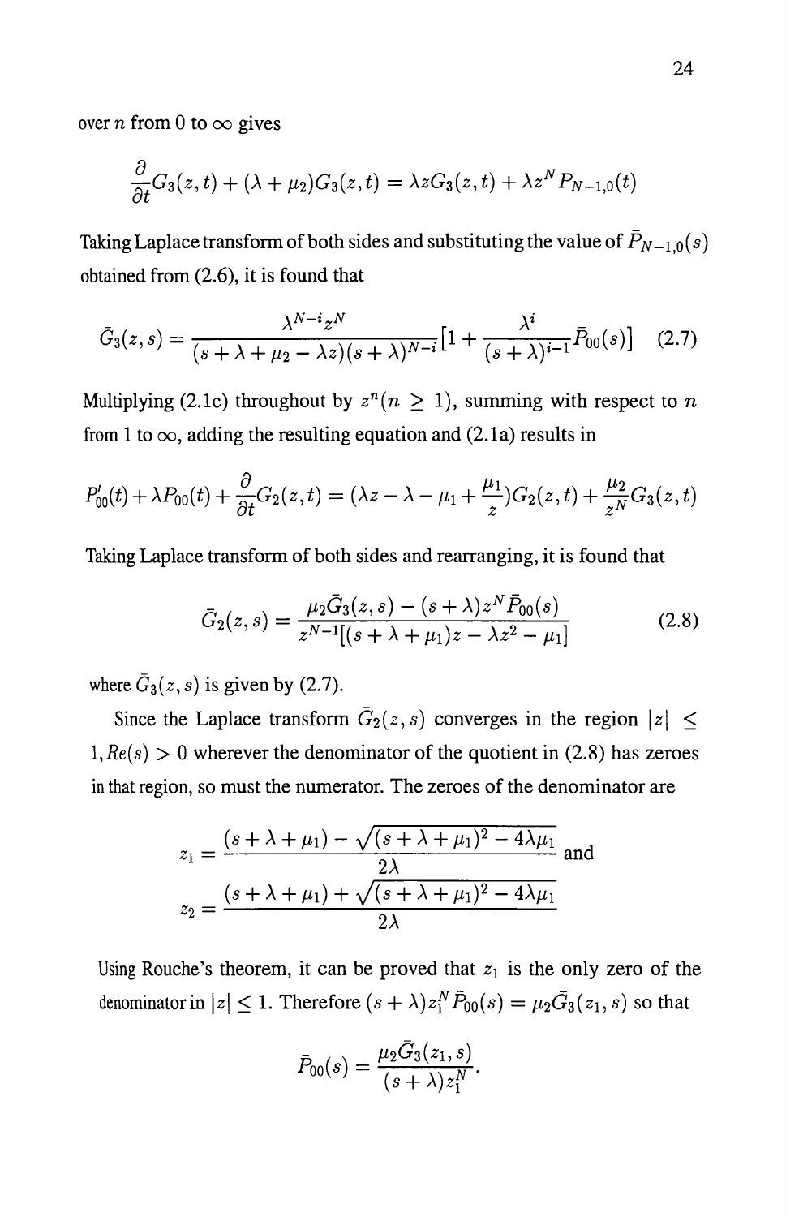over $n$ from 0 to $\infty$ gives

$$\frac{\partial}{\partial t}G_3(z,t) + (\lambda + \mu_2)G_3(z,t) = \lambda z G_3(z,t) + \lambda z^N P_{N-1,0}(t)$$

Taking Laplace transform of both sides and substituting the value of $\bar{P}_{N-1,0}(s)$ obtained from (2.6), it is found that

$$\bar{G}_3(z,s) = \frac{\lambda^{N-i} z^N}{(s + \lambda + \mu_2 - \lambda z)(s+\lambda)^{N-i}}[1 + \frac{\lambda^i}{(s+\lambda)^{i-1}}\bar{P}_{00}(s)] \quad (2.7)$$

Multiplying (2.1c) throughout by $z^n (n \geq 1)$, summing with respect to $n$ from 1 to $\infty$, adding the resulting equation and (2.1a) results in

$$P_{00}'(t) + \lambda P_{00}(t) + \frac{\partial}{\partial t}G_2(z,t) = (\lambda z - \lambda - \mu_1 + \frac{\mu_1}{z})G_2(z,t) + \frac{\mu_2}{z^N}G_3(z,t)$$

Taking Laplace transform of both sides and rearranging, it is found that

$$\bar{G}_2(z,s) = \frac{\mu_2 \bar{G}_3(z,s) - (s+\lambda)z^N \bar{P}_{00}(s)}{z^{N-1}[(s+\lambda+\mu_1)z - \lambda z^2 - \mu_1]} \quad (2.8)$$

where $\bar{G}_3(z,s)$ is given by (2.7).

Since the Laplace transform $\bar{G}_2(z,s)$ converges in the region $|z| \leq 1, Re(s) > 0$ wherever the denominator of the quotient in (2.8) has zeroes in that region, so must the numerator. The zeroes of the denominator are

$$z_1 = \frac{(s+\lambda+\mu_1) - \sqrt{(s+\lambda+\mu_1)^2 - 4\lambda\mu_1}}{2\lambda} \text{ and}$$

$$z_2 = \frac{(s+\lambda+\mu_1) + \sqrt{(s+\lambda+\mu_1)^2 - 4\lambda\mu_1}}{2\lambda}$$

Using Rouche's theorem, it can be proved that $z_1$ is the only zero of the denominator in $|z| \leq 1$. Therefore $(s+\lambda)z_1^N \bar{P}_{00}(s) = \mu_2 \bar{G}_3(z_1, s)$ so that

$$\bar{P}_{00}(s) = \frac{\mu_2 \bar{G}_3(z_1,s)}{(s+\lambda)z_1^N}.$$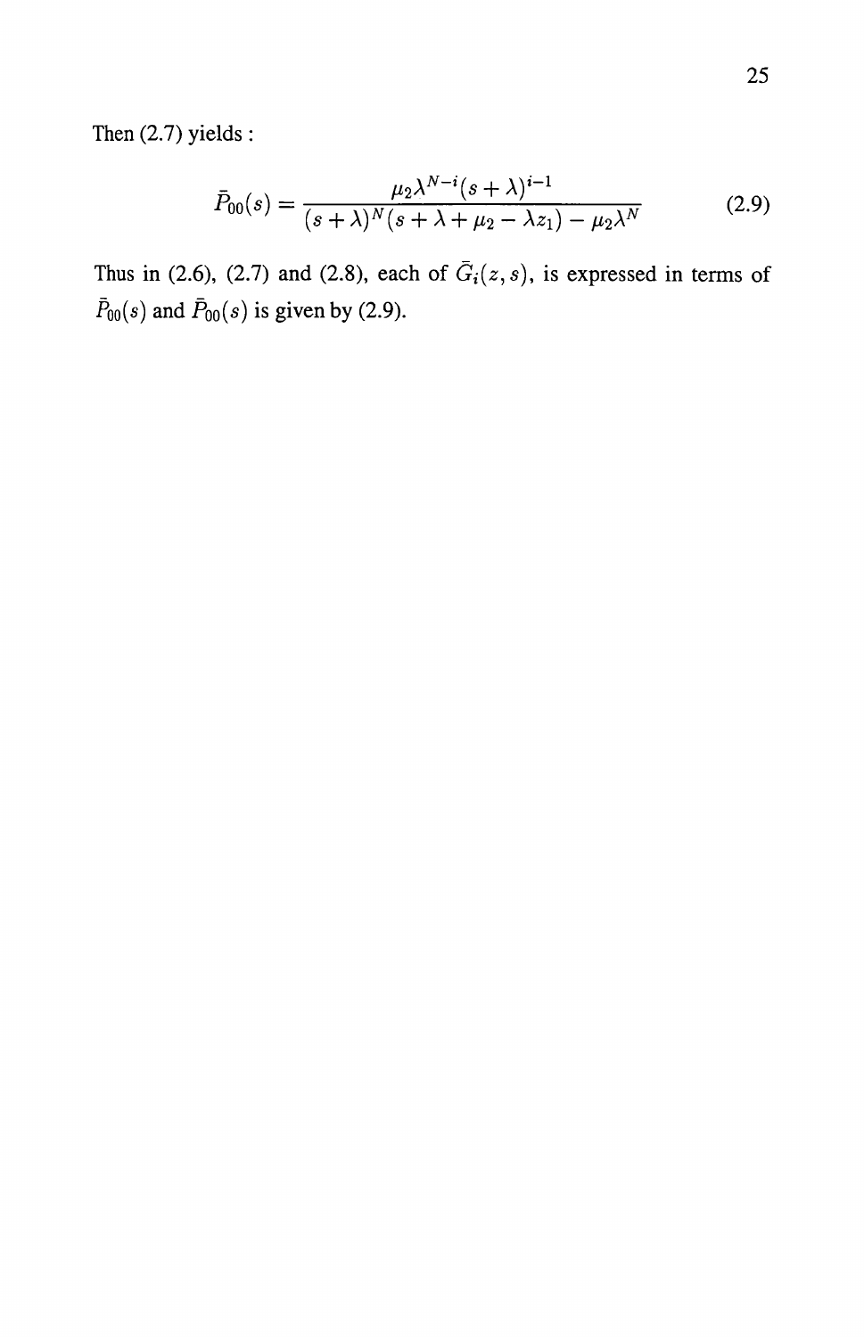Then (2.7) yields :

$$\bar{P}_{00}(s) = \frac{\mu_2 \lambda^{N-i}(s+\lambda)^{i-1}}{(s+\lambda)^N(s+\lambda+\mu_2-\lambda z_1)-\mu_2\lambda^N} \tag{2.9}$$

Thus in (2.6), (2.7) and (2.8), each of $\bar{G}_i(z,s)$, is expressed in terms of $\bar{P}_{00}(s)$ and $\bar{P}_{00}(s)$ is given by (2.9).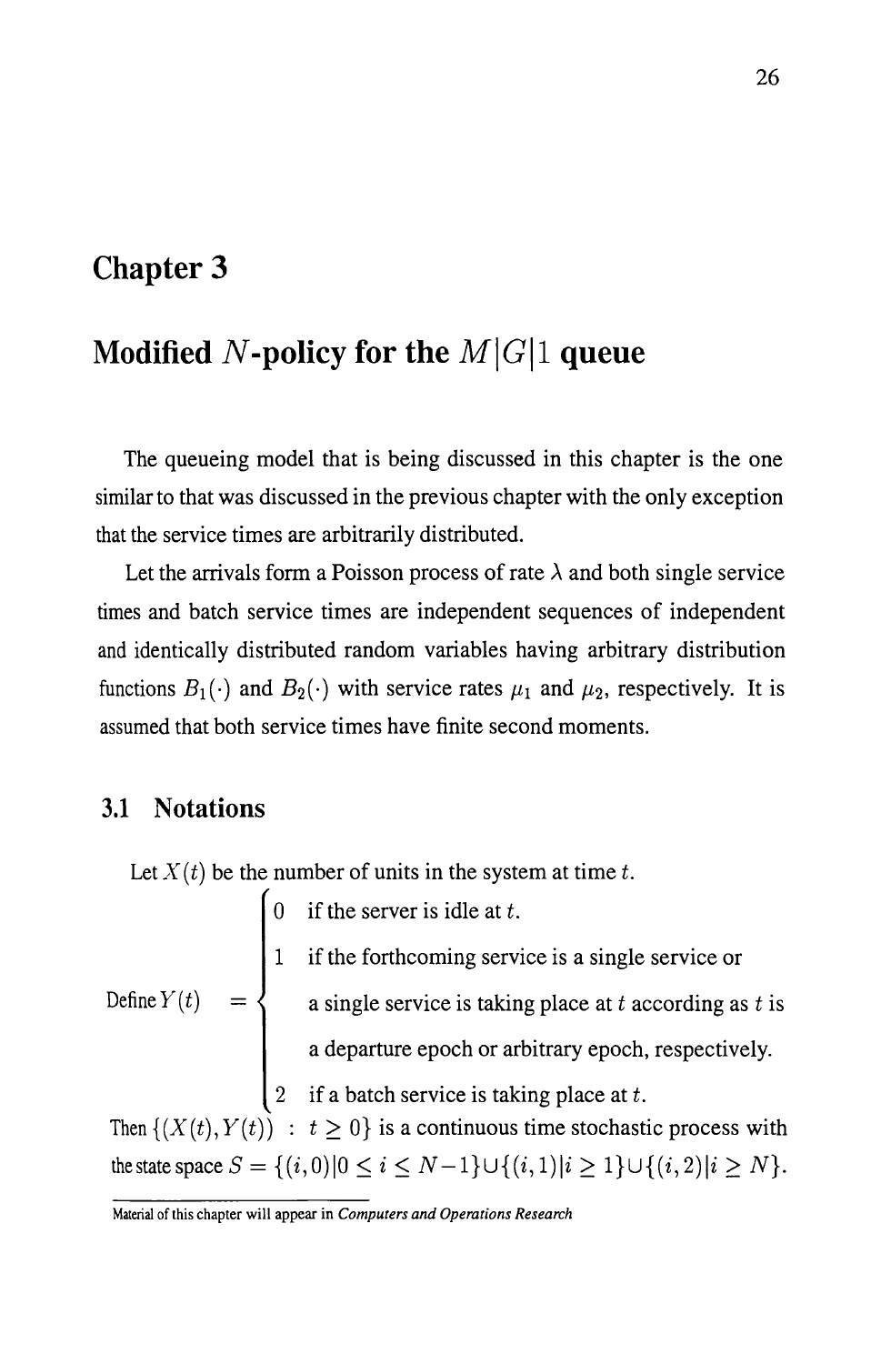# Chapter 3

# Modified $N$-policy for the $M|G|1$ queue

The queueing model that is being discussed in this chapter is the one similar to that was discussed in the previous chapter with the only exception that the service times are arbitrarily distributed.

Let the arrivals form a Poisson process of rate $\lambda$ and both single service times and batch service times are independent sequences of independent and identically distributed random variables having arbitrary distribution functions $B_1(\cdot)$ and $B_2(\cdot)$ with service rates $\mu_1$ and $\mu_2$, respectively. It is assumed that both service times have finite second moments.

## 3.1 Notations

Let $X(t)$ be the number of units in the system at time $t$.

$$
\text{Define } Y(t) = \begin{cases} 0 & \text{if the server is idle at } t. \\ 1 & \text{if the forthcoming service is a single service or} \\ & \text{a single service is taking place at } t \text{ according as } t \text{ is} \\ & \text{a departure epoch or arbitrary epoch, respectively.} \\ 2 & \text{if a batch service is taking place at } t. \end{cases}
$$

Then $\{(X(t), Y(t)) : t \geq 0\}$ is a continuous time stochastic process with the state space $S = \{(i, 0) | 0 \leq i \leq N-1\} \cup \{(i, 1) | i \geq 1\} \cup \{(i, 2) | i \geq N\}$.

Material of this chapter will appear in *Computers and Operations Research*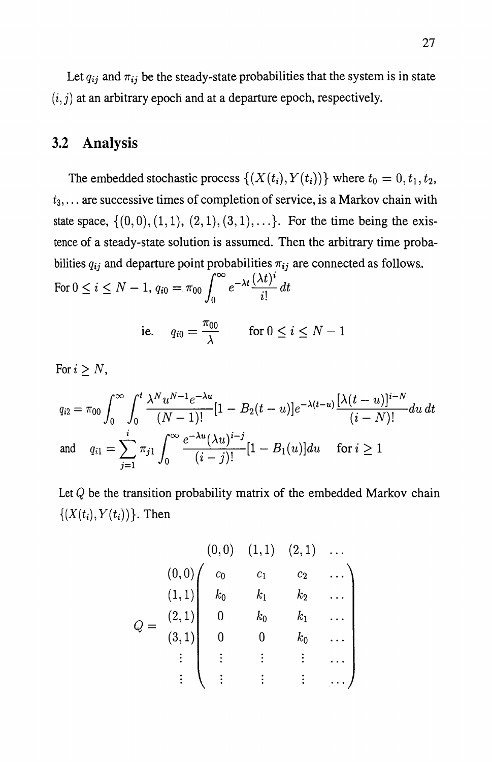Let $q_{ij}$ and $\pi_{ij}$ be the steady-state probabilities that the system is in state $(i, j)$ at an arbitrary epoch and at a departure epoch, respectively.

## 3.2 Analysis

The embedded stochastic process $\{(X(t_i), Y(t_i))\}$ where $t_0 = 0, t_1, t_2, t_3, \ldots$ are successive times of completion of service, is a Markov chain with state space, $\{(0,0), (1,1), (2,1), (3,1), \ldots\}$. For the time being the existence of a steady-state solution is assumed. Then the arbitrary time probabilities $q_{ij}$ and departure point probabilities $\pi_{ij}$ are connected as follows.

For $0 \leq i \leq N-1$, $q_{i0} = \pi_{00} \displaystyle\int_0^\infty e^{-\lambda t} \frac{(\lambda t)^i}{i!} dt$

$$\text{ie.} \quad q_{i0} = \frac{\pi_{00}}{\lambda} \qquad \text{for } 0 \leq i \leq N-1$$

For $i \geq N$,

$$q_{i2} = \pi_{00} \int_0^\infty \int_0^t \frac{\lambda^N u^{N-1} e^{-\lambda u}}{(N-1)!} [1 - B_2(t-u)] e^{-\lambda(t-u)} \frac{[\lambda(t-u)]^{i-N}}{(i-N)!} du \, dt$$

$$\text{and} \quad q_{i1} = \sum_{j=1}^{i} \pi_{j1} \int_0^\infty \frac{e^{-\lambda u} (\lambda u)^{i-j}}{(i-j)!} [1 - B_1(u)] du \quad \text{for } i \geq 1$$

Let $Q$ be the transition probability matrix of the embedded Markov chain $\{(X(t_i), Y(t_i))\}$. Then

$$Q = \begin{array}{c} \\ (0,0) \\ (1,1) \\ (2,1) \\ (3,1) \\ \vdots \\ \vdots \end{array} \begin{array}{c} \begin{array}{cccc} (0,0) & (1,1) & (2,1) & \ldots \end{array} \\ \begin{pmatrix} c_0 & c_1 & c_2 & \ldots \\ k_0 & k_1 & k_2 & \ldots \\ 0 & k_0 & k_1 & \ldots \\ 0 & 0 & k_0 & \ldots \\ \vdots & \vdots & \vdots & \ldots \\ \vdots & \vdots & \vdots & \ldots \end{pmatrix} \end{array}$$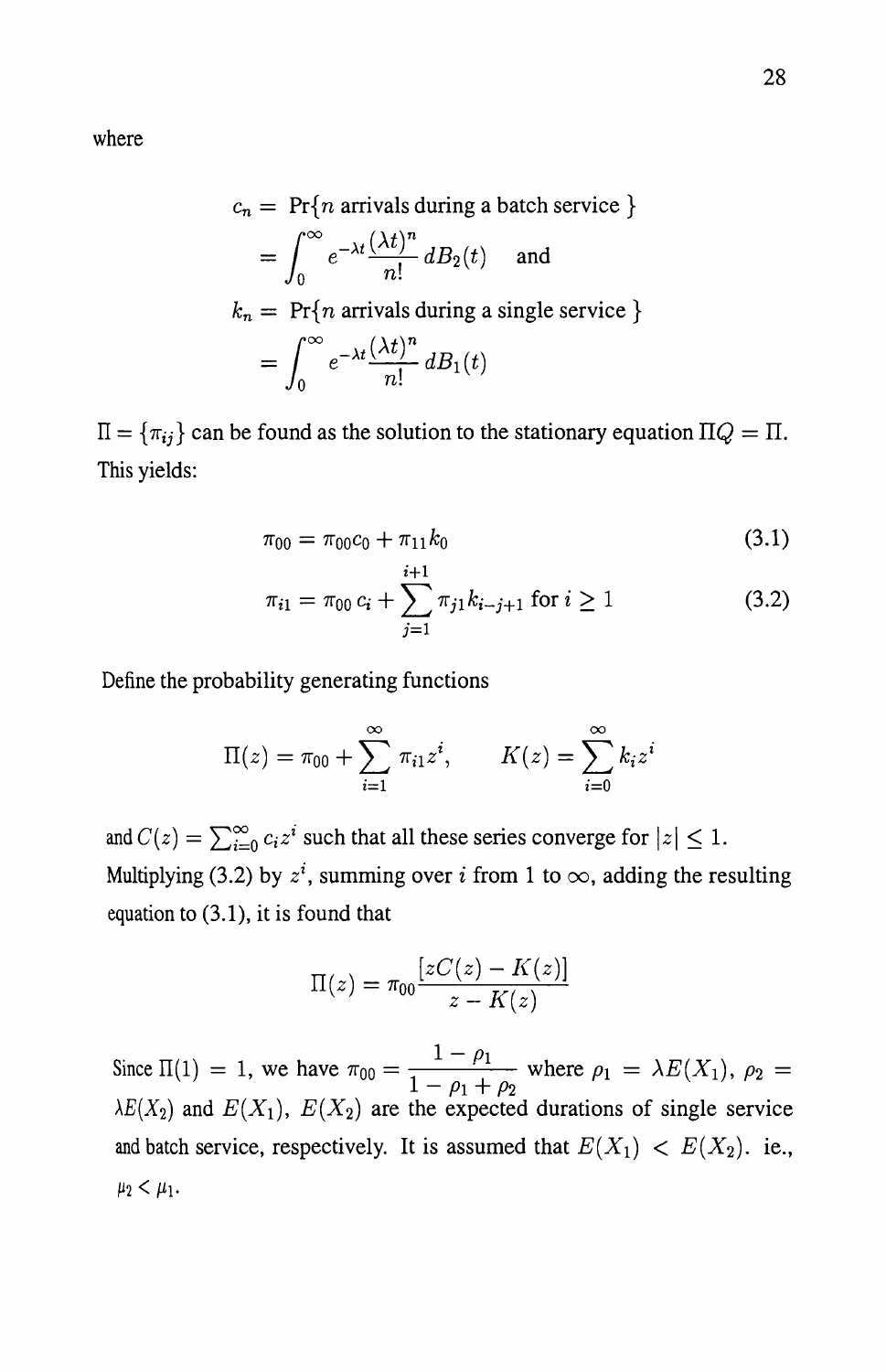where

$$
\begin{aligned}
c_n &= \Pr\{n \text{ arrivals during a batch service }\} \\
&= \int_0^\infty e^{-\lambda t}\frac{(\lambda t)^n}{n!}\,dB_2(t) \quad \text{and} \\
k_n &= \Pr\{n \text{ arrivals during a single service }\} \\
&= \int_0^\infty e^{-\lambda t}\frac{(\lambda t)^n}{n!}\,dB_1(t)
\end{aligned}
$$

$\Pi = \{\pi_{ij}\}$ can be found as the solution to the stationary equation $\Pi Q = \Pi$. This yields:

$$
\pi_{00} = \pi_{00}c_0 + \pi_{11}k_0 \tag{3.1}
$$

$$
\pi_{i1} = \pi_{00}\, c_i + \sum_{j=1}^{i+1} \pi_{j1}k_{i-j+1} \text{ for } i \geq 1 \tag{3.2}
$$

Define the probability generating functions

$$
\Pi(z) = \pi_{00} + \sum_{i=1}^{\infty} \pi_{i1}z^i, \qquad K(z) = \sum_{i=0}^{\infty} k_i z^i
$$

and $C(z) = \sum_{i=0}^{\infty} c_i z^i$ such that all these series converge for $|z| \leq 1$. Multiplying (3.2) by $z^i$, summing over $i$ from 1 to $\infty$, adding the resulting equation to (3.1), it is found that

$$
\Pi(z) = \pi_{00}\frac{[zC(z) - K(z)]}{z - K(z)}
$$

Since $\Pi(1) = 1$, we have $\pi_{00} = \dfrac{1-\rho_1}{1-\rho_1+\rho_2}$ where $\rho_1 = \lambda E(X_1)$, $\rho_2 = \lambda E(X_2)$ and $E(X_1)$, $E(X_2)$ are the expected durations of single service and batch service, respectively. It is assumed that $E(X_1) < E(X_2)$. ie., $\mu_2 < \mu_1$.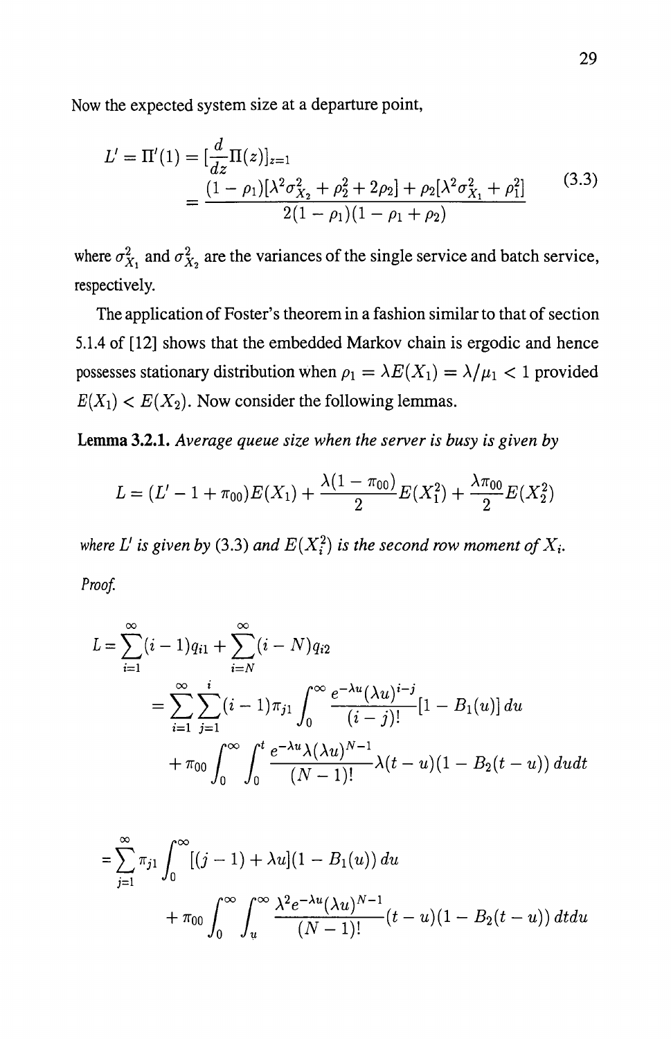Now the expected system size at a departure point,

$$
\begin{aligned}
L' = \Pi'(1) &= [\frac{d}{dz}\Pi(z)]_{z=1} \\
&= \frac{(1-\rho_1)[\lambda^2\sigma_{X_2}^2 + \rho_2^2 + 2\rho_2] + \rho_2[\lambda^2\sigma_{X_1}^2 + \rho_1^2]}{2(1-\rho_1)(1-\rho_1+\rho_2)}
\end{aligned}
\tag{3.3}
$$

where $\sigma_{X_1}^2$ and $\sigma_{X_2}^2$ are the variances of the single service and batch service, respectively.

The application of Foster's theorem in a fashion similar to that of section 5.1.4 of [12] shows that the embedded Markov chain is ergodic and hence possesses stationary distribution when $\rho_1 = \lambda E(X_1) = \lambda/\mu_1 < 1$ provided $E(X_1) < E(X_2)$. Now consider the following lemmas.

**Lemma 3.2.1.** *Average queue size when the server is busy is given by*

$$
L = (L' - 1 + \pi_{00})E(X_1) + \frac{\lambda(1-\pi_{00})}{2}E(X_1^2) + \frac{\lambda\pi_{00}}{2}E(X_2^2)
$$

*where $L'$ is given by* (3.3) *and $E(X_i^2)$ is the second row moment of $X_i$.*

*Proof.*

$$
\begin{aligned}
L &= \sum_{i=1}^{\infty}(i-1)q_{i1} + \sum_{i=N}^{\infty}(i-N)q_{i2} \\
&= \sum_{i=1}^{\infty}\sum_{j=1}^{i}(i-1)\pi_{j1}\int_0^{\infty}\frac{e^{-\lambda u}(\lambda u)^{i-j}}{(i-j)!}[1-B_1(u)]\,du \\
&\quad + \pi_{00}\int_0^{\infty}\int_0^{t}\frac{e^{-\lambda u}\lambda(\lambda u)^{N-1}}{(N-1)!}\lambda(t-u)(1-B_2(t-u))\,dudt
\end{aligned}
$$

$$
\begin{aligned}
&= \sum_{j=1}^{\infty}\pi_{j1}\int_0^{\infty}[(j-1)+\lambda u](1-B_1(u))\,du \\
&\quad + \pi_{00}\int_0^{\infty}\int_u^{\infty}\frac{\lambda^2 e^{-\lambda u}(\lambda u)^{N-1}}{(N-1)!}(t-u)(1-B_2(t-u))\,dtdu
\end{aligned}
$$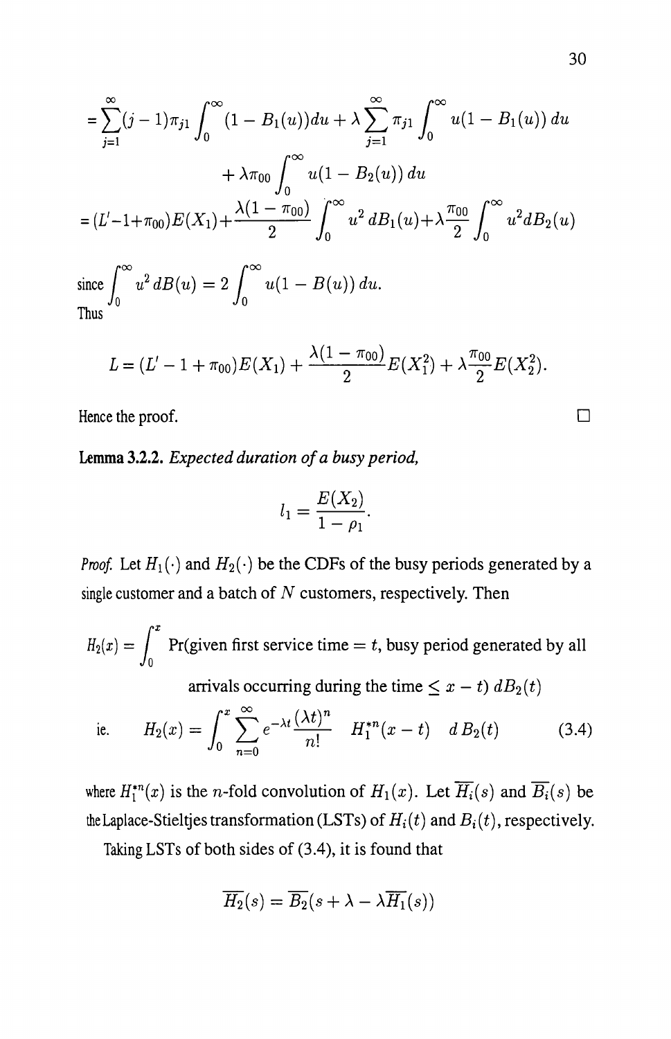$$= \sum_{j=1}^{\infty}(j-1)\pi_{j1}\int_0^{\infty}(1-B_1(u))du + \lambda\sum_{j=1}^{\infty}\pi_{j1}\int_0^{\infty}u(1-B_1(u))\,du$$

$$+ \lambda\pi_{00}\int_0^{\infty}u(1-B_2(u))\,du$$

$$= (L'-1+\pi_{00})E(X_1) + \frac{\lambda(1-\pi_{00})}{2}\int_0^{\infty}u^2\,dB_1(u) + \lambda\frac{\pi_{00}}{2}\int_0^{\infty}u^2 dB_2(u)$$

since $\int_0^{\infty}u^2\,dB(u) = 2\int_0^{\infty}u(1-B(u))\,du.$

Thus

$$L = (L'-1+\pi_{00})E(X_1) + \frac{\lambda(1-\pi_{00})}{2}E(X_1^2) + \lambda\frac{\pi_{00}}{2}E(X_2^2).$$

Hence the proof. □

**Lemma 3.2.2.** *Expected duration of a busy period,*

$$l_1 = \frac{E(X_2)}{1-\rho_1}.$$

*Proof.* Let $H_1(\cdot)$ and $H_2(\cdot)$ be the CDFs of the busy periods generated by a single customer and a batch of $N$ customers, respectively. Then

$$H_2(x) = \int_0^x \text{Pr(given first service time} = t\text{, busy period generated by all arrivals occurring during the time} \leq x-t)\ dB_2(t)$$

ie.
$$H_2(x) = \int_0^x \sum_{n=0}^{\infty} e^{-\lambda t}\frac{(\lambda t)^n}{n!} \quad H_1^{*n}(x-t) \quad d\,B_2(t) \tag{3.4}$$

where $H_1^{*n}(x)$ is the $n$-fold convolution of $H_1(x)$. Let $\overline{H_i}(s)$ and $\overline{B_i}(s)$ be the Laplace-Stieltjes transformation (LSTs) of $H_i(t)$ and $B_i(t)$, respectively.

Taking LSTs of both sides of (3.4), it is found that

$$\overline{H_2}(s) = \overline{B_2}(s + \lambda - \lambda\overline{H_1}(s))$$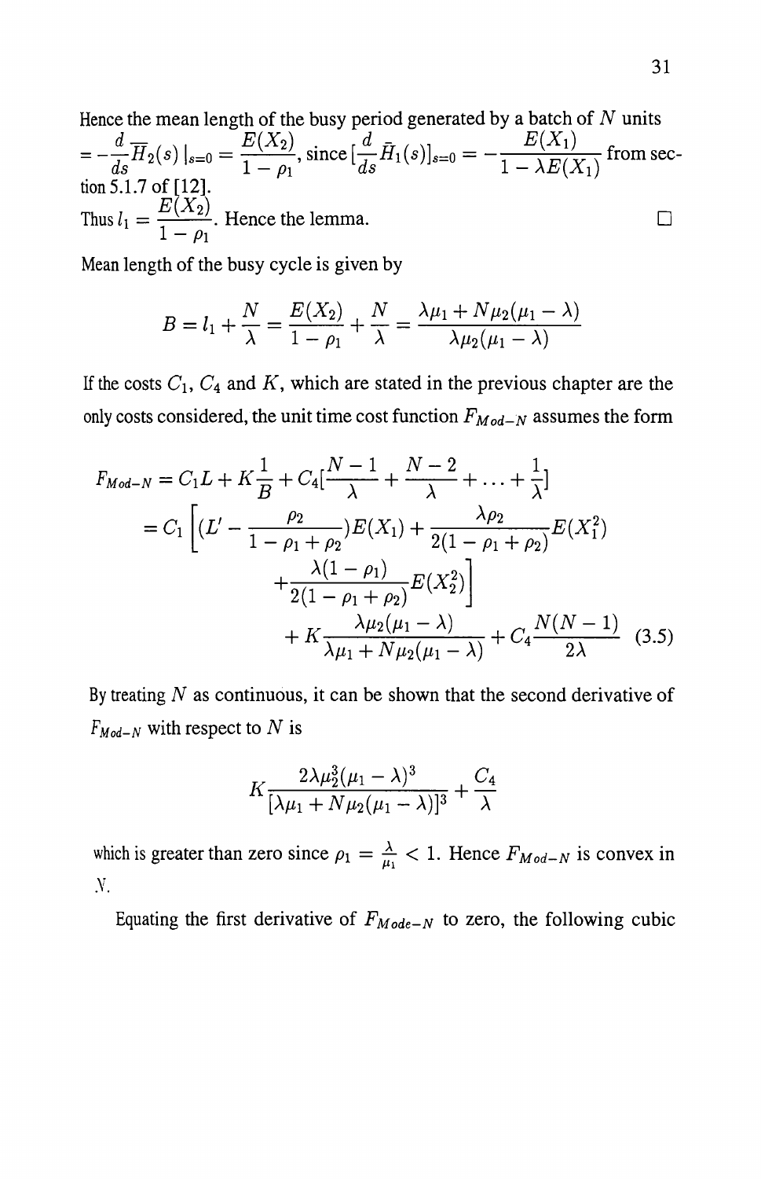Hence the mean length of the busy period generated by a batch of $N$ units $= -\frac{d}{ds}\overline{H}_2(s)\mid_{s=0} = \frac{E(X_2)}{1-\rho_1}$, since $[\frac{d}{ds}\bar{H}_1(s)]_{s=0} = -\frac{E(X_1)}{1-\lambda E(X_1)}$ from section 5.1.7 of [12].

Thus $l_1 = \frac{E(X_2)}{1-\rho_1}$. Hence the lemma. □

Mean length of the busy cycle is given by

$$B = l_1 + \frac{N}{\lambda} = \frac{E(X_2)}{1-\rho_1} + \frac{N}{\lambda} = \frac{\lambda\mu_1 + N\mu_2(\mu_1 - \lambda)}{\lambda\mu_2(\mu_1 - \lambda)}$$

If the costs $C_1$, $C_4$ and $K$, which are stated in the previous chapter are the only costs considered, the unit time cost function $F_{Mod-N}$ assumes the form

$$\begin{aligned}
F_{Mod-N} &= C_1 L + K\frac{1}{B} + C_4[\frac{N-1}{\lambda} + \frac{N-2}{\lambda} + \ldots + \frac{1}{\lambda}] \\
&= C_1\left[(L' - \frac{\rho_2}{1-\rho_1+\rho_2})E(X_1) + \frac{\lambda\rho_2}{2(1-\rho_1+\rho_2)}E(X_1^2)\right. \\
&\quad \left. + \frac{\lambda(1-\rho_1)}{2(1-\rho_1+\rho_2)}E(X_2^2)\right] \\
&\quad + K\frac{\lambda\mu_2(\mu_1-\lambda)}{\lambda\mu_1 + N\mu_2(\mu_1-\lambda)} + C_4\frac{N(N-1)}{2\lambda} \qquad (3.5)
\end{aligned}$$

By treating $N$ as continuous, it can be shown that the second derivative of $F_{Mod-N}$ with respect to $N$ is

$$K\frac{2\lambda\mu_2^3(\mu_1-\lambda)^3}{[\lambda\mu_1 + N\mu_2(\mu_1-\lambda)]^3} + \frac{C_4}{\lambda}$$

which is greater than zero since $\rho_1 = \frac{\lambda}{\mu_1} < 1$. Hence $F_{Mod-N}$ is convex in $N$.

Equating the first derivative of $F_{Mode-N}$ to zero, the following cubic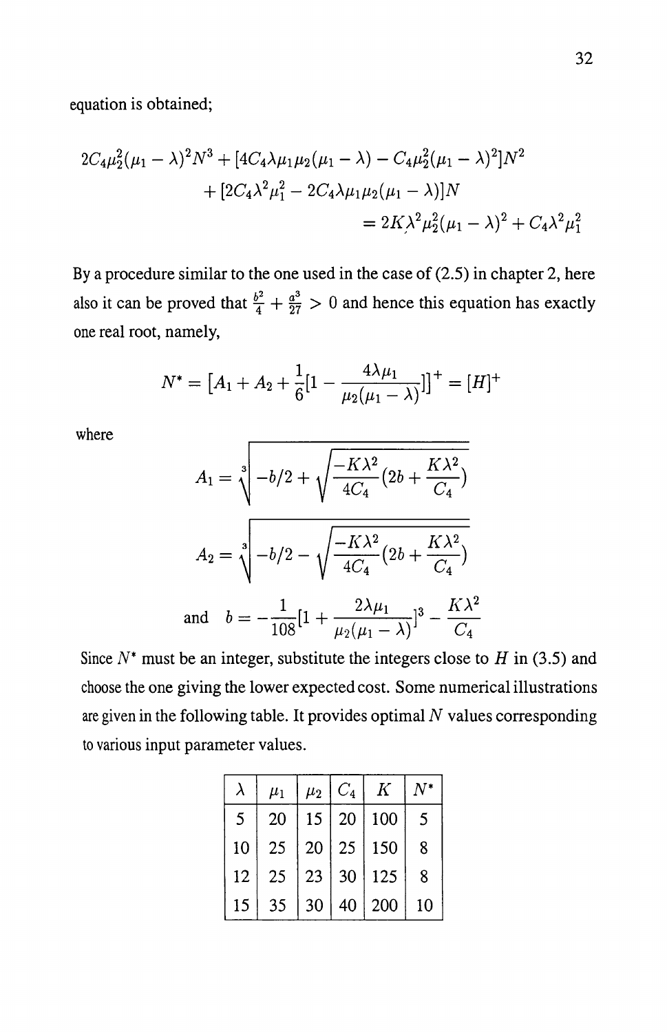equation is obtained;

$$
\begin{aligned}
2C_4\mu_2^2(\mu_1-\lambda)^2N^3 &+ [4C_4\lambda\mu_1\mu_2(\mu_1-\lambda) - C_4\mu_2^2(\mu_1-\lambda)^2]N^2 \\
&+ [2C_4\lambda^2\mu_1^2 - 2C_4\lambda\mu_1\mu_2(\mu_1-\lambda)]N \\
&\qquad = 2K\lambda^2\mu_2^2(\mu_1-\lambda)^2 + C_4\lambda^2\mu_1^2
\end{aligned}
$$

By a procedure similar to the one used in the case of (2.5) in chapter 2, here also it can be proved that $\frac{b^2}{4}+\frac{a^3}{27}>0$ and hence this equation has exactly one real root, namely,

$$N^* = [A_1 + A_2 + \frac{1}{6}[1 - \frac{4\lambda\mu_1}{\mu_2(\mu_1-\lambda)}]]^+ = [H]^+$$

where

$$A_1 = \sqrt[3]{-b/2 + \sqrt{\frac{-K\lambda^2}{4C_4}(2b + \frac{K\lambda^2}{C_4})}}$$

$$A_2 = \sqrt[3]{-b/2 - \sqrt{\frac{-K\lambda^2}{4C_4}(2b + \frac{K\lambda^2}{C_4})}}$$

$$\text{and} \quad b = -\frac{1}{108}[1 + \frac{2\lambda\mu_1}{\mu_2(\mu_1-\lambda)}]^3 - \frac{K\lambda^2}{C_4}$$

Since $N^*$ must be an integer, substitute the integers close to $H$ in (3.5) and choose the one giving the lower expected cost. Some numerical illustrations are given in the following table. It provides optimal $N$ values corresponding to various input parameter values.

| $\lambda$ | $\mu_1$ | $\mu_2$ | $C_4$ | $K$ | $N^*$ |
|---|---|---|---|---|---|
| 5 | 20 | 15 | 20 | 100 | 5 |
| 10 | 25 | 20 | 25 | 150 | 8 |
| 12 | 25 | 23 | 30 | 125 | 8 |
| 15 | 35 | 30 | 40 | 200 | 10 |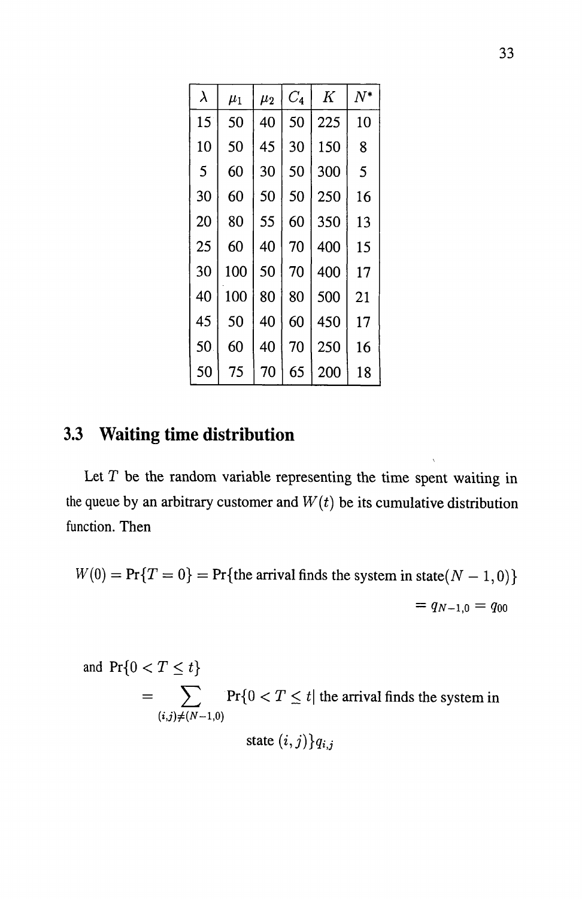| $\lambda$ | $\mu_1$ | $\mu_2$ | $C_4$ | $K$ | $N^*$ |
| --- | --- | --- | --- | --- | --- |
| 15 | 50 | 40 | 50 | 225 | 10 |
| 10 | 50 | 45 | 30 | 150 | 8 |
| 5 | 60 | 30 | 50 | 300 | 5 |
| 30 | 60 | 50 | 50 | 250 | 16 |
| 20 | 80 | 55 | 60 | 350 | 13 |
| 25 | 60 | 40 | 70 | 400 | 15 |
| 30 | 100 | 50 | 70 | 400 | 17 |
| 40 | 100 | 80 | 80 | 500 | 21 |
| 45 | 50 | 40 | 60 | 450 | 17 |
| 50 | 60 | 40 | 70 | 250 | 16 |
| 50 | 75 | 70 | 65 | 200 | 18 |

## 3.3 Waiting time distribution

Let $T$ be the random variable representing the time spent waiting in the queue by an arbitrary customer and $W(t)$ be its cumulative distribution function. Then

$$W(0) = \Pr\{T = 0\} = \Pr\{\text{the arrival finds the system in state}(N-1, 0)\}$$

$$= q_{N-1,0} = q_{00}$$

and $\Pr\{0 < T \leq t\}$

$$= \sum_{(i,j)\neq(N-1,0)} \Pr\{0 < T \leq t | \text{ the arrival finds the system in state } (i,j)\} q_{i,j}$$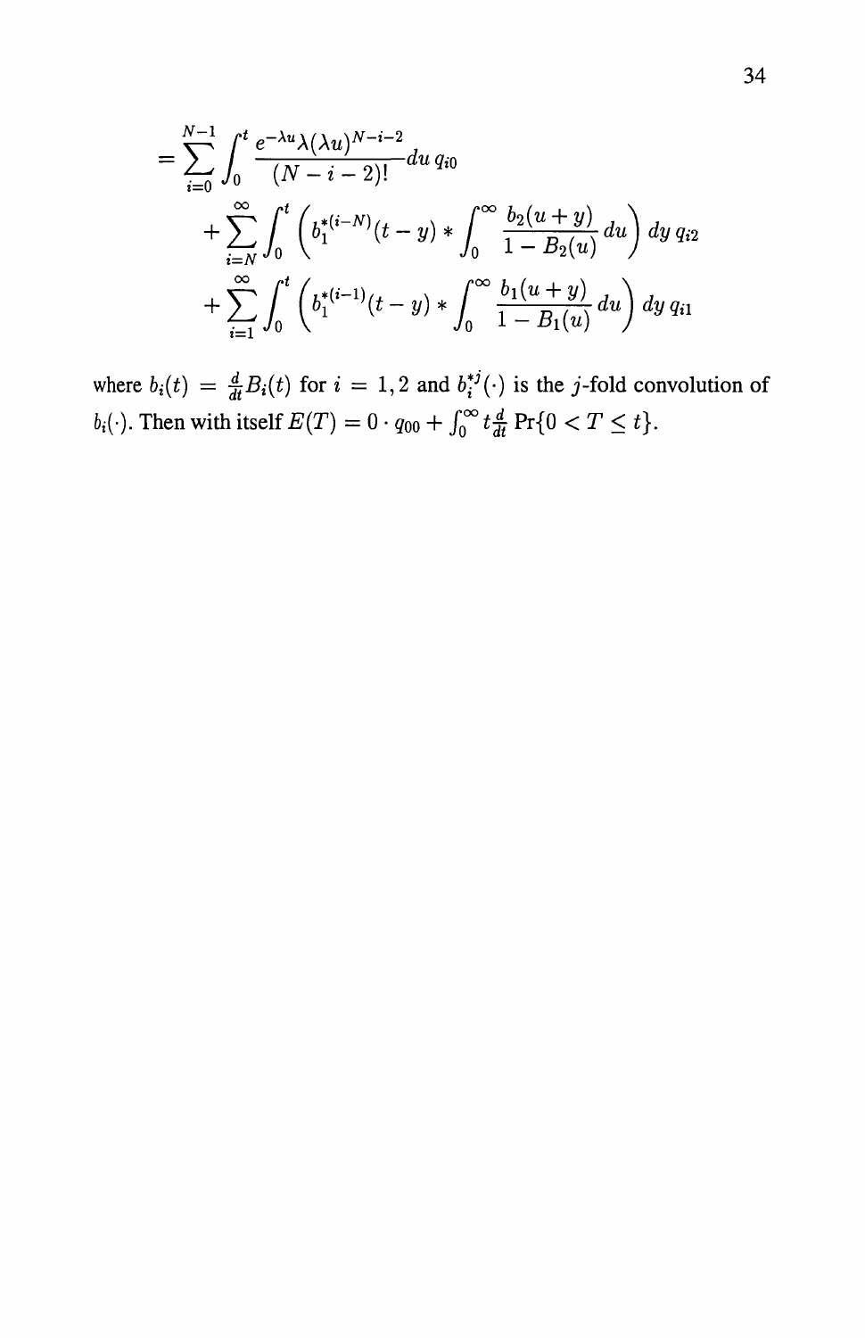$$
\begin{aligned}
&= \sum_{i=0}^{N-1} \int_0^t \frac{e^{-\lambda u} \lambda (\lambda u)^{N-i-2}}{(N-i-2)!} du \, q_{i0} \\
&+ \sum_{i=N}^{\infty} \int_0^t \left( b_1^{*(i-N)}(t-y) * \int_0^{\infty} \frac{b_2(u+y)}{1-B_2(u)} du \right) dy \, q_{i2} \\
&+ \sum_{i=1}^{\infty} \int_0^t \left( b_1^{*(i-1)}(t-y) * \int_0^{\infty} \frac{b_1(u+y)}{1-B_1(u)} du \right) dy \, q_{i1}
\end{aligned}
$$

where $b_i(t) = \frac{d}{dt} B_i(t)$ for $i = 1, 2$ and $b_i^{*j}(\cdot)$ is the $j$-fold convolution of $b_i(\cdot)$. Then with itself $E(T) = 0 \cdot q_{00} + \int_0^{\infty} t \frac{d}{dt} \Pr\{0 < T \leq t\}$.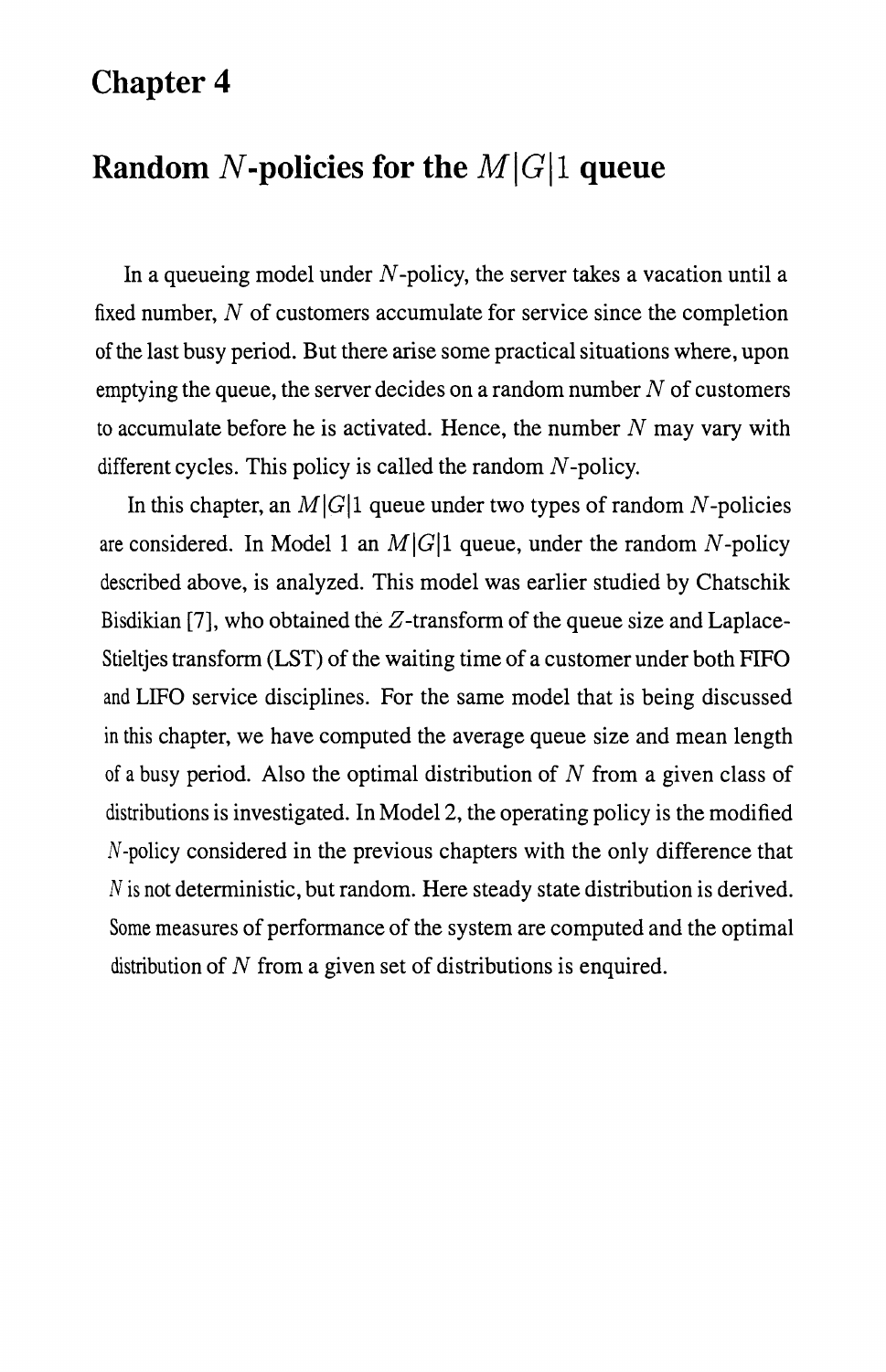# Chapter 4

## Random $N$-policies for the $M|G|1$ queue

In a queueing model under $N$-policy, the server takes a vacation until a fixed number, $N$ of customers accumulate for service since the completion of the last busy period. But there arise some practical situations where, upon emptying the queue, the server decides on a random number $N$ of customers to accumulate before he is activated. Hence, the number $N$ may vary with different cycles. This policy is called the random $N$-policy.

In this chapter, an $M|G|1$ queue under two types of random $N$-policies are considered. In Model 1 an $M|G|1$ queue, under the random $N$-policy described above, is analyzed. This model was earlier studied by Chatschik Bisdikian [7], who obtained the $Z$-transform of the queue size and Laplace-Stieltjes transform (LST) of the waiting time of a customer under both FIFO and LIFO service disciplines. For the same model that is being discussed in this chapter, we have computed the average queue size and mean length of a busy period. Also the optimal distribution of $N$ from a given class of distributions is investigated. In Model 2, the operating policy is the modified $N$-policy considered in the previous chapters with the only difference that $N$ is not deterministic, but random. Here steady state distribution is derived. Some measures of performance of the system are computed and the optimal distribution of $N$ from a given set of distributions is enquired.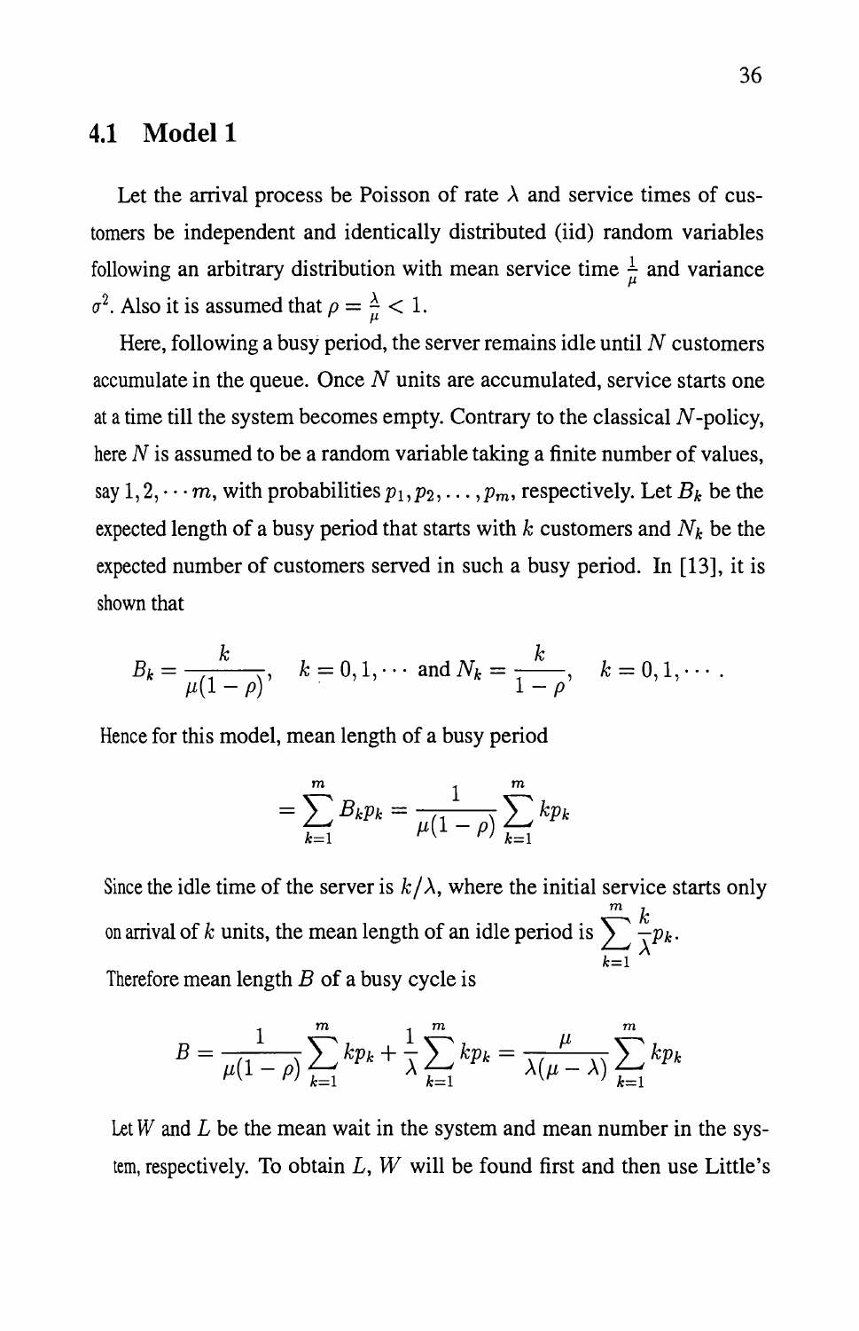## 4.1 Model 1

Let the arrival process be Poisson of rate $\lambda$ and service times of customers be independent and identically distributed (iid) random variables following an arbitrary distribution with mean service time $\frac{1}{\mu}$ and variance $\sigma^2$. Also it is assumed that $\rho = \frac{\lambda}{\mu} < 1$.

Here, following a busy period, the server remains idle until $N$ customers accumulate in the queue. Once $N$ units are accumulated, service starts one at a time till the system becomes empty. Contrary to the classical $N$-policy, here $N$ is assumed to be a random variable taking a finite number of values, say $1, 2, \cdots m$, with probabilities $p_1, p_2, \ldots, p_m$, respectively. Let $B_k$ be the expected length of a busy period that starts with $k$ customers and $N_k$ be the expected number of customers served in such a busy period. In [13], it is shown that

$$B_k = \frac{k}{\mu(1-\rho)}, \quad k = 0, 1, \cdots \text{ and } N_k = \frac{k}{1-\rho}, \quad k = 0, 1, \cdots .$$

Hence for this model, mean length of a busy period

$$= \sum_{k=1}^{m} B_k p_k = \frac{1}{\mu(1-\rho)} \sum_{k=1}^{m} k p_k$$

Since the idle time of the server is $k/\lambda$, where the initial service starts only on arrival of $k$ units, the mean length of an idle period is $\sum_{k=1}^{m} \frac{k}{\lambda} p_k$.

Therefore mean length $B$ of a busy cycle is

$$B = \frac{1}{\mu(1-\rho)} \sum_{k=1}^{m} k p_k + \frac{1}{\lambda} \sum_{k=1}^{m} k p_k = \frac{\mu}{\lambda(\mu-\lambda)} \sum_{k=1}^{m} k p_k$$

Let $W$ and $L$ be the mean wait in the system and mean number in the system, respectively. To obtain $L$, $W$ will be found first and then use Little's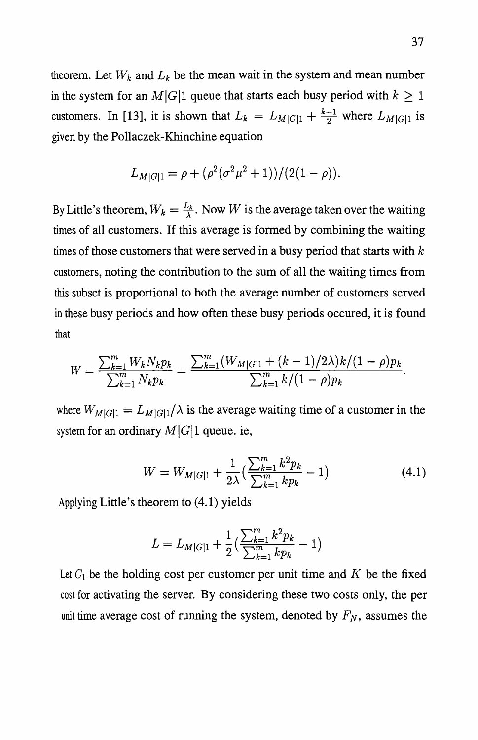theorem. Let $W_k$ and $L_k$ be the mean wait in the system and mean number in the system for an $M|G|1$ queue that starts each busy period with $k \geq 1$ customers. In [13], it is shown that $L_k = L_{M|G|1} + \frac{k-1}{2}$ where $L_{M|G|1}$ is given by the Pollaczek-Khinchine equation

$$L_{M|G|1} = \rho + (\rho^2(\sigma^2\mu^2 + 1))/(2(1-\rho)).$$

By Little's theorem, $W_k = \frac{L_k}{\lambda}$. Now $W$ is the average taken over the waiting times of all customers. If this average is formed by combining the waiting times of those customers that were served in a busy period that starts with $k$ customers, noting the contribution to the sum of all the waiting times from this subset is proportional to both the average number of customers served in these busy periods and how often these busy periods occured, it is found that

$$W = \frac{\sum_{k=1}^{m} W_k N_k p_k}{\sum_{k=1}^{m} N_k p_k} = \frac{\sum_{k=1}^{m}(W_{M|G|1} + (k-1)/2\lambda)k/(1-\rho)p_k}{\sum_{k=1}^{m} k/(1-\rho)p_k}.$$

where $W_{M|G|1} = L_{M|G|1}/\lambda$ is the average waiting time of a customer in the system for an ordinary $M|G|1$ queue. ie,

$$W = W_{M|G|1} + \frac{1}{2\lambda}\left(\frac{\sum_{k=1}^{m} k^2 p_k}{\sum_{k=1}^{m} k p_k} - 1\right) \tag{4.1}$$

Applying Little's theorem to (4.1) yields

$$L = L_{M|G|1} + \frac{1}{2}\left(\frac{\sum_{k=1}^{m} k^2 p_k}{\sum_{k=1}^{m} k p_k} - 1\right)$$

Let $C_1$ be the holding cost per customer per unit time and $K$ be the fixed cost for activating the server. By considering these two costs only, the per unit time average cost of running the system, denoted by $F_N$, assumes the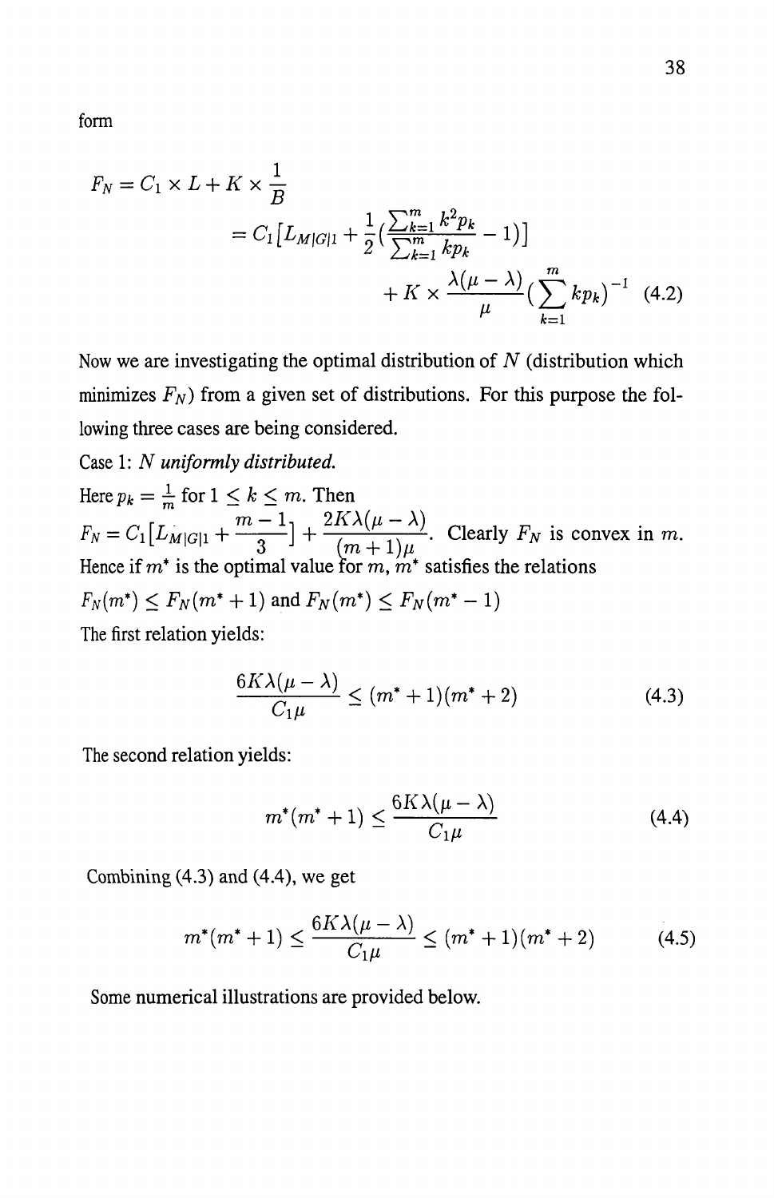form

$$F_N = C_1 \times L + K \times \frac{1}{B}$$

$$= C_1\big[L_{M|G|1} + \frac{1}{2}\big(\frac{\sum_{k=1}^{m} k^2 p_k}{\sum_{k=1}^{m} kp_k} - 1\big)\big]$$

$$+ K \times \frac{\lambda(\mu - \lambda)}{\mu}\big(\sum_{k=1}^{m} kp_k\big)^{-1} \quad (4.2)$$

Now we are investigating the optimal distribution of $N$ (distribution which minimizes $F_N$) from a given set of distributions. For this purpose the following three cases are being considered.

Case 1: *$N$ uniformly distributed.*

Here $p_k = \frac{1}{m}$ for $1 \leq k \leq m$. Then

$F_N = C_1[L_{M|G|1} + \frac{m-1}{3}] + \frac{2K\lambda(\mu - \lambda)}{(m+1)\mu}$. Clearly $F_N$ is convex in $m$. Hence if $m^*$ is the optimal value for $m$, $m^*$ satisfies the relations

$F_N(m^*) \leq F_N(m^* + 1)$ and $F_N(m^*) \leq F_N(m^* - 1)$

The first relation yields:

$$\frac{6K\lambda(\mu - \lambda)}{C_1\mu} \leq (m^* + 1)(m^* + 2) \quad (4.3)$$

The second relation yields:

$$m^*(m^* + 1) \leq \frac{6K\lambda(\mu - \lambda)}{C_1\mu} \quad (4.4)$$

Combining (4.3) and (4.4), we get

$$m^*(m^* + 1) \leq \frac{6K\lambda(\mu - \lambda)}{C_1\mu} \leq (m^* + 1)(m^* + 2) \quad (4.5)$$

Some numerical illustrations are provided below.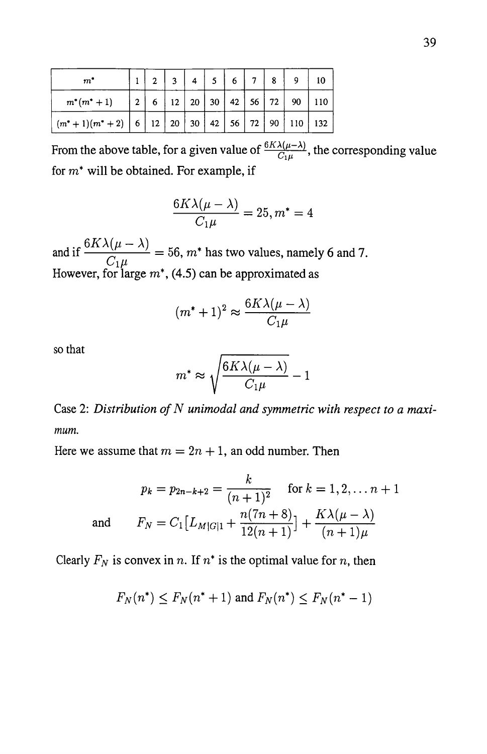| $m^*$ | 1 | 2 | 3 | 4 | 5 | 6 | 7 | 8 | 9 | 10 |
|---|---|---|---|---|---|---|---|---|---|---|
| $m^*(m^*+1)$ | 2 | 6 | 12 | 20 | 30 | 42 | 56 | 72 | 90 | 110 |
| $(m^*+1)(m^*+2)$ | 6 | 12 | 20 | 30 | 42 | 56 | 72 | 90 | 110 | 132 |

From the above table, for a given value of $\frac{6K\lambda(\mu-\lambda)}{C_1\mu}$, the corresponding value for $m^*$ will be obtained. For example, if

$$\frac{6K\lambda(\mu-\lambda)}{C_1\mu} = 25, m^* = 4$$

and if $\dfrac{6K\lambda(\mu-\lambda)}{C_1\mu} = 56$, $m^*$ has two values, namely 6 and 7.
However, for large $m^*$, (4.5) can be approximated as

$$(m^*+1)^2 \approx \frac{6K\lambda(\mu-\lambda)}{C_1\mu}$$

so that

$$m^* \approx \sqrt{\frac{6K\lambda(\mu-\lambda)}{C_1\mu}} - 1$$

Case 2: *Distribution of N unimodal and symmetric with respect to a maximum.*

Here we assume that $m = 2n+1$, an odd number. Then

$$p_k = p_{2n-k+2} = \frac{k}{(n+1)^2} \quad \text{for } k = 1, 2, \ldots n+1$$

and $$F_N = C_1\big[L_{M|G|1} + \frac{n(7n+8)}{12(n+1)}\big] + \frac{K\lambda(\mu-\lambda)}{(n+1)\mu}$$

Clearly $F_N$ is convex in $n$. If $n^*$ is the optimal value for $n$, then

$$F_N(n^*) \leq F_N(n^*+1) \text{ and } F_N(n^*) \leq F_N(n^*-1)$$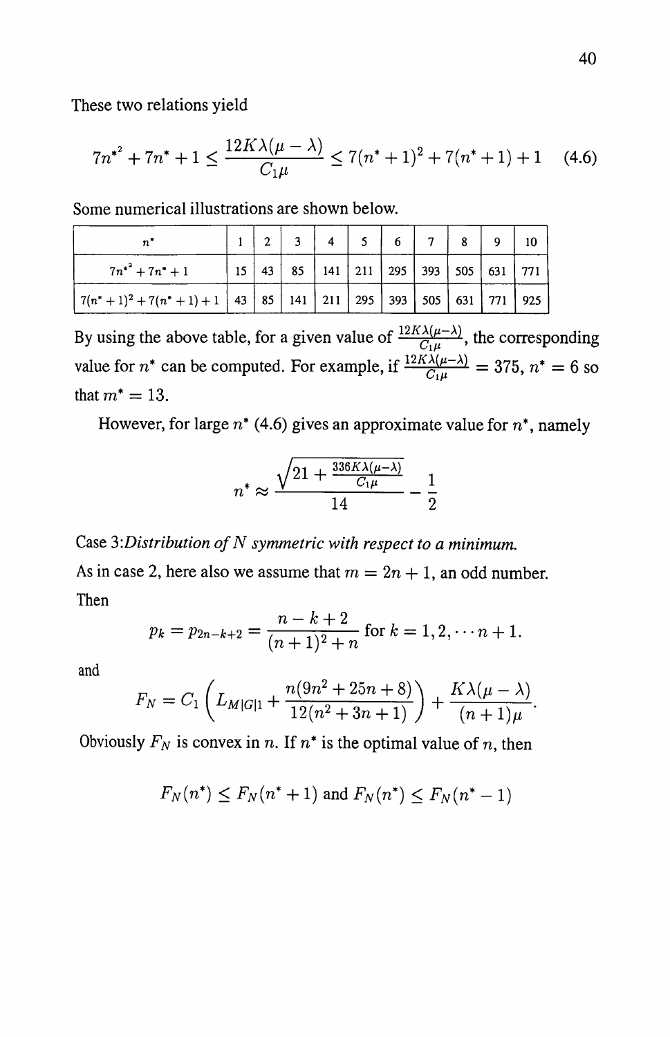These two relations yield

$$7n^{*^2} + 7n^* + 1 \leq \frac{12K\lambda(\mu - \lambda)}{C_1\mu} \leq 7(n^* + 1)^2 + 7(n^* + 1) + 1 \quad (4.6)$$

Some numerical illustrations are shown below.

| $n^*$ | 1 | 2 | 3 | 4 | 5 | 6 | 7 | 8 | 9 | 10 |
|---|---|---|---|---|---|---|---|---|---|---|
| $7n^{*^2} + 7n^* + 1$ | 15 | 43 | 85 | 141 | 211 | 295 | 393 | 505 | 631 | 771 |
| $7(n^* + 1)^2 + 7(n^* + 1) + 1$ | 43 | 85 | 141 | 211 | 295 | 393 | 505 | 631 | 771 | 925 |

By using the above table, for a given value of $\frac{12K\lambda(\mu-\lambda)}{C_1\mu}$, the corresponding value for $n^*$ can be computed. For example, if $\frac{12K\lambda(\mu-\lambda)}{C_1\mu} = 375$, $n^* = 6$ so that $m^* = 13$.

However, for large $n^*$ (4.6) gives an approximate value for $n^*$, namely

$$n^* \approx \frac{\sqrt{21 + \frac{336K\lambda(\mu-\lambda)}{C_1\mu}}}{14} - \frac{1}{2}$$

Case 3: *Distribution of $N$ symmetric with respect to a minimum.*

As in case 2, here also we assume that $m = 2n + 1$, an odd number.

Then

$$p_k = p_{2n-k+2} = \frac{n - k + 2}{(n + 1)^2 + n} \text{ for } k = 1, 2, \cdots n + 1.$$

and

$$F_N = C_1 \left( L_{M|G|1} + \frac{n(9n^2 + 25n + 8)}{12(n^2 + 3n + 1)} \right) + \frac{K\lambda(\mu - \lambda)}{(n + 1)\mu}.$$

Obviously $F_N$ is convex in $n$. If $n^*$ is the optimal value of $n$, then

$$F_N(n^*) \leq F_N(n^* + 1) \text{ and } F_N(n^*) \leq F_N(n^* - 1)$$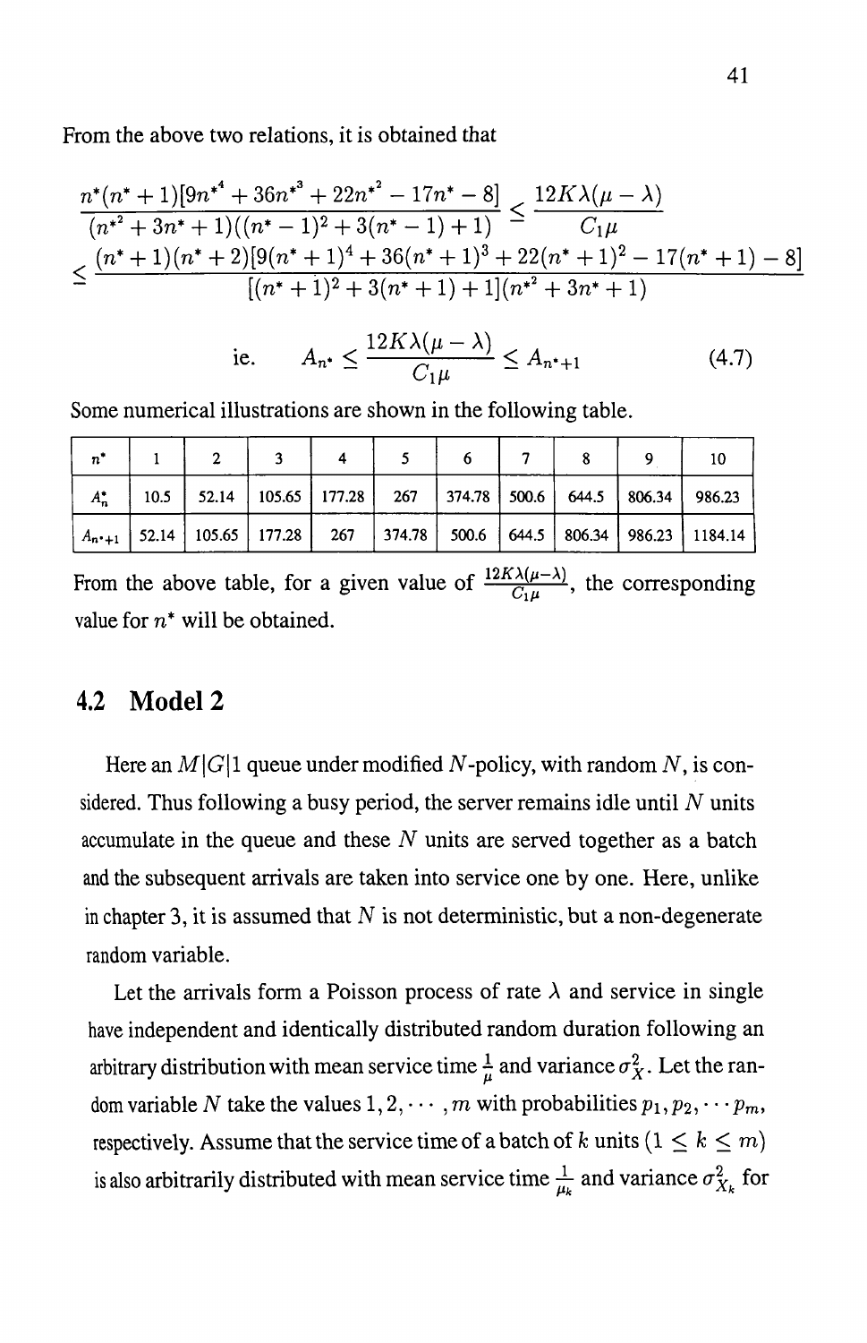From the above two relations, it is obtained that

$$\frac{n^*(n^*+1)[9n^{*^4}+36n^{*^3}+22n^{*^2}-17n^*-8]}{(n^{*^2}+3n^*+1)((n^*-1)^2+3(n^*-1)+1)} \leq \frac{12K\lambda(\mu-\lambda)}{C_1\mu}$$
$$\leq \frac{(n^*+1)(n^*+2)[9(n^*+1)^4+36(n^*+1)^3+22(n^*+1)^2-17(n^*+1)-8]}{[(n^*+1)^2+3(n^*+1)+1](n^{*^2}+3n^*+1)}$$

$$\text{ie.} \quad A_{n^*} \leq \frac{12K\lambda(\mu-\lambda)}{C_1\mu} \leq A_{n^*+1} \tag{4.7}$$

Some numerical illustrations are shown in the following table.

| $n^*$ | 1 | 2 | 3 | 4 | 5 | 6 | 7 | 8 | 9 | 10 |
|---|---|---|---|---|---|---|---|---|---|---|
| $A_n^*$ | 10.5 | 52.14 | 105.65 | 177.28 | 267 | 374.78 | 500.6 | 644.5 | 806.34 | 986.23 |
| $A_{n^*+1}$ | 52.14 | 105.65 | 177.28 | 267 | 374.78 | 500.6 | 644.5 | 806.34 | 986.23 | 1184.14 |

From the above table, for a given value of $\frac{12K\lambda(\mu-\lambda)}{C_1\mu}$, the corresponding value for $n^*$ will be obtained.

## 4.2 Model 2

Here an $M|G|1$ queue under modified $N$-policy, with random $N$, is considered. Thus following a busy period, the server remains idle until $N$ units accumulate in the queue and these $N$ units are served together as a batch and the subsequent arrivals are taken into service one by one. Here, unlike in chapter 3, it is assumed that $N$ is not deterministic, but a non-degenerate random variable.

Let the arrivals form a Poisson process of rate $\lambda$ and service in single have independent and identically distributed random duration following an arbitrary distribution with mean service time $\frac{1}{\mu}$ and variance $\sigma_X^2$. Let the random variable $N$ take the values $1, 2, \cdots, m$ with probabilities $p_1, p_2, \cdots p_m$, respectively. Assume that the service time of a batch of $k$ units $(1 \leq k \leq m)$ is also arbitrarily distributed with mean service time $\frac{1}{\mu_k}$ and variance $\sigma_{X_k}^2$ for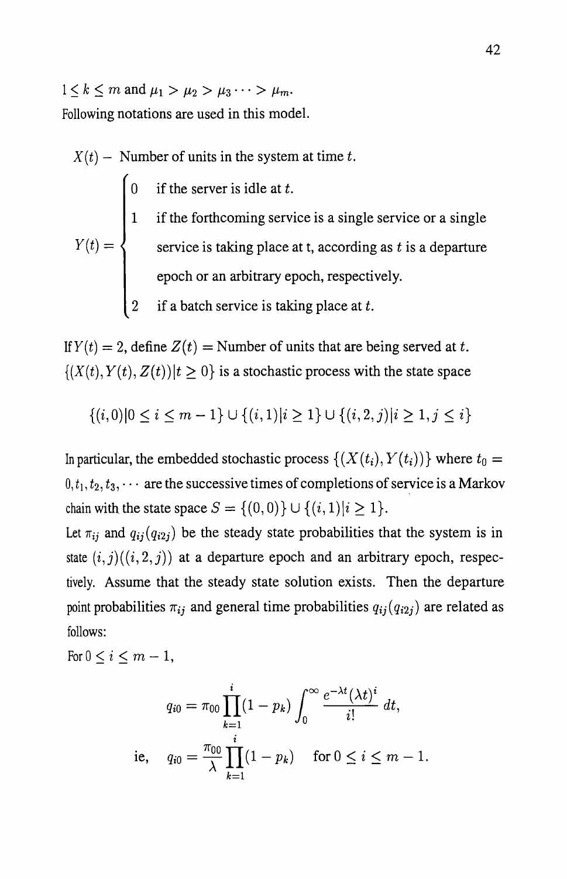$1 \leq k \leq m$ and $\mu_1 > \mu_2 > \mu_3 \cdots > \mu_m$.

Following notations are used in this model.

$X(t)$ – Number of units in the system at time $t$.

$$Y(t) = \begin{cases} 0 & \text{if the server is idle at } t. \\ 1 & \text{if the forthcoming service is a single service or a single service is taking place at t, according as } t \text{ is a departure epoch or an arbitrary epoch, respectively.} \\ 2 & \text{if a batch service is taking place at } t. \end{cases}$$

If $Y(t) = 2$, define $Z(t) =$ Number of units that are being served at $t$. $\{(X(t), Y(t), Z(t)) | t \geq 0\}$ is a stochastic process with the state space

$$\{(i,0) | 0 \leq i \leq m-1\} \cup \{(i,1) | i \geq 1\} \cup \{(i,2,j) | i \geq 1, j \leq i\}$$

In particular, the embedded stochastic process $\{(X(t_i), Y(t_i))\}$ where $t_0 = 0, t_1, t_2, t_3, \cdots$ are the successive times of completions of service is a Markov chain with the state space $S = \{(0,0)\} \cup \{(i,1) | i \geq 1\}$.

Let $\pi_{ij}$ and $q_{ij}(q_{i2j})$ be the steady state probabilities that the system is in state $(i,j)((i,2,j))$ at a departure epoch and an arbitrary epoch, respectively. Assume that the steady state solution exists. Then the departure point probabilities $\pi_{ij}$ and general time probabilities $q_{ij}(q_{i2j})$ are related as follows:

For $0 \leq i \leq m-1$,

$$q_{i0} = \pi_{00} \prod_{k=1}^{i} (1 - p_k) \int_0^\infty \frac{e^{-\lambda t} (\lambda t)^i}{i!} \, dt,$$

$$\text{ie,} \quad q_{i0} = \frac{\pi_{00}}{\lambda} \prod_{k=1}^{i} (1 - p_k) \quad \text{for } 0 \leq i \leq m-1.$$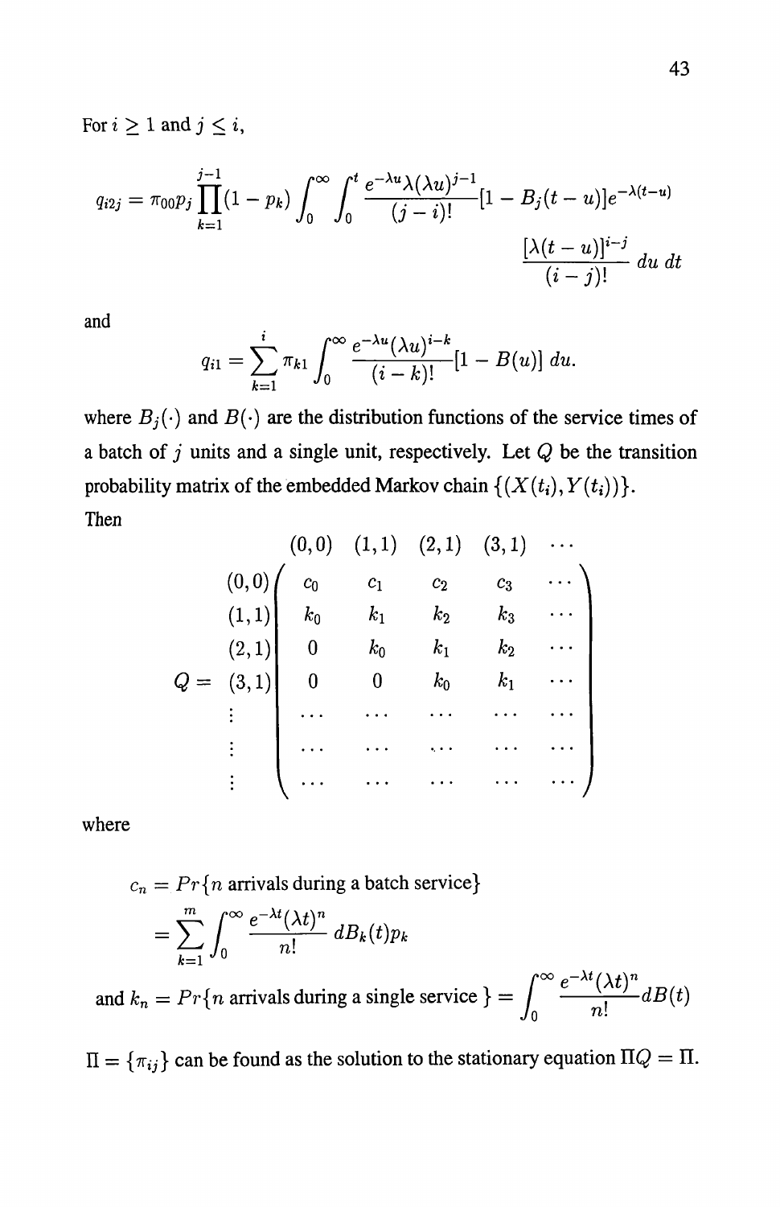For $i \geq 1$ and $j \leq i$,

$$q_{i2j} = \pi_{00} p_j \prod_{k=1}^{j-1} (1 - p_k) \int_0^\infty \int_0^t \frac{e^{-\lambda u} \lambda (\lambda u)^{j-1}}{(j-i)!} [1 - B_j(t-u)] e^{-\lambda(t-u)} \frac{[\lambda(t-u)]^{i-j}}{(i-j)!} \, du \, dt$$

and

$$q_{i1} = \sum_{k=1}^{i} \pi_{k1} \int_0^\infty \frac{e^{-\lambda u} (\lambda u)^{i-k}}{(i-k)!} [1 - B(u)] \, du.$$

where $B_j(\cdot)$ and $B(\cdot)$ are the distribution functions of the service times of a batch of $j$ units and a single unit, respectively. Let $Q$ be the transition probability matrix of the embedded Markov chain $\{(X(t_i), Y(t_i))\}$.

Then

$$Q = \begin{array}{c} (0,0) \\ (1,1) \\ (2,1) \\ (3,1) \\ \vdots \\ \vdots \\ \vdots \end{array} \overset{\begin{array}{ccccc} (0,0) & (1,1) & (2,1) & (3,1) & \cdots \end{array}}{\begin{pmatrix} c_0 & c_1 & c_2 & c_3 & \cdots \\ k_0 & k_1 & k_2 & k_3 & \cdots \\ 0 & k_0 & k_1 & k_2 & \cdots \\ 0 & 0 & k_0 & k_1 & \cdots \\ \cdots & \cdots & \cdots & \cdots & \cdots \\ \cdots & \cdots & \cdots & \cdots & \cdots \\ \cdots & \cdots & \cdots & \cdots & \cdots \end{pmatrix}}$$

where

$$c_n = Pr\{n \text{ arrivals during a batch service}\}$$
$$= \sum_{k=1}^{m} \int_0^\infty \frac{e^{-\lambda t} (\lambda t)^n}{n!} \, dB_k(t) p_k$$

and $k_n = Pr\{n \text{ arrivals during a single service}\} = \int_0^\infty \frac{e^{-\lambda t} (\lambda t)^n}{n!} dB(t)$

$\Pi = \{\pi_{ij}\}$ can be found as the solution to the stationary equation $\Pi Q = \Pi$.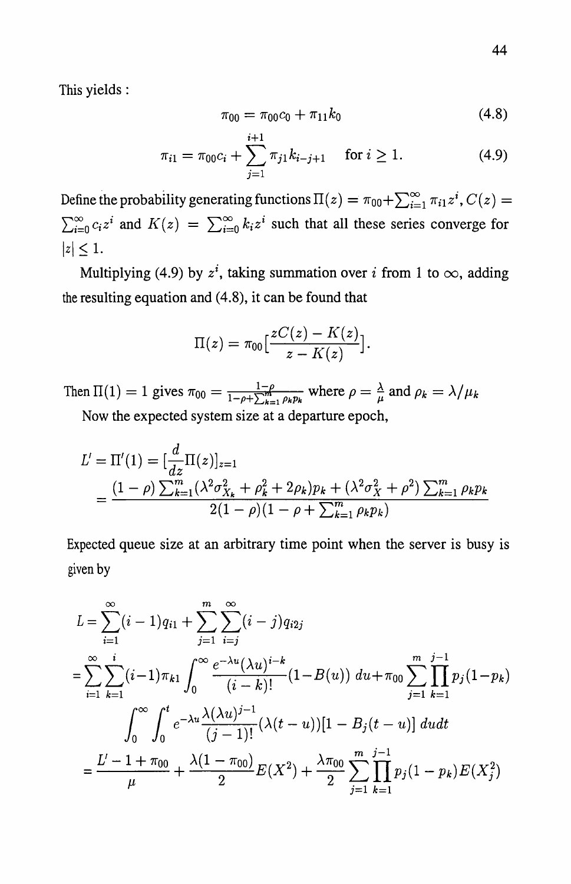This yields :

$$\pi_{00} = \pi_{00}c_0 + \pi_{11}k_0 \tag{4.8}$$

$$\pi_{i1} = \pi_{00}c_i + \sum_{j=1}^{i+1} \pi_{j1}k_{i-j+1} \quad \text{for } i \geq 1. \tag{4.9}$$

Define the probability generating functions $\Pi(z) = \pi_{00} + \sum_{i=1}^{\infty} \pi_{i1}z^i$, $C(z) = \sum_{i=0}^{\infty} c_i z^i$ and $K(z) = \sum_{i=0}^{\infty} k_i z^i$ such that all these series converge for $|z| \leq 1$.

Multiplying (4.9) by $z^i$, taking summation over $i$ from 1 to $\infty$, adding the resulting equation and (4.8), it can be found that

$$\Pi(z) = \pi_{00}\left[\frac{zC(z) - K(z)}{z - K(z)}\right].$$

Then $\Pi(1) = 1$ gives $\pi_{00} = \frac{1-\rho}{1-\rho+\sum_{k=1}^{m}\rho_k p_k}$ where $\rho = \frac{\lambda}{\mu}$ and $\rho_k = \lambda/\mu_k$

Now the expected system size at a departure epoch,

$$L' = \Pi'(1) = \left[\frac{d}{dz}\Pi(z)\right]_{z=1}$$

$$= \frac{(1-\rho)\sum_{k=1}^{m}(\lambda^2\sigma_{X_k}^2 + \rho_k^2 + 2\rho_k)p_k + (\lambda^2\sigma_X^2 + \rho^2)\sum_{k=1}^{m}\rho_k p_k}{2(1-\rho)(1-\rho+\sum_{k=1}^{m}\rho_k p_k)}$$

Expected queue size at an arbitrary time point when the server is busy is given by

$$L = \sum_{i=1}^{\infty}(i-1)q_{i1} + \sum_{j=1}^{m}\sum_{i=j}^{\infty}(i-j)q_{i2j}$$

$$= \sum_{i=1}^{\infty}\sum_{k=1}^{i}(i-1)\pi_{k1}\int_0^{\infty}\frac{e^{-\lambda u}(\lambda u)^{i-k}}{(i-k)!}(1-B(u))\,du + \pi_{00}\sum_{j=1}^{m}\prod_{k=1}^{j-1}p_j(1-p_k)$$

$$\int_0^{\infty}\int_0^{t} e^{-\lambda u}\frac{\lambda(\lambda u)^{j-1}}{(j-1)!}(\lambda(t-u))[1-B_j(t-u)]\,dudt$$

$$= \frac{L'-1+\pi_{00}}{\mu} + \frac{\lambda(1-\pi_{00})}{2}E(X^2) + \frac{\lambda\pi_{00}}{2}\sum_{j=1}^{m}\prod_{k=1}^{j-1}p_j(1-p_k)E(X_j^2)$$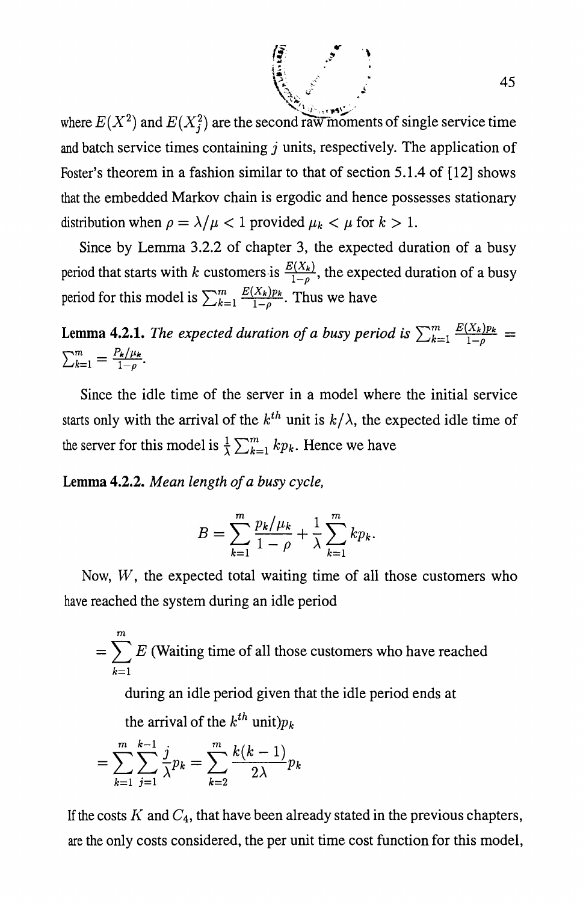where $E(X^2)$ and $E(X_j^2)$ are the second raw moments of single service time and batch service times containing $j$ units, respectively. The application of Foster's theorem in a fashion similar to that of section 5.1.4 of [12] shows that the embedded Markov chain is ergodic and hence possesses stationary distribution when $\rho = \lambda/\mu < 1$ provided $\mu_k < \mu$ for $k > 1$.

Since by Lemma 3.2.2 of chapter 3, the expected duration of a busy period that starts with $k$ customers is $\frac{E(X_k)}{1-\rho}$, the expected duration of a busy period for this model is $\sum_{k=1}^{m} \frac{E(X_k)p_k}{1-\rho}$. Thus we have

**Lemma 4.2.1.** *The expected duration of a busy period is* $\sum_{k=1}^{m} \frac{E(X_k)p_k}{1-\rho} = \sum_{k=1}^{m} = \frac{P_k/\mu_k}{1-\rho}$.

Since the idle time of the server in a model where the initial service starts only with the arrival of the $k^{th}$ unit is $k/\lambda$, the expected idle time of the server for this model is $\frac{1}{\lambda}\sum_{k=1}^{m} kp_k$. Hence we have

**Lemma 4.2.2.** *Mean length of a busy cycle,*

$$B = \sum_{k=1}^{m} \frac{p_k/\mu_k}{1-\rho} + \frac{1}{\lambda}\sum_{k=1}^{m} kp_k.$$

Now, $W$, the expected total waiting time of all those customers who have reached the system during an idle period

$$= \sum_{k=1}^{m} E \text{ (Waiting time of all those customers who have reached during an idle period given that the idle period ends at the arrival of the } k^{th} \text{ unit)} p_k$$

$$= \sum_{k=1}^{m}\sum_{j=1}^{k-1} \frac{j}{\lambda} p_k = \sum_{k=2}^{m} \frac{k(k-1)}{2\lambda} p_k$$

If the costs $K$ and $C_4$, that have been already stated in the previous chapters, are the only costs considered, the per unit time cost function for this model,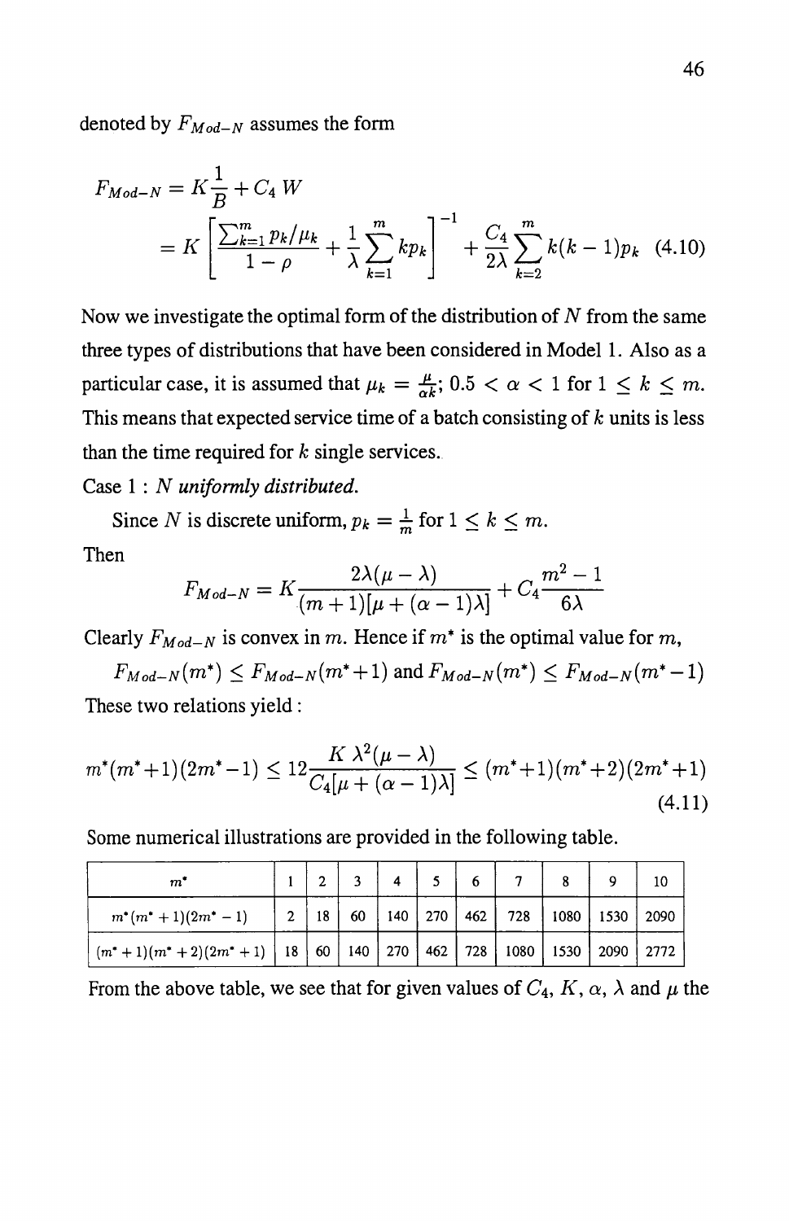denoted by $F_{Mod-N}$ assumes the form

$$F_{Mod-N} = K\frac{1}{B} + C_4\,W$$
$$= K\left[\frac{\sum_{k=1}^{m} p_k/\mu_k}{1-\rho} + \frac{1}{\lambda}\sum_{k=1}^{m} kp_k\right]^{-1} + \frac{C_4}{2\lambda}\sum_{k=2}^{m} k(k-1)p_k \quad (4.10)$$

Now we investigate the optimal form of the distribution of $N$ from the same three types of distributions that have been considered in Model 1. Also as a particular case, it is assumed that $\mu_k = \frac{\mu}{\alpha k}$; $0.5 < \alpha < 1$ for $1 \leq k \leq m$. This means that expected service time of a batch consisting of $k$ units is less than the time required for $k$ single services.

Case 1 : *N uniformly distributed.*

Since $N$ is discrete uniform, $p_k = \frac{1}{m}$ for $1 \leq k \leq m$.

Then

$$F_{Mod-N} = K\frac{2\lambda(\mu-\lambda)}{(m+1)[\mu+(\alpha-1)\lambda]} + C_4\frac{m^2-1}{6\lambda}$$

Clearly $F_{Mod-N}$ is convex in $m$. Hence if $m^*$ is the optimal value for $m$,

$$F_{Mod-N}(m^*) \leq F_{Mod-N}(m^*+1) \text{ and } F_{Mod-N}(m^*) \leq F_{Mod-N}(m^*-1)$$

These two relations yield :

$$m^*(m^*+1)(2m^*-1) \leq 12\frac{K\,\lambda^2(\mu-\lambda)}{C_4[\mu+(\alpha-1)\lambda]} \leq (m^*+1)(m^*+2)(2m^*+1) \quad (4.11)$$

Some numerical illustrations are provided in the following table.

| $m^*$ | 1 | 2 | 3 | 4 | 5 | 6 | 7 | 8 | 9 | 10 |
|---|---|---|---|---|---|---|---|---|---|---|
| $m^*(m^*+1)(2m^*-1)$ | 2 | 18 | 60 | 140 | 270 | 462 | 728 | 1080 | 1530 | 2090 |
| $(m^*+1)(m^*+2)(2m^*+1)$ | 18 | 60 | 140 | 270 | 462 | 728 | 1080 | 1530 | 2090 | 2772 |

From the above table, we see that for given values of $C_4$, $K$, $\alpha$, $\lambda$ and $\mu$ the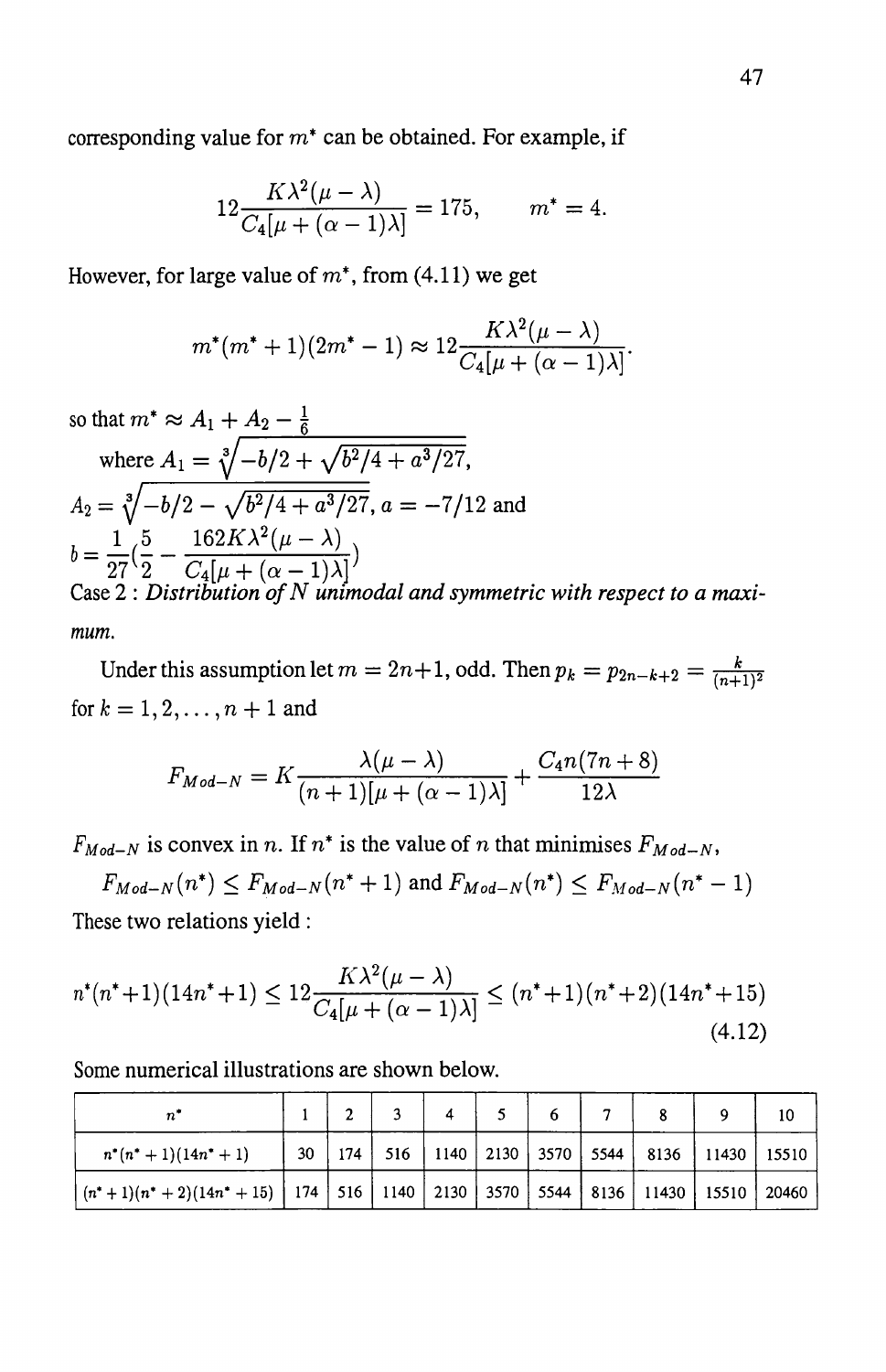corresponding value for $m^*$ can be obtained. For example, if

$$12\frac{K\lambda^2(\mu-\lambda)}{C_4[\mu+(\alpha-1)\lambda]} = 175, \qquad m^* = 4.$$

However, for large value of $m^*$, from (4.11) we get

$$m^*(m^*+1)(2m^*-1) \approx 12\frac{K\lambda^2(\mu-\lambda)}{C_4[\mu+(\alpha-1)\lambda]}.$$

so that $m^* \approx A_1 + A_2 - \frac{1}{6}$
where $A_1 = \sqrt[3]{-b/2 + \sqrt{b^2/4 + a^3/27}}$,
$A_2 = \sqrt[3]{-b/2 - \sqrt{b^2/4 + a^3/27}}$, $a = -7/12$ and
$b = \frac{1}{27}(\frac{5}{2} - \frac{162K\lambda^2(\mu-\lambda)}{C_4[\mu+(\alpha-1)\lambda]})$

Case 2 : *Distribution of N unimodal and symmetric with respect to a maximum.*

Under this assumption let $m = 2n+1$, odd. Then $p_k = p_{2n-k+2} = \frac{k}{(n+1)^2}$ for $k = 1, 2, \ldots, n+1$ and

$$F_{Mod-N} = K\frac{\lambda(\mu-\lambda)}{(n+1)[\mu+(\alpha-1)\lambda]} + \frac{C_4 n(7n+8)}{12\lambda}$$

$F_{Mod-N}$ is convex in $n$. If $n^*$ is the value of $n$ that minimises $F_{Mod-N}$,

$F_{Mod-N}(n^*) \leq F_{Mod-N}(n^*+1)$ and $F_{Mod-N}(n^*) \leq F_{Mod-N}(n^*-1)$

These two relations yield :

$$n^*(n^*+1)(14n^*+1) \leq 12\frac{K\lambda^2(\mu-\lambda)}{C_4[\mu+(\alpha-1)\lambda]} \leq (n^*+1)(n^*+2)(14n^*+15) \tag{4.12}$$

Some numerical illustrations are shown below.

| $n^*$ | 1 | 2 | 3 | 4 | 5 | 6 | 7 | 8 | 9 | 10 |
|---|---|---|---|---|---|---|---|---|---|---|
| $n^*(n^*+1)(14n^*+1)$ | 30 | 174 | 516 | 1140 | 2130 | 3570 | 5544 | 8136 | 11430 | 15510 |
| $(n^*+1)(n^*+2)(14n^*+15)$ | 174 | 516 | 1140 | 2130 | 3570 | 5544 | 8136 | 11430 | 15510 | 20460 |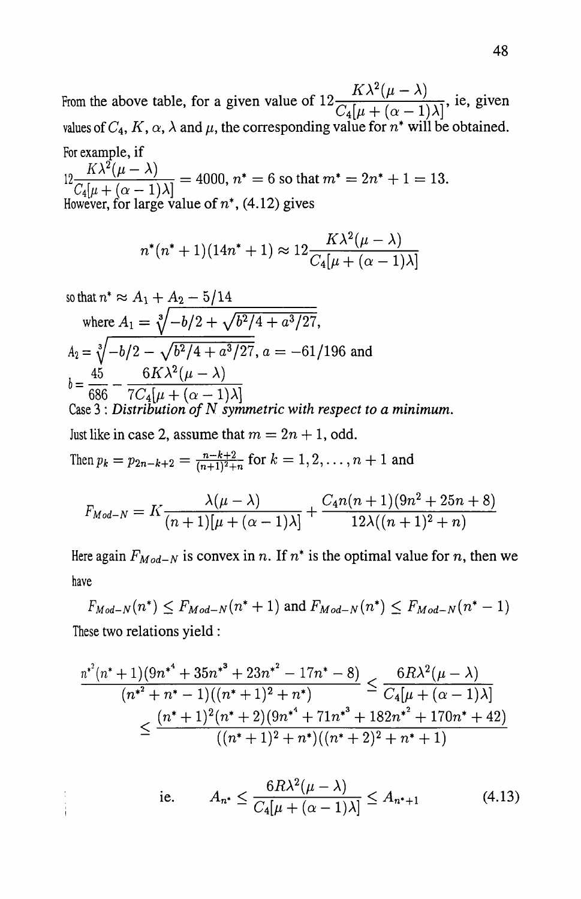From the above table, for a given value of $12\dfrac{K\lambda^2(\mu-\lambda)}{C_4[\mu+(\alpha-1)\lambda]}$, ie, given values of $C_4$, $K$, $\alpha$, $\lambda$ and $\mu$, the corresponding value for $n^*$ will be obtained.

For example, if

$12\dfrac{K\lambda^2(\mu-\lambda)}{C_4[\mu+(\alpha-1)\lambda]} = 4000$, $n^* = 6$ so that $m^* = 2n^* + 1 = 13$.

However, for large value of $n^*$, (4.12) gives

$$n^*(n^*+1)(14n^*+1) \approx 12\frac{K\lambda^2(\mu-\lambda)}{C_4[\mu+(\alpha-1)\lambda]}$$

so that $n^* \approx A_1 + A_2 - 5/14$

where $A_1 = \sqrt[3]{-b/2 + \sqrt{b^2/4 + a^3/27}}$,

$A_2 = \sqrt[3]{-b/2 - \sqrt{b^2/4 + a^3/27}}$, $a = -61/196$ and

$b = \dfrac{45}{686} - \dfrac{6K\lambda^2(\mu-\lambda)}{7C_4[\mu+(\alpha-1)\lambda]}$

Case 3 : *Distribution of N symmetric with respect to a minimum.*

Just like in case 2, assume that $m = 2n+1$, odd.

Then $p_k = p_{2n-k+2} = \frac{n-k+2}{(n+1)^2+n}$ for $k = 1, 2, \ldots, n+1$ and

$$F_{Mod\text{-}N} = K\frac{\lambda(\mu-\lambda)}{(n+1)[\mu+(\alpha-1)\lambda]} + \frac{C_4 n(n+1)(9n^2+25n+8)}{12\lambda((n+1)^2+n)}$$

Here again $F_{Mod\text{-}N}$ is convex in $n$. If $n^*$ is the optimal value for $n$, then we have

$F_{Mod\text{-}N}(n^*) \leq F_{Mod\text{-}N}(n^*+1)$ and $F_{Mod\text{-}N}(n^*) \leq F_{Mod\text{-}N}(n^*-1)$

These two relations yield :

$$\frac{n^{*^2}(n^*+1)(9n^{*^4}+35n^{*^3}+23n^{*^2}-17n^*-8)}{(n^{*^2}+n^*-1)((n^*+1)^2+n^*)} \leq \frac{6R\lambda^2(\mu-\lambda)}{C_4[\mu+(\alpha-1)\lambda]}$$
$$\leq \frac{(n^*+1)^2(n^*+2)(9n^{*^4}+71n^{*^3}+182n^{*^2}+170n^*+42)}{((n^*+1)^2+n^*)((n^*+2)^2+n^*+1)}$$

$$\text{ie.} \qquad A_{n^*} \leq \frac{6R\lambda^2(\mu-\lambda)}{C_4[\mu+(\alpha-1)\lambda]} \leq A_{n^*+1} \tag{4.13}$$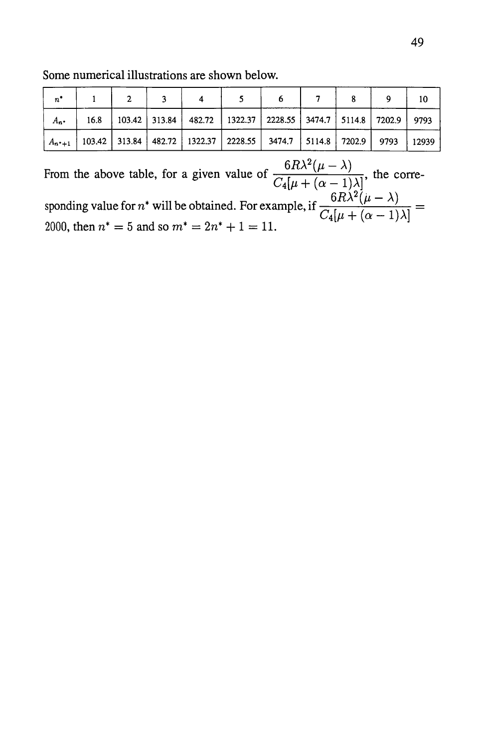Some numerical illustrations are shown below.

| $n^*$ | 1 | 2 | 3 | 4 | 5 | 6 | 7 | 8 | 9 | 10 |
|---|---|---|---|---|---|---|---|---|---|---|
| $A_{n^*}$ | 16.8 | 103.42 | 313.84 | 482.72 | 1322.37 | 2228.55 | 3474.7 | 5114.8 | 7202.9 | 9793 |
| $A_{n^*+1}$ | 103.42 | 313.84 | 482.72 | 1322.37 | 2228.55 | 3474.7 | 5114.8 | 7202.9 | 9793 | 12939 |

From the above table, for a given value of $\dfrac{6R\lambda^2(\mu-\lambda)}{C_4[\mu+(\alpha-1)\lambda]}$, the corresponding value for $n^*$ will be obtained. For example, if $\dfrac{6R\lambda^2(\mu-\lambda)}{C_4[\mu+(\alpha-1)\lambda]} = 2000$, then $n^* = 5$ and so $m^* = 2n^* + 1 = 11$.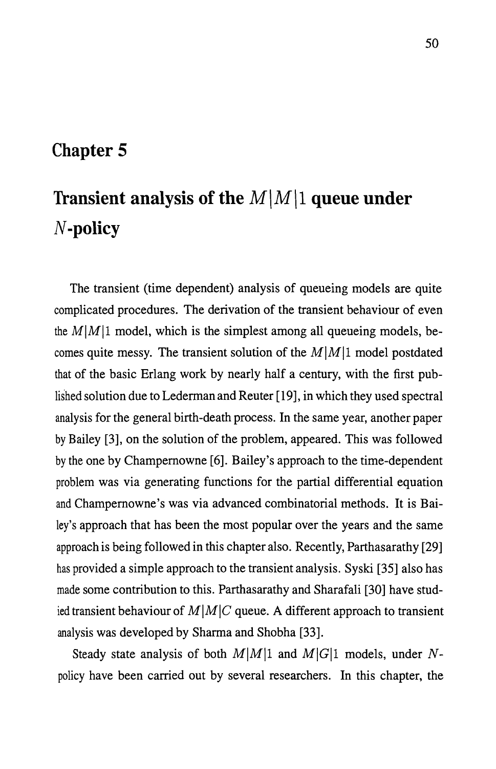# Chapter 5

# Transient analysis of the $M|M|1$ queue under $N$-policy

The transient (time dependent) analysis of queueing models are quite complicated procedures. The derivation of the transient behaviour of even the $M|M|1$ model, which is the simplest among all queueing models, becomes quite messy. The transient solution of the $M|M|1$ model postdated that of the basic Erlang work by nearly half a century, with the first published solution due to Lederman and Reuter [19], in which they used spectral analysis for the general birth-death process. In the same year, another paper by Bailey [3], on the solution of the problem, appeared. This was followed by the one by Champernowne [6]. Bailey's approach to the time-dependent problem was via generating functions for the partial differential equation and Champernowne's was via advanced combinatorial methods. It is Bailey's approach that has been the most popular over the years and the same approach is being followed in this chapter also. Recently, Parthasarathy [29] has provided a simple approach to the transient analysis. Syski [35] also has made some contribution to this. Parthasarathy and Sharafali [30] have studied transient behaviour of $M|M|C$ queue. A different approach to transient analysis was developed by Sharma and Shobha [33].

Steady state analysis of both $M|M|1$ and $M|G|1$ models, under $N$-policy have been carried out by several researchers. In this chapter, the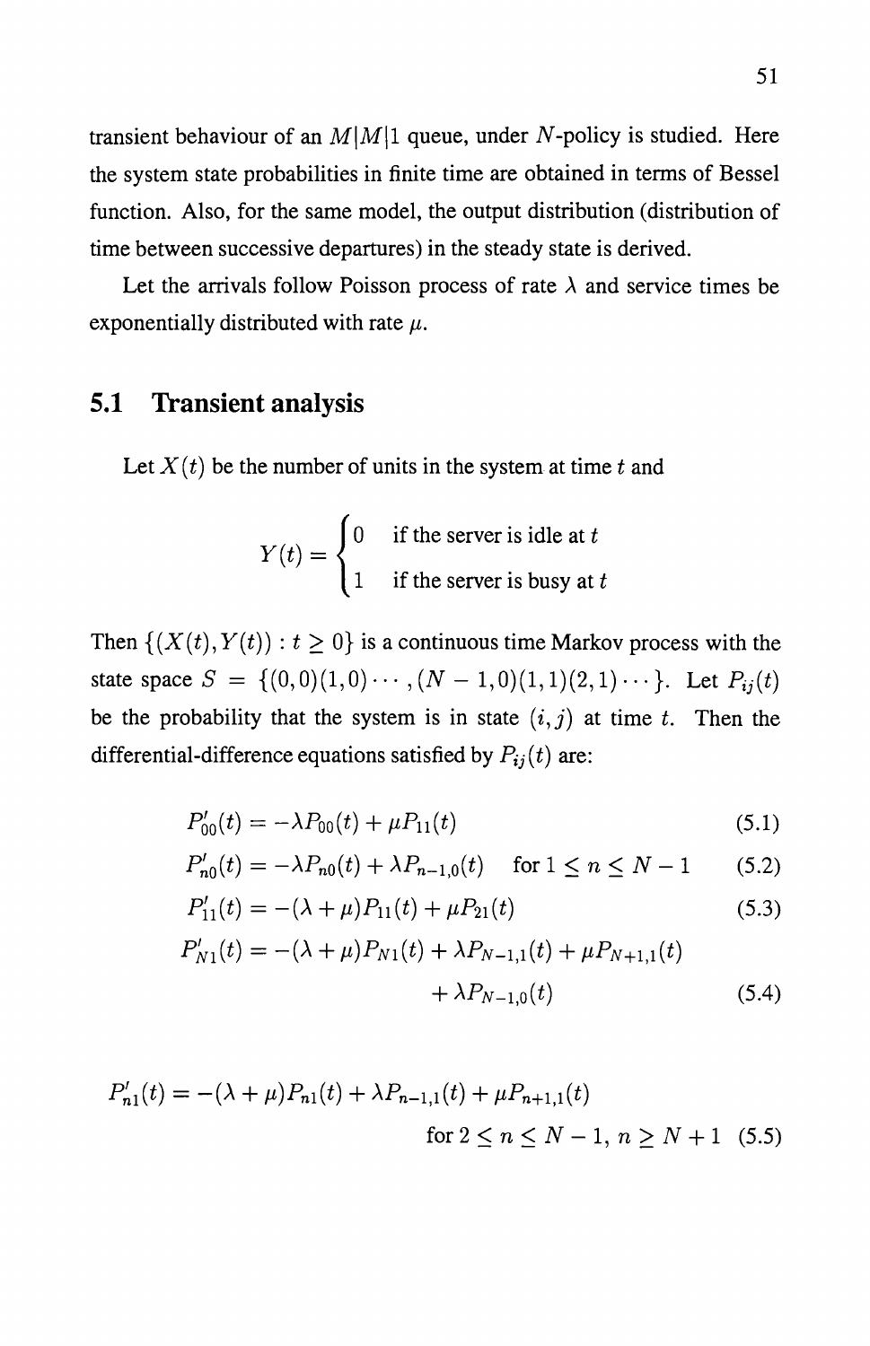transient behaviour of an $M|M|1$ queue, under $N$-policy is studied. Here the system state probabilities in finite time are obtained in terms of Bessel function. Also, for the same model, the output distribution (distribution of time between successive departures) in the steady state is derived.

Let the arrivals follow Poisson process of rate $\lambda$ and service times be exponentially distributed with rate $\mu$.

## 5.1 Transient analysis

Let $X(t)$ be the number of units in the system at time $t$ and

$$Y(t) = \begin{cases} 0 & \text{if the server is idle at } t \\ 1 & \text{if the server is busy at } t \end{cases}$$

Then $\{(X(t), Y(t)) : t \geq 0\}$ is a continuous time Markov process with the state space $S = \{(0,0)(1,0)\cdots,(N-1,0)(1,1)(2,1)\cdots\}$. Let $P_{ij}(t)$ be the probability that the system is in state $(i,j)$ at time $t$. Then the differential-difference equations satisfied by $P_{ij}(t)$ are:

$$P'_{00}(t) = -\lambda P_{00}(t) + \mu P_{11}(t) \tag{5.1}$$

$$P'_{n0}(t) = -\lambda P_{n0}(t) + \lambda P_{n-1,0}(t) \quad \text{for } 1 \leq n \leq N-1 \tag{5.2}$$

$$P'_{11}(t) = -(\lambda + \mu) P_{11}(t) + \mu P_{21}(t) \tag{5.3}$$

$$P'_{N1}(t) = -(\lambda + \mu) P_{N1}(t) + \lambda P_{N-1,1}(t) + \mu P_{N+1,1}(t) + \lambda P_{N-1,0}(t) \tag{5.4}$$

$$P'_{n1}(t) = -(\lambda + \mu) P_{n1}(t) + \lambda P_{n-1,1}(t) + \mu P_{n+1,1}(t) \quad \text{for } 2 \leq n \leq N-1,\ n \geq N+1 \tag{5.5}$$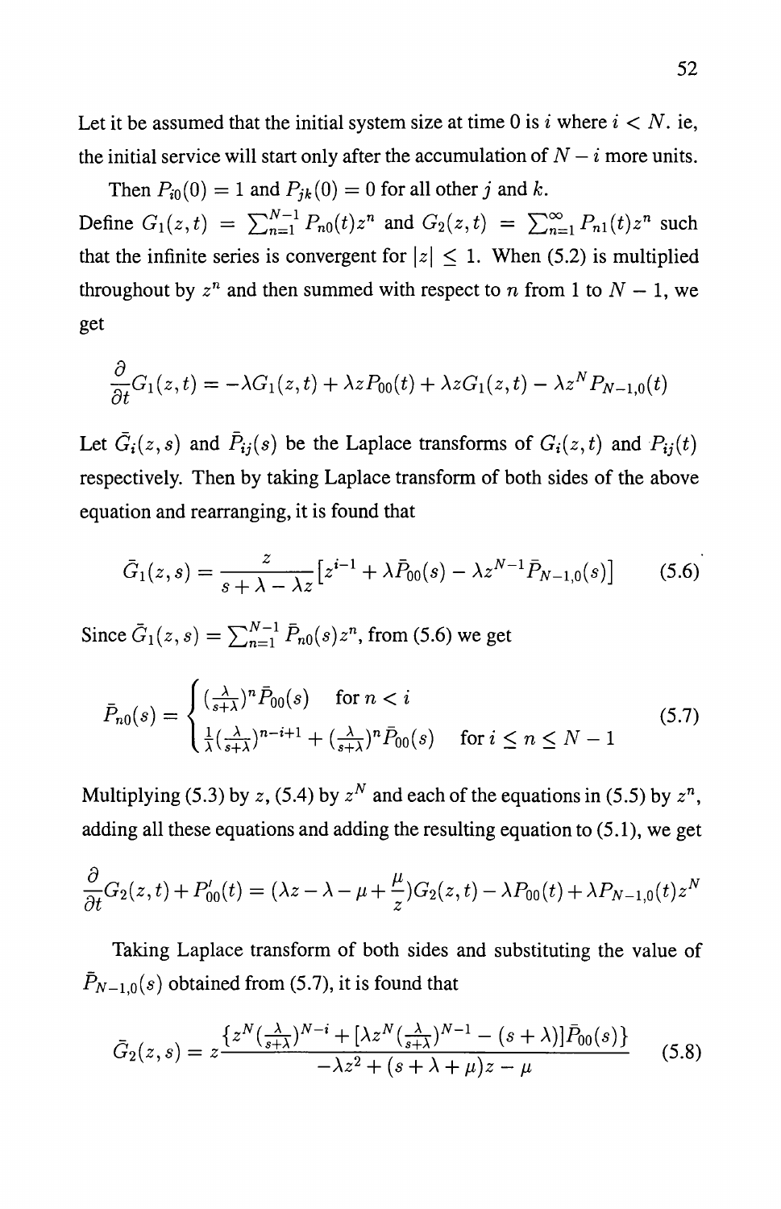Let it be assumed that the initial system size at time 0 is $i$ where $i < N$. ie, the initial service will start only after the accumulation of $N - i$ more units.

Then $P_{i0}(0) = 1$ and $P_{jk}(0) = 0$ for all other $j$ and $k$.

Define $G_1(z,t) = \sum_{n=1}^{N-1} P_{n0}(t) z^n$ and $G_2(z,t) = \sum_{n=1}^{\infty} P_{n1}(t) z^n$ such that the infinite series is convergent for $|z| \leq 1$. When (5.2) is multiplied throughout by $z^n$ and then summed with respect to $n$ from 1 to $N - 1$, we get

$$\frac{\partial}{\partial t} G_1(z,t) = -\lambda G_1(z,t) + \lambda z P_{00}(t) + \lambda z G_1(z,t) - \lambda z^N P_{N-1,0}(t)$$

Let $\bar{G}_i(z,s)$ and $\bar{P}_{ij}(s)$ be the Laplace transforms of $G_i(z,t)$ and $P_{ij}(t)$ respectively. Then by taking Laplace transform of both sides of the above equation and rearranging, it is found that

$$\bar{G}_1(z,s) = \frac{z}{s + \lambda - \lambda z}\left[z^{i-1} + \lambda \bar{P}_{00}(s) - \lambda z^{N-1} \bar{P}_{N-1,0}(s)\right] \tag{5.6}$$

Since $\bar{G}_1(z,s) = \sum_{n=1}^{N-1} \bar{P}_{n0}(s) z^n$, from (5.6) we get

$$\bar{P}_{n0}(s) = \begin{cases} (\frac{\lambda}{s+\lambda})^n \bar{P}_{00}(s) & \text{for } n < i \\ \frac{1}{\lambda}(\frac{\lambda}{s+\lambda})^{n-i+1} + (\frac{\lambda}{s+\lambda})^n \bar{P}_{00}(s) & \text{for } i \leq n \leq N-1 \end{cases} \tag{5.7}$$

Multiplying (5.3) by $z$, (5.4) by $z^N$ and each of the equations in (5.5) by $z^n$, adding all these equations and adding the resulting equation to (5.1), we get

$$\frac{\partial}{\partial t} G_2(z,t) + P'_{00}(t) = (\lambda z - \lambda - \mu + \frac{\mu}{z}) G_2(z,t) - \lambda P_{00}(t) + \lambda P_{N-1,0}(t) z^N$$

Taking Laplace transform of both sides and substituting the value of $\bar{P}_{N-1,0}(s)$ obtained from (5.7), it is found that

$$\bar{G}_2(z,s) = z \frac{\{z^N (\frac{\lambda}{s+\lambda})^{N-i} + [\lambda z^N (\frac{\lambda}{s+\lambda})^{N-1} - (s+\lambda)] \bar{P}_{00}(s)\}}{-\lambda z^2 + (s + \lambda + \mu) z - \mu} \tag{5.8}$$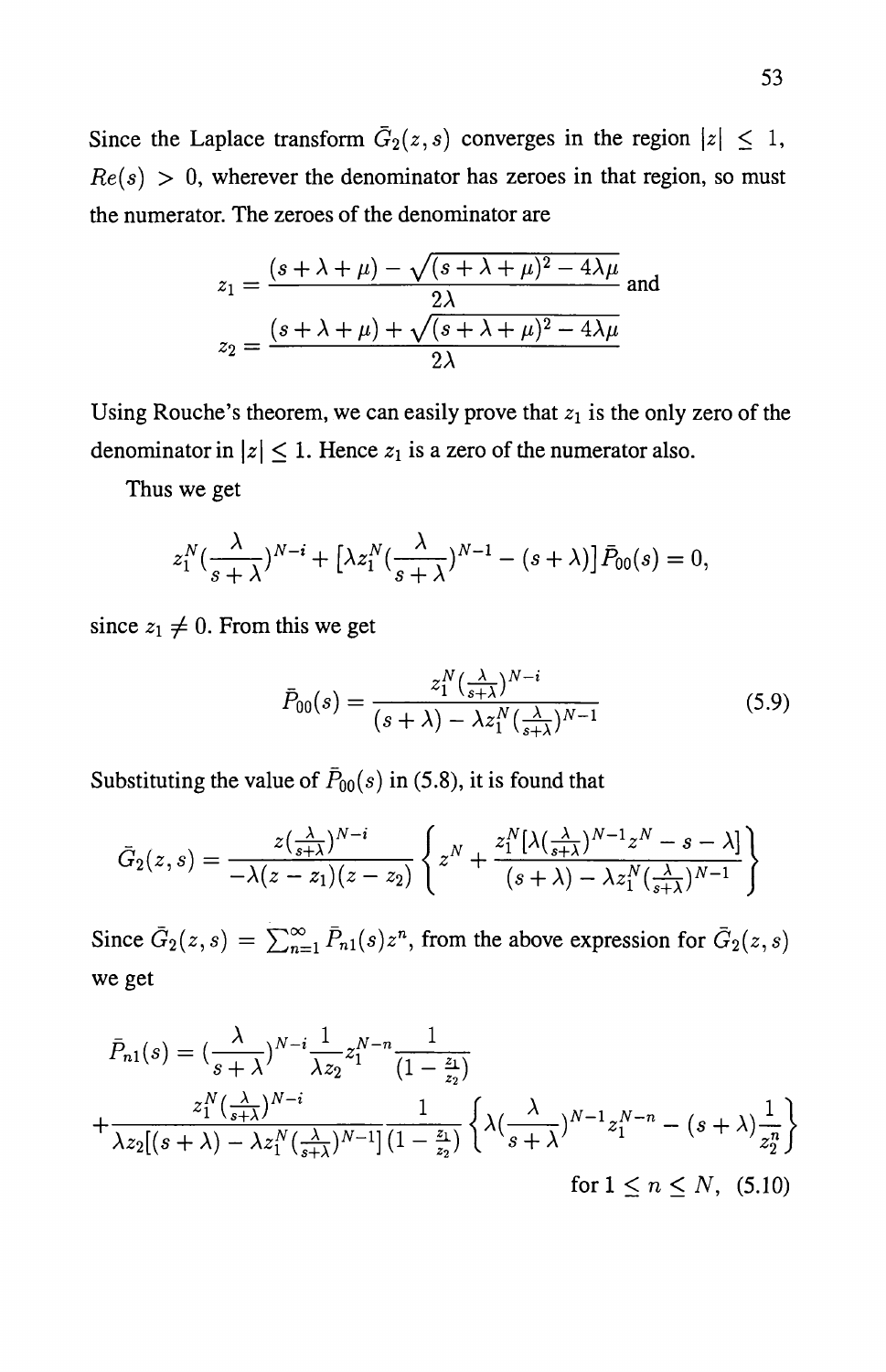Since the Laplace transform $\bar{G}_2(z,s)$ converges in the region $|z| \leq 1$, $Re(s) > 0$, wherever the denominator has zeroes in that region, so must the numerator. The zeroes of the denominator are

$$z_1 = \frac{(s+\lambda+\mu) - \sqrt{(s+\lambda+\mu)^2 - 4\lambda\mu}}{2\lambda} \text{ and}$$
$$z_2 = \frac{(s+\lambda+\mu) + \sqrt{(s+\lambda+\mu)^2 - 4\lambda\mu}}{2\lambda}$$

Using Rouche's theorem, we can easily prove that $z_1$ is the only zero of the denominator in $|z| \leq 1$. Hence $z_1$ is a zero of the numerator also.

Thus we get

$$z_1^N\left(\frac{\lambda}{s+\lambda}\right)^{N-i} + \left[\lambda z_1^N\left(\frac{\lambda}{s+\lambda}\right)^{N-1} - (s+\lambda)\right]\bar{P}_{00}(s) = 0,$$

since $z_1 \neq 0$. From this we get

$$\bar{P}_{00}(s) = \frac{z_1^N\left(\frac{\lambda}{s+\lambda}\right)^{N-i}}{(s+\lambda) - \lambda z_1^N\left(\frac{\lambda}{s+\lambda}\right)^{N-1}} \tag{5.9}$$

Substituting the value of $\bar{P}_{00}(s)$ in (5.8), it is found that

$$\bar{G}_2(z,s) = \frac{z\left(\frac{\lambda}{s+\lambda}\right)^{N-i}}{-\lambda(z-z_1)(z-z_2)}\left\{z^N + \frac{z_1^N\left[\lambda\left(\frac{\lambda}{s+\lambda}\right)^{N-1}z^N - s - \lambda\right]}{(s+\lambda) - \lambda z_1^N\left(\frac{\lambda}{s+\lambda}\right)^{N-1}}\right\}$$

Since $\bar{G}_2(z,s) = \sum_{n=1}^{\infty} \bar{P}_{n1}(s)z^n$, from the above expression for $\bar{G}_2(z,s)$ we get

$$\bar{P}_{n1}(s) = \left(\frac{\lambda}{s+\lambda}\right)^{N-i}\frac{1}{\lambda z_2}z_1^{N-n}\frac{1}{\left(1-\frac{z_1}{z_2}\right)}$$
$$+\frac{z_1^N\left(\frac{\lambda}{s+\lambda}\right)^{N-i}}{\lambda z_2\left[(s+\lambda) - \lambda z_1^N\left(\frac{\lambda}{s+\lambda}\right)^{N-1}\right]}\frac{1}{\left(1-\frac{z_1}{z_2}\right)}\left\{\lambda\left(\frac{\lambda}{s+\lambda}\right)^{N-1}z_1^{N-n} - (s+\lambda)\frac{1}{z_2^n}\right\}$$
$$\text{for } 1 \leq n \leq N, \tag{5.10}$$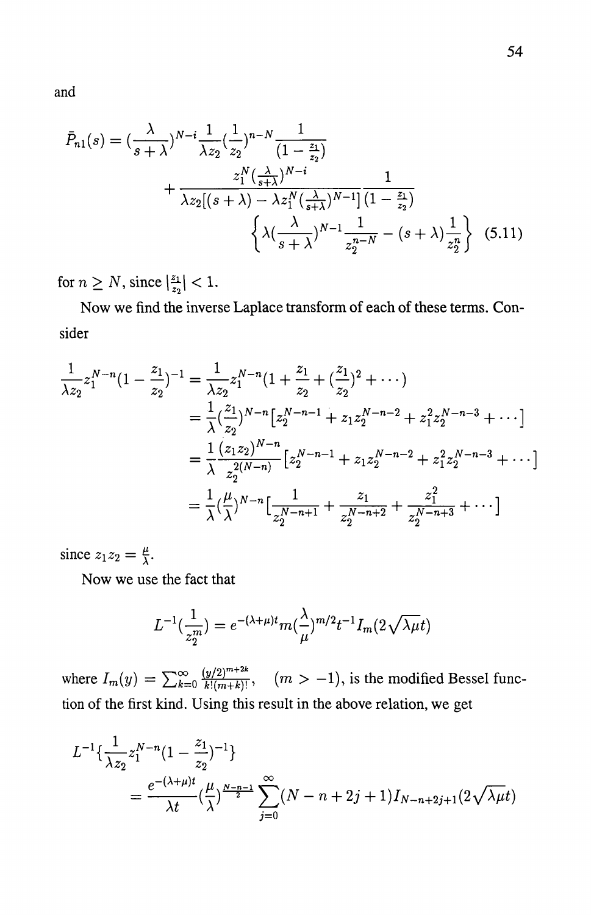and

$$\bar{P}_{n1}(s) = (\frac{\lambda}{s+\lambda})^{N-i}\frac{1}{\lambda z_2}(\frac{1}{z_2})^{n-N}\frac{1}{(1-\frac{z_1}{z_2})}$$

$$+ \frac{z_1^N(\frac{\lambda}{s+\lambda})^{N-i}}{\lambda z_2[(s+\lambda) - \lambda z_1^N(\frac{\lambda}{s+\lambda})^{N-1}]}\frac{1}{(1-\frac{z_1}{z_2})}$$

$$\left\{\lambda(\frac{\lambda}{s+\lambda})^{N-1}\frac{1}{z_2^{n-N}} - (s+\lambda)\frac{1}{z_2^n}\right\} \quad (5.11)$$

for $n \geq N$, since $|\frac{z_1}{z_2}| < 1$.

Now we find the inverse Laplace transform of each of these terms. Consider

$$\begin{aligned}
\frac{1}{\lambda z_2}z_1^{N-n}(1-\frac{z_1}{z_2})^{-1} &= \frac{1}{\lambda z_2}z_1^{N-n}(1+\frac{z_1}{z_2}+(\frac{z_1}{z_2})^2+\cdots) \\
&= \frac{1}{\lambda}(\frac{z_1}{z_2})^{N-n}[z_2^{N-n-1} + z_1 z_2^{N-n-2} + z_1^2 z_2^{N-n-3} + \cdots] \\
&= \frac{1}{\lambda}\frac{(z_1 z_2)^{N-n}}{z_2^{2(N-n)}}[z_2^{N-n-1} + z_1 z_2^{N-n-2} + z_1^2 z_2^{N-n-3} + \cdots] \\
&= \frac{1}{\lambda}(\frac{\mu}{\lambda})^{N-n}[\frac{1}{z_2^{N-n+1}} + \frac{z_1}{z_2^{N-n+2}} + \frac{z_1^2}{z_2^{N-n+3}} + \cdots]
\end{aligned}$$

since $z_1 z_2 = \frac{\mu}{\lambda}$.

Now we use the fact that

$$L^{-1}(\frac{1}{z_2^m}) = e^{-(\lambda+\mu)t}m(\frac{\lambda}{\mu})^{m/2}t^{-1}I_m(2\sqrt{\lambda\mu}t)$$

where $I_m(y) = \sum_{k=0}^{\infty}\frac{(y/2)^{m+2k}}{k!(m+k)!}$, $(m > -1)$, is the modified Bessel function of the first kind. Using this result in the above relation, we get

$$L^{-1}\{\frac{1}{\lambda z_2}z_1^{N-n}(1-\frac{z_1}{z_2})^{-1}\}$$

$$= \frac{e^{-(\lambda+\mu)t}}{\lambda t}(\frac{\mu}{\lambda})^{\frac{N-n-1}{2}}\sum_{j=0}^{\infty}(N-n+2j+1)I_{N-n+2j+1}(2\sqrt{\lambda\mu}t)$$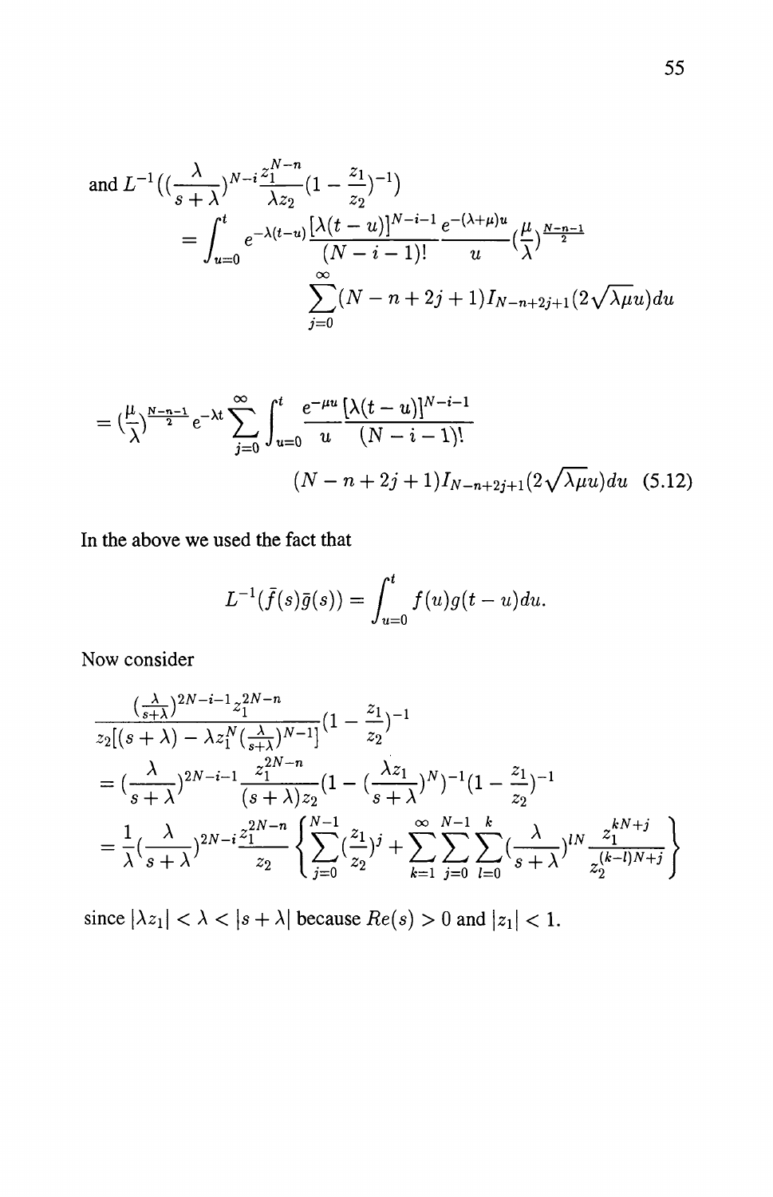and $L^{-1}\left((\frac{\lambda}{s+\lambda})^{N-i}\frac{z_1^{N-n}}{\lambda z_2}(1-\frac{z_1}{z_2})^{-1}\right)$

$$= \int_{u=0}^{t} e^{-\lambda(t-u)}\frac{[\lambda(t-u)]^{N-i-1}}{(N-i-1)!}\frac{e^{-(\lambda+\mu)u}}{u}(\frac{\mu}{\lambda})^{\frac{N-n-1}{2}}$$
$$\sum_{j=0}^{\infty}(N-n+2j+1)I_{N-n+2j+1}(2\sqrt{\lambda\mu}u)du$$

$$= (\frac{\mu}{\lambda})^{\frac{N-n-1}{2}}e^{-\lambda t}\sum_{j=0}^{\infty}\int_{u=0}^{t}\frac{e^{-\mu u}}{u}\frac{[\lambda(t-u)]^{N-i-1}}{(N-i-1)!}$$
$$(N-n+2j+1)I_{N-n+2j+1}(2\sqrt{\lambda\mu}u)du \quad (5.12)$$

In the above we used the fact that

$$L^{-1}(\bar{f}(s)\bar{g}(s)) = \int_{u=0}^{t} f(u)g(t-u)du.$$

Now consider

$$\frac{(\frac{\lambda}{s+\lambda})^{2N-i-1}z_1^{2N-n}}{z_2[(s+\lambda)-\lambda z_1^N(\frac{\lambda}{s+\lambda})^{N-1}]}(1-\frac{z_1}{z_2})^{-1}$$
$$= (\frac{\lambda}{s+\lambda})^{2N-i-1}\frac{z_1^{2N-n}}{(s+\lambda)z_2}(1-(\frac{\lambda z_1}{s+\lambda})^N)^{-1}(1-\frac{z_1}{z_2})^{-1}$$
$$= \frac{1}{\lambda}(\frac{\lambda}{s+\lambda})^{2N-i}\frac{z_1^{2N-n}}{z_2}\left\{\sum_{j=0}^{N-1}(\frac{z_1}{z_2})^j + \sum_{k=1}^{\infty}\sum_{j=0}^{N-1}\sum_{l=0}^{k}(\frac{\lambda}{s+\lambda})^{lN}\frac{z_1^{kN+j}}{z_2^{(k-l)N+j}}\right\}$$

since $|\lambda z_1| < \lambda < |s+\lambda|$ because $Re(s) > 0$ and $|z_1| < 1$.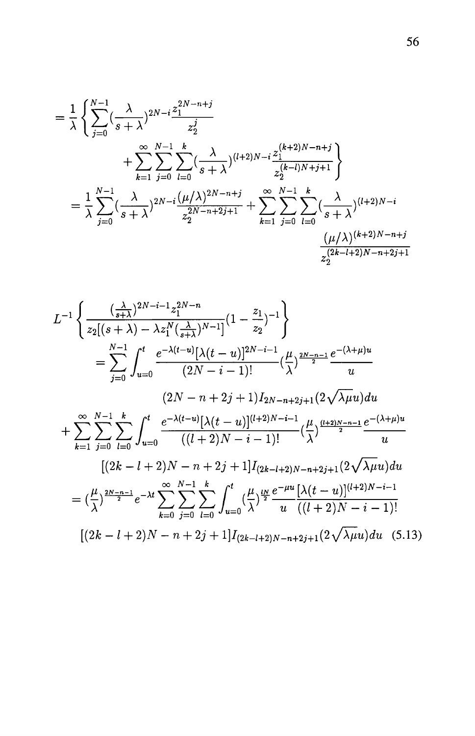$$
= \frac{1}{\lambda} \left\{ \sum_{j=0}^{N-1} (\frac{\lambda}{s+\lambda})^{2N-i} \frac{z_1^{2N-n+j}}{z_2^j} + \sum_{k=1}^{\infty} \sum_{j=0}^{N-1} \sum_{l=0}^{k} (\frac{\lambda}{s+\lambda})^{(l+2)N-i} \frac{z_1^{(k+2)N-n+j}}{z_2^{(k-l)N+j+1}} \right\}
$$

$$
= \frac{1}{\lambda} \sum_{j=0}^{N-1} (\frac{\lambda}{s+\lambda})^{2N-i} \frac{(\mu/\lambda)^{2N-n+j}}{z_2^{2N-n+2j+1}} + \sum_{k=1}^{\infty} \sum_{j=0}^{N-1} \sum_{l=0}^{k} (\frac{\lambda}{s+\lambda})^{(l+2)N-i} \frac{(\mu/\lambda)^{(k+2)N-n+j}}{z_2^{(2k-l+2)N-n+2j+1}}
$$

$$
L^{-1} \left\{ \frac{(\frac{\lambda}{s+\lambda})^{2N-i-1} z_1^{2N-n}}{z_2[(s+\lambda) - \lambda z_1^N (\frac{\lambda}{s+\lambda})^{N-1}]} (1 - \frac{z_1}{z_2})^{-1} \right\}
$$

$$
= \sum_{j=0}^{N-1} \int_{u=0}^{t} \frac{e^{-\lambda(t-u)}[\lambda(t-u)]^{2N-i-1}}{(2N-i-1)!} (\frac{\mu}{\lambda})^{\frac{2N-n-1}{2}} \frac{e^{-(\lambda+\mu)u}}{u} (2N-n+2j+1) I_{2N-n+2j+1}(2\sqrt{\lambda\mu}u) du
$$

$$
+ \sum_{k=1}^{\infty} \sum_{j=0}^{N-1} \sum_{l=0}^{k} \int_{u=0}^{t} \frac{e^{-\lambda(t-u)}[\lambda(t-u)]^{(l+2)N-i-1}}{((l+2)N-i-1)!} (\frac{\mu}{\lambda})^{\frac{(l+2)N-n-1}{2}} \frac{e^{-(\lambda+\mu)u}}{u} [(2k-l+2)N-n+2j+1] I_{(2k-l+2)N-n+2j+1}(2\sqrt{\lambda\mu}u) du
$$

$$
= (\frac{\mu}{\lambda})^{\frac{2N-n-1}{2}} e^{-\lambda t} \sum_{k=0}^{\infty} \sum_{j=0}^{N-1} \sum_{l=0}^{k} \int_{u=0}^{t} (\frac{\mu}{\lambda})^{\frac{lN}{2}} \frac{e^{-\mu u}}{u} \frac{[\lambda(t-u)]^{(l+2)N-i-1}}{((l+2)N-i-1)!} [(2k-l+2)N-n+2j+1] I_{(2k-l+2)N-n+2j+1}(2\sqrt{\lambda\mu}u) du \quad (5.13)
$$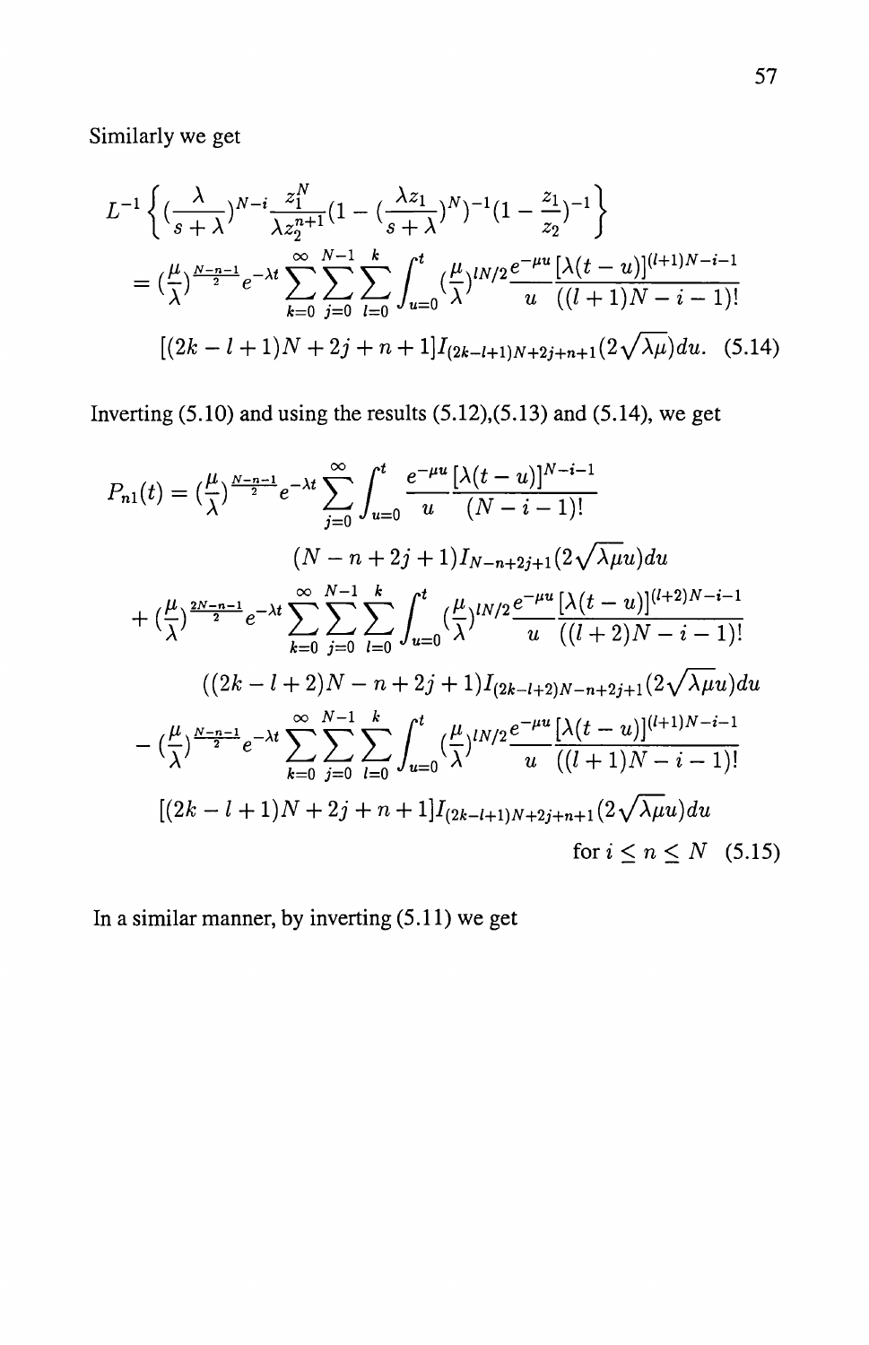Similarly we get

$$L^{-1}\left\{(\frac{\lambda}{s+\lambda})^{N-i}\frac{z_1^N}{\lambda z_2^{n+1}}(1-(\frac{\lambda z_1}{s+\lambda})^N)^{-1}(1-\frac{z_1}{z_2})^{-1}\right\}$$

$$= (\frac{\mu}{\lambda})^{\frac{N-n-1}{2}} e^{-\lambda t}\sum_{k=0}^{\infty}\sum_{j=0}^{N-1}\sum_{l=0}^{k}\int_{u=0}^{t}(\frac{\mu}{\lambda})^{lN/2}\frac{e^{-\mu u}}{u}\frac{[\lambda(t-u)]^{(l+1)N-i-1}}{((l+1)N-i-1)!}$$

$$[(2k-l+1)N+2j+n+1]I_{(2k-l+1)N+2j+n+1}(2\sqrt{\lambda\mu}u)du. \quad (5.14)$$

Inverting (5.10) and using the results (5.12),(5.13) and (5.14), we get

$$P_{n1}(t) = (\frac{\mu}{\lambda})^{\frac{N-n-1}{2}} e^{-\lambda t}\sum_{j=0}^{\infty}\int_{u=0}^{t}\frac{e^{-\mu u}}{u}\frac{[\lambda(t-u)]^{N-i-1}}{(N-i-1)!}$$

$$(N-n+2j+1)I_{N-n+2j+1}(2\sqrt{\lambda\mu}u)du$$

$$+ (\frac{\mu}{\lambda})^{\frac{2N-n-1}{2}} e^{-\lambda t}\sum_{k=0}^{\infty}\sum_{j=0}^{N-1}\sum_{l=0}^{k}\int_{u=0}^{t}(\frac{\mu}{\lambda})^{lN/2}\frac{e^{-\mu u}}{u}\frac{[\lambda(t-u)]^{(l+2)N-i-1}}{((l+2)N-i-1)!}$$

$$((2k-l+2)N-n+2j+1)I_{(2k-l+2)N-n+2j+1}(2\sqrt{\lambda\mu}u)du$$

$$- (\frac{\mu}{\lambda})^{\frac{N-n-1}{2}} e^{-\lambda t}\sum_{k=0}^{\infty}\sum_{j=0}^{N-1}\sum_{l=0}^{k}\int_{u=0}^{t}(\frac{\mu}{\lambda})^{lN/2}\frac{e^{-\mu u}}{u}\frac{[\lambda(t-u)]^{(l+1)N-i-1}}{((l+1)N-i-1)!}$$

$$[(2k-l+1)N+2j+n+1]I_{(2k-l+1)N+2j+n+1}(2\sqrt{\lambda\mu}u)du$$

$$\text{for } i \le n \le N \quad (5.15)$$

In a similar manner, by inverting (5.11) we get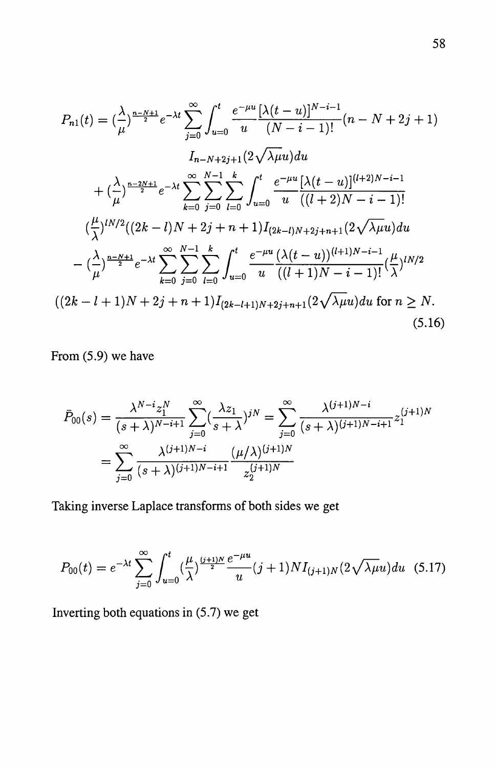$$
\begin{aligned}
P_{n1}(t) = {} & \left(\frac{\lambda}{\mu}\right)^{\frac{n-N+1}{2}} e^{-\lambda t} \sum_{j=0}^{\infty} \int_{u=0}^{t} \frac{e^{-\mu u}}{u} \frac{[\lambda(t-u)]^{N-i-1}}{(N-i-1)!} (n-N+2j+1) \\
& I_{n-N+2j+1}(2\sqrt{\lambda\mu}u)du \\
& + \left(\frac{\lambda}{\mu}\right)^{\frac{n-2N+1}{2}} e^{-\lambda t} \sum_{k=0}^{\infty} \sum_{j=0}^{N-1} \sum_{l=0}^{k} \int_{u=0}^{t} \frac{e^{-\mu u}}{u} \frac{[\lambda(t-u)]^{(l+2)N-i-1}}{((l+2)N-i-1)!} \\
& \left(\frac{\mu}{\lambda}\right)^{lN/2} ((2k-l)N+2j+n+1) I_{(2k-l)N+2j+n+1}(2\sqrt{\lambda\mu}u)du \\
& - \left(\frac{\lambda}{\mu}\right)^{\frac{n-N+1}{2}} e^{-\lambda t} \sum_{k=0}^{\infty} \sum_{j=0}^{N-1} \sum_{l=0}^{k} \int_{u=0}^{t} \frac{e^{-\mu u}}{u} \frac{(\lambda(t-u))^{(l+1)N-i-1}}{((l+1)N-i-1)!} \left(\frac{\mu}{\lambda}\right)^{lN/2} \\
& ((2k-l+1)N+2j+n+1) I_{(2k-l+1)N+2j+n+1}(2\sqrt{\lambda\mu}u)du \text{ for } n \geq N.
\end{aligned}
\tag{5.16}
$$

From (5.9) we have

$$
\begin{aligned}
\bar{P}_{00}(s) &= \frac{\lambda^{N-i} z_1^N}{(s+\lambda)^{N-i+1}} \sum_{j=0}^{\infty} \left(\frac{\lambda z_1}{s+\lambda}\right)^{jN} = \sum_{j=0}^{\infty} \frac{\lambda^{(j+1)N-i}}{(s+\lambda)^{(j+1)N-i+1}} z_1^{(j+1)N} \\
&= \sum_{j=0}^{\infty} \frac{\lambda^{(j+1)N-i}}{(s+\lambda)^{(j+1)N-i+1}} \frac{(\mu/\lambda)^{(j+1)N}}{z_2^{(j+1)N}}
\end{aligned}
$$

Taking inverse Laplace transforms of both sides we get

$$
P_{00}(t) = e^{-\lambda t} \sum_{j=0}^{\infty} \int_{u=0}^{t} \left(\frac{\mu}{\lambda}\right)^{\frac{(j+1)N}{2}} \frac{e^{-\mu u}}{u} (j+1) N I_{(j+1)N}(2\sqrt{\lambda\mu}u)du \tag{5.17}
$$

Inverting both equations in (5.7) we get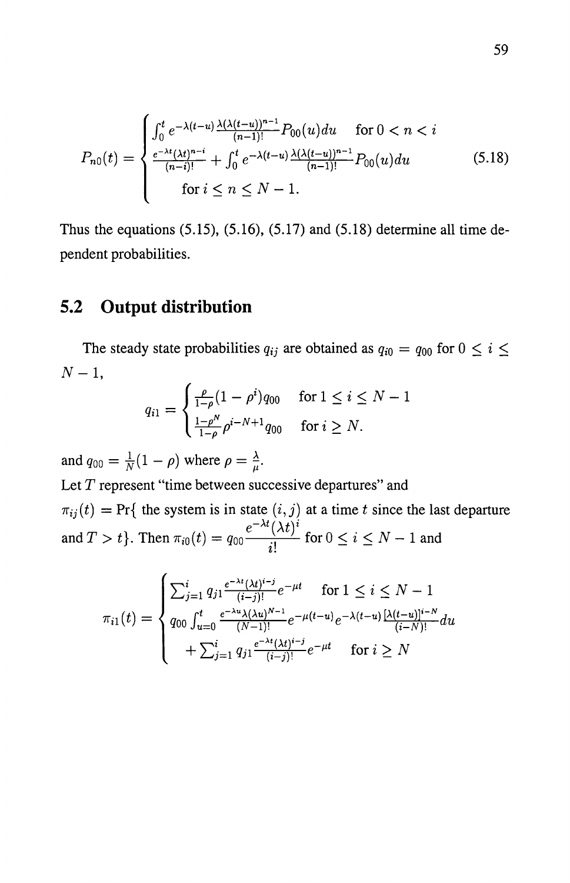$$P_{n0}(t) = \begin{cases} \int_0^t e^{-\lambda(t-u)} \frac{\lambda(\lambda(t-u))^{n-1}}{(n-1)!} P_{00}(u)du & \text{for } 0 < n < i \\ \frac{e^{-\lambda t}(\lambda t)^{n-i}}{(n-i)!} + \int_0^t e^{-\lambda(t-u)} \frac{\lambda(\lambda(t-u))^{n-1}}{(n-1)!} P_{00}(u)du & \\ \quad \text{for } i \leq n \leq N-1. & \end{cases} \tag{5.18}$$

Thus the equations (5.15), (5.16), (5.17) and (5.18) determine all time dependent probabilities.

## 5.2 Output distribution

The steady state probabilities $q_{ij}$ are obtained as $q_{i0} = q_{00}$ for $0 \leq i \leq N-1$,

$$q_{i1} = \begin{cases} \frac{\rho}{1-\rho}(1-\rho^i)q_{00} & \text{for } 1 \leq i \leq N-1 \\ \frac{1-\rho^N}{1-\rho}\rho^{i-N+1}q_{00} & \text{for } i \geq N. \end{cases}$$

and $q_{00} = \frac{1}{N}(1-\rho)$ where $\rho = \frac{\lambda}{\mu}$.

Let $T$ represent "time between successive departures" and

$\pi_{ij}(t) = \Pr\{$ the system is in state $(i,j)$ at a time $t$ since the last departure and $T > t\}$. Then $\pi_{i0}(t) = q_{00}\dfrac{e^{-\lambda t}(\lambda t)^i}{i!}$ for $0 \leq i \leq N-1$ and

$$\pi_{i1}(t) = \begin{cases} \sum_{j=1}^{i} q_{j1} \frac{e^{-\lambda t}(\lambda t)^{i-j}}{(i-j)!} e^{-\mu t} & \text{for } 1 \leq i \leq N-1 \\ q_{00} \int_{u=0}^{t} \frac{e^{-\lambda u}\lambda(\lambda u)^{N-1}}{(N-1)!} e^{-\mu(t-u)} e^{-\lambda(t-u)} \frac{[\lambda(t-u)]^{i-N}}{(i-N)!} du & \\ \quad + \sum_{j=1}^{i} q_{j1} \frac{e^{-\lambda t}(\lambda t)^{i-j}}{(i-j)!} e^{-\mu t} & \text{for } i \geq N \end{cases}$$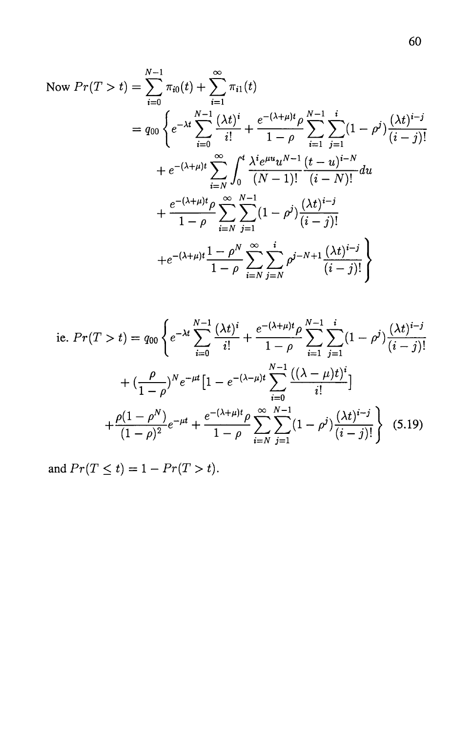Now $Pr(T > t) = \sum_{i=0}^{N-1} \pi_{i0}(t) + \sum_{i=1}^{\infty} \pi_{i1}(t)$

$$= q_{00} \left\{ e^{-\lambda t} \sum_{i=0}^{N-1} \frac{(\lambda t)^i}{i!} + \frac{e^{-(\lambda+\mu)t}\rho}{1-\rho} \sum_{i=1}^{N-1} \sum_{j=1}^{i} (1-\rho^j) \frac{(\lambda t)^{i-j}}{(i-j)!} \right.$$

$$+ e^{-(\lambda+\mu)t} \sum_{i=N}^{\infty} \int_0^t \frac{\lambda^i e^{\mu u} u^{N-1}}{(N-1)!} \frac{(t-u)^{i-N}}{(i-N)!} du$$

$$+ \frac{e^{-(\lambda+\mu)t}\rho}{1-\rho} \sum_{i=N}^{\infty} \sum_{j=1}^{N-1} (1-\rho^j) \frac{(\lambda t)^{i-j}}{(i-j)!}$$

$$\left. + e^{-(\lambda+\mu)t} \frac{1-\rho^N}{1-\rho} \sum_{i=N}^{\infty} \sum_{j=N}^{i} \rho^{j-N+1} \frac{(\lambda t)^{i-j}}{(i-j)!} \right\}$$

ie. $$Pr(T > t) = q_{00} \left\{ e^{-\lambda t} \sum_{i=0}^{N-1} \frac{(\lambda t)^i}{i!} + \frac{e^{-(\lambda+\mu)t}\rho}{1-\rho} \sum_{i=1}^{N-1} \sum_{j=1}^{i} (1-\rho^j) \frac{(\lambda t)^{i-j}}{(i-j)!} \right.$$

$$+ \left(\frac{\rho}{1-\rho}\right)^N e^{-\mu t} \left[1 - e^{-(\lambda-\mu)t} \sum_{i=0}^{N-1} \frac{((\lambda-\mu)t)^i}{i!}\right]$$

$$\left. + \frac{\rho(1-\rho^N)}{(1-\rho)^2} e^{-\mu t} + \frac{e^{-(\lambda+\mu)t}\rho}{1-\rho} \sum_{i=N}^{\infty} \sum_{j=1}^{N-1} (1-\rho^j) \frac{(\lambda t)^{i-j}}{(i-j)!} \right\} \quad (5.19)$$

and $Pr(T \leq t) = 1 - Pr(T > t)$.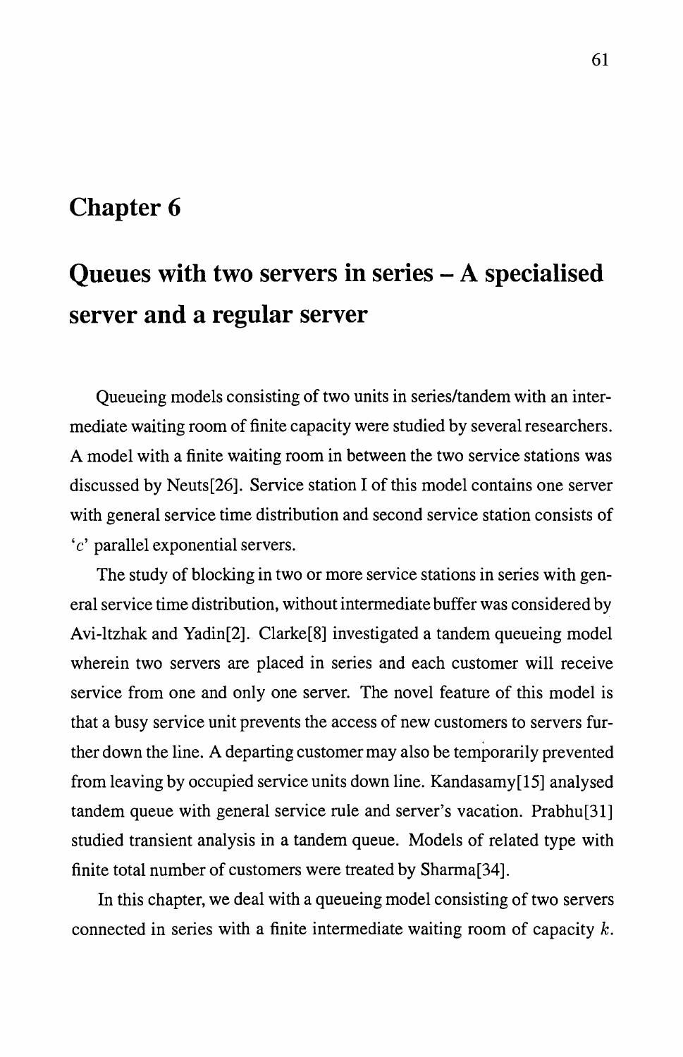# Chapter 6

# Queues with two servers in series – A specialised server and a regular server

Queueing models consisting of two units in series/tandem with an intermediate waiting room of finite capacity were studied by several researchers. A model with a finite waiting room in between the two service stations was discussed by Neuts[26]. Service station I of this model contains one server with general service time distribution and second service station consists of '$c$' parallel exponential servers.

The study of blocking in two or more service stations in series with general service time distribution, without intermediate buffer was considered by Avi-Itzhak and Yadin[2]. Clarke[8] investigated a tandem queueing model wherein two servers are placed in series and each customer will receive service from one and only one server. The novel feature of this model is that a busy service unit prevents the access of new customers to servers further down the line. A departing customer may also be temporarily prevented from leaving by occupied service units down line. Kandasamy[15] analysed tandem queue with general service rule and server's vacation. Prabhu[31] studied transient analysis in a tandem queue. Models of related type with finite total number of customers were treated by Sharma[34].

In this chapter, we deal with a queueing model consisting of two servers connected in series with a finite intermediate waiting room of capacity $k$.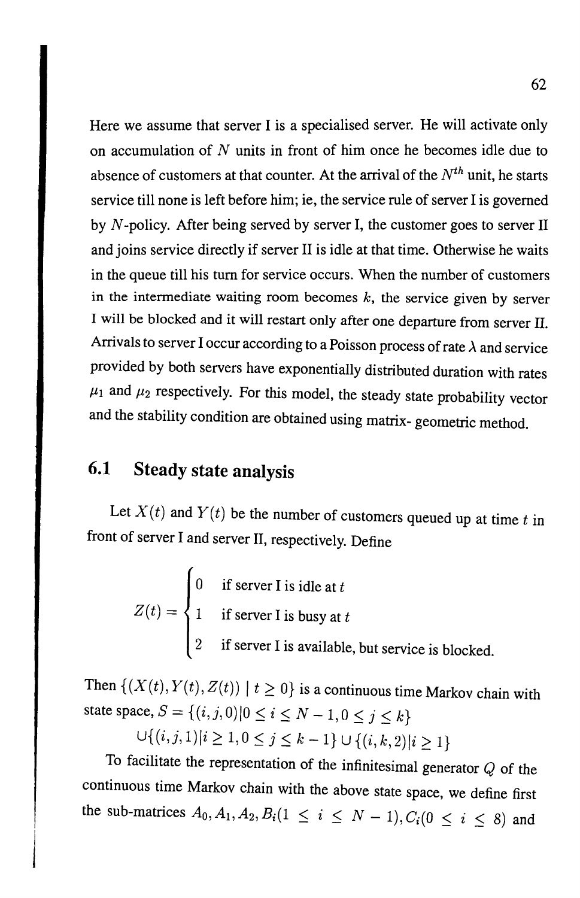Here we assume that server I is a specialised server. He will activate only on accumulation of $N$ units in front of him once he becomes idle due to absence of customers at that counter. At the arrival of the $N^{th}$ unit, he starts service till none is left before him; ie, the service rule of server I is governed by $N$-policy. After being served by server I, the customer goes to server II and joins service directly if server II is idle at that time. Otherwise he waits in the queue till his turn for service occurs. When the number of customers in the intermediate waiting room becomes $k$, the service given by server I will be blocked and it will restart only after one departure from server II. Arrivals to server I occur according to a Poisson process of rate $\lambda$ and service provided by both servers have exponentially distributed duration with rates $\mu_1$ and $\mu_2$ respectively. For this model, the steady state probability vector and the stability condition are obtained using matrix- geometric method.

## 6.1 Steady state analysis

Let $X(t)$ and $Y(t)$ be the number of customers queued up at time $t$ in front of server I and server II, respectively. Define

$$Z(t) = \begin{cases} 0 & \text{if server I is idle at } t \\ 1 & \text{if server I is busy at } t \\ 2 & \text{if server I is available, but service is blocked.} \end{cases}$$

Then $\{(X(t), Y(t), Z(t)) \mid t \geq 0\}$ is a continuous time Markov chain with state space, $S = \{(i, j, 0) | 0 \leq i \leq N-1, 0 \leq j \leq k\}$
$\cup\{(i, j, 1) | i \geq 1, 0 \leq j \leq k-1\} \cup \{(i, k, 2) | i \geq 1\}$

To facilitate the representation of the infinitesimal generator $Q$ of the continuous time Markov chain with the above state space, we define first the sub-matrices $A_0, A_1, A_2, B_i (1 \leq i \leq N-1), C_i (0 \leq i \leq 8)$ and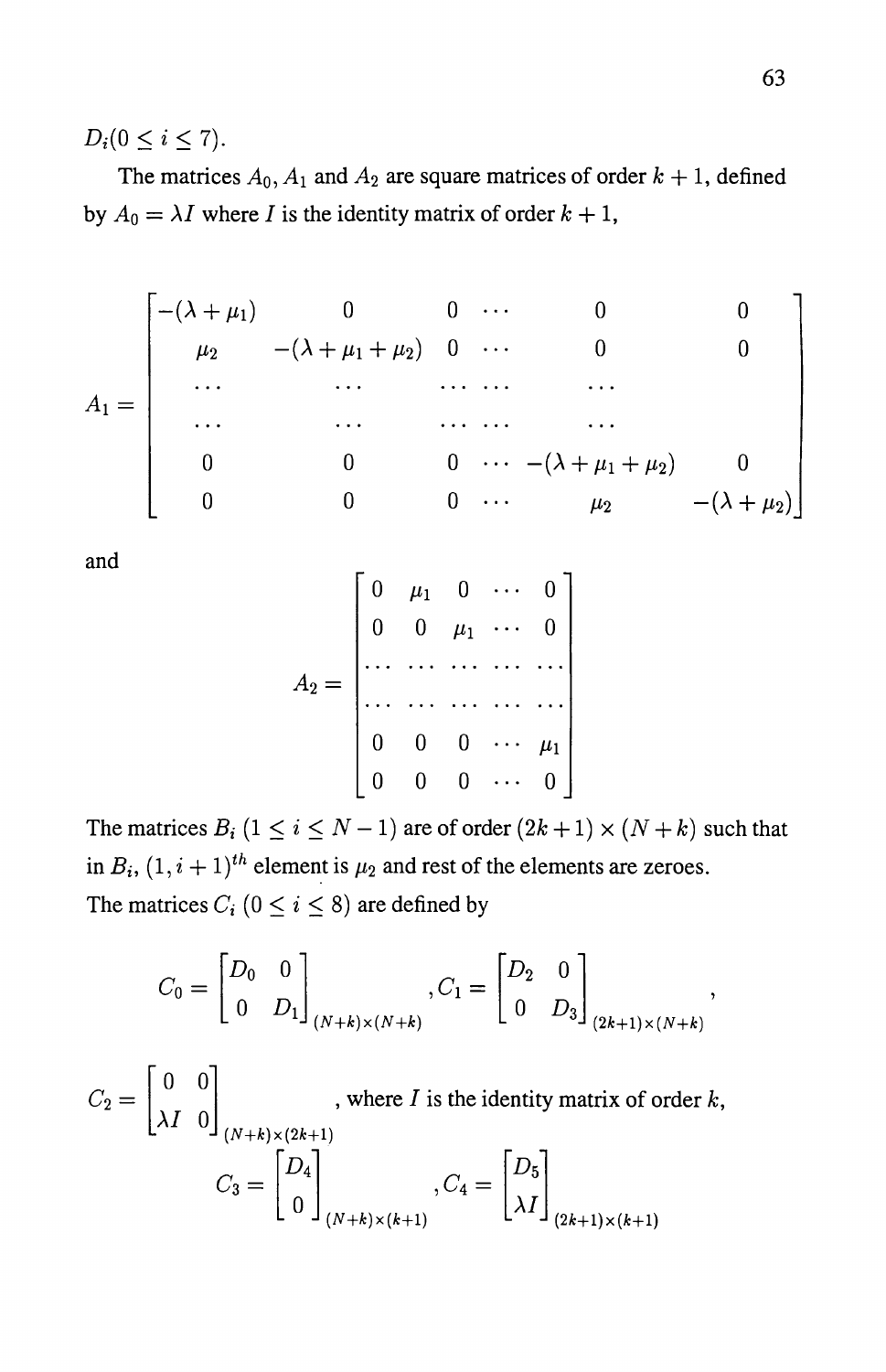$D_i (0 \leq i \leq 7)$.

The matrices $A_0, A_1$ and $A_2$ are square matrices of order $k+1$, defined by $A_0 = \lambda I$ where $I$ is the identity matrix of order $k+1$,

$$A_1 = \begin{bmatrix} -(\lambda+\mu_1) & 0 & 0 & \cdots & 0 & 0 \\ \mu_2 & -(\lambda+\mu_1+\mu_2) & 0 & \cdots & 0 & 0 \\ \cdots & \cdots & \cdots & \cdots & \cdots & \\ \cdots & \cdots & \cdots & \cdots & \cdots & \\ 0 & 0 & 0 & \cdots & -(\lambda+\mu_1+\mu_2) & 0 \\ 0 & 0 & 0 & \cdots & \mu_2 & -(\lambda+\mu_2) \end{bmatrix}$$

and

$$A_2 = \begin{bmatrix} 0 & \mu_1 & 0 & \cdots & 0 \\ 0 & 0 & \mu_1 & \cdots & 0 \\ \cdots & \cdots & \cdots & \cdots & \cdots \\ \cdots & \cdots & \cdots & \cdots & \cdots \\ 0 & 0 & 0 & \cdots & \mu_1 \\ 0 & 0 & 0 & \cdots & 0 \end{bmatrix}$$

The matrices $B_i$ $(1 \leq i \leq N-1)$ are of order $(2k+1) \times (N+k)$ such that in $B_i$, $(1, i+1)^{th}$ element is $\mu_2$ and rest of the elements are zeroes.

The matrices $C_i$ $(0 \leq i \leq 8)$ are defined by

$$C_0 = \begin{bmatrix} D_0 & 0 \\ 0 & D_1 \end{bmatrix}_{(N+k)\times(N+k)}, C_1 = \begin{bmatrix} D_2 & 0 \\ 0 & D_3 \end{bmatrix}_{(2k+1)\times(N+k)},$$

$$C_2 = \begin{bmatrix} 0 & 0 \\ \lambda I & 0 \end{bmatrix}_{(N+k)\times(2k+1)}, \text{ where } I \text{ is the identity matrix of order } k,$$

$$C_3 = \begin{bmatrix} D_4 \\ 0 \end{bmatrix}_{(N+k)\times(k+1)}, C_4 = \begin{bmatrix} D_5 \\ \lambda I \end{bmatrix}_{(2k+1)\times(k+1)}$$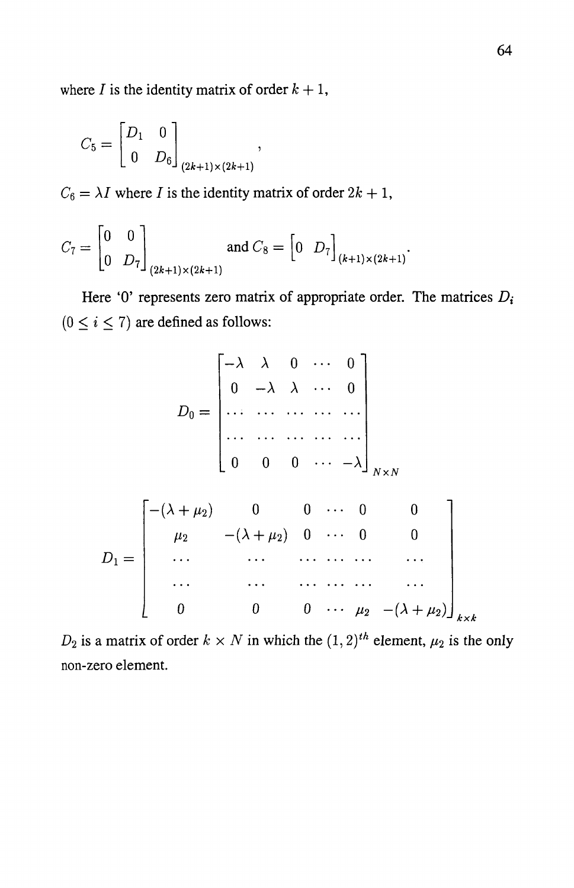where $I$ is the identity matrix of order $k+1$,

$$C_5 = \begin{bmatrix} D_1 & 0 \\ 0 & D_6 \end{bmatrix}_{(2k+1)\times(2k+1)},$$

$C_6 = \lambda I$ where $I$ is the identity matrix of order $2k+1$,

$$C_7 = \begin{bmatrix} 0 & 0 \\ 0 & D_7 \end{bmatrix}_{(2k+1)\times(2k+1)} \quad \text{and } C_8 = \begin{bmatrix} 0 & D_7 \end{bmatrix}_{(k+1)\times(2k+1)}.$$

Here '0' represents zero matrix of appropriate order. The matrices $D_i$ $(0 \leq i \leq 7)$ are defined as follows:

$$D_0 = \begin{bmatrix} -\lambda & \lambda & 0 & \cdots & 0 \\ 0 & -\lambda & \lambda & \cdots & 0 \\ \cdots & \cdots & \cdots & \cdots & \cdots \\ \cdots & \cdots & \cdots & \cdots & \cdots \\ 0 & 0 & 0 & \cdots & -\lambda \end{bmatrix}_{N\times N}$$

$$D_1 = \begin{bmatrix} -(\lambda+\mu_2) & 0 & 0 & \cdots & 0 & 0 \\ \mu_2 & -(\lambda+\mu_2) & 0 & \cdots & 0 & 0 \\ \cdots & \cdots & \cdots & \cdots & \cdots & \cdots \\ \cdots & \cdots & \cdots & \cdots & \cdots & \cdots \\ 0 & 0 & 0 & \cdots & \mu_2 & -(\lambda+\mu_2) \end{bmatrix}_{k\times k}$$

$D_2$ is a matrix of order $k \times N$ in which the $(1,2)^{th}$ element, $\mu_2$ is the only non-zero element.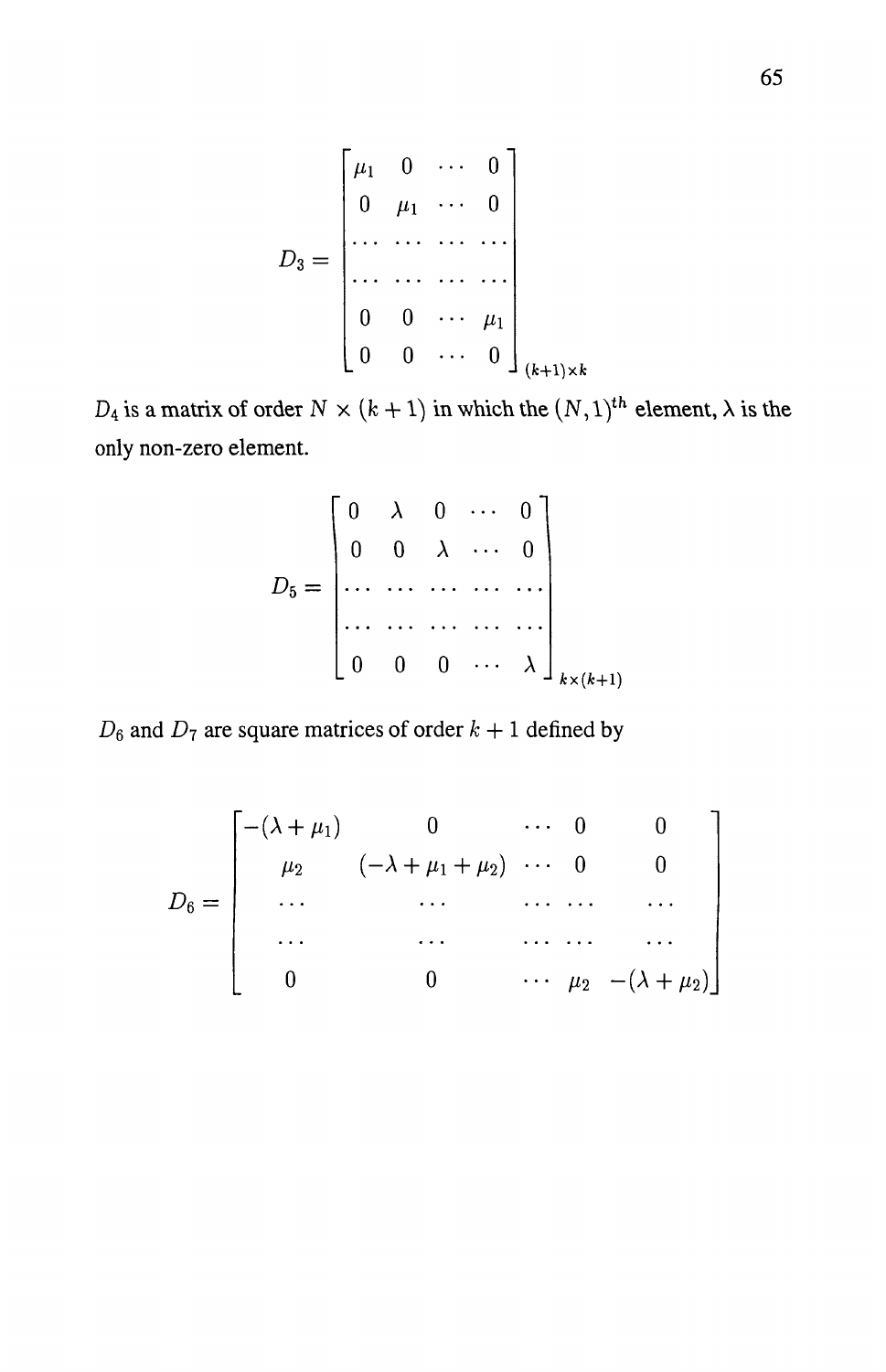$$
D_3 = \begin{bmatrix} \mu_1 & 0 & \cdots & 0 \\ 0 & \mu_1 & \cdots & 0 \\ \cdots & \cdots & \cdots & \cdots \\ \cdots & \cdots & \cdots & \cdots \\ 0 & 0 & \cdots & \mu_1 \\ 0 & 0 & \cdots & 0 \end{bmatrix}_{(k+1)\times k}
$$

$D_4$ is a matrix of order $N \times (k+1)$ in which the $(N,1)^{th}$ element, $\lambda$ is the only non-zero element.

$$
D_5 = \begin{bmatrix} 0 & \lambda & 0 & \cdots & 0 \\ 0 & 0 & \lambda & \cdots & 0 \\ \cdots & \cdots & \cdots & \cdots & \cdots \\ \cdots & \cdots & \cdots & \cdots & \cdots \\ 0 & 0 & 0 & \cdots & \lambda \end{bmatrix}_{k\times(k+1)}
$$

$D_6$ and $D_7$ are square matrices of order $k+1$ defined by

$$
D_6 = \begin{bmatrix} -(\lambda+\mu_1) & 0 & \cdots & 0 & 0 \\ \mu_2 & (-\lambda+\mu_1+\mu_2) & \cdots & 0 & 0 \\ \cdots & \cdots & \cdots & \cdots & \cdots \\ \cdots & \cdots & \cdots & \cdots & \cdots \\ 0 & 0 & \cdots & \mu_2 & -(\lambda+\mu_2) \end{bmatrix}
$$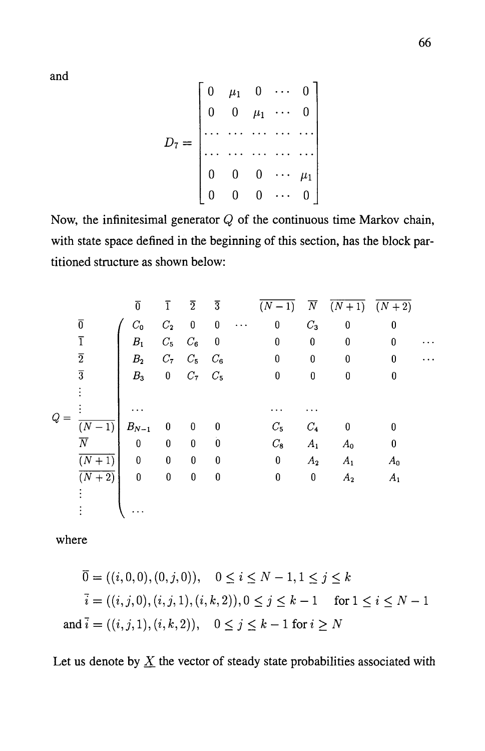and

$$
D_7 = \begin{bmatrix}
0 & \mu_1 & 0 & \cdots & 0 \\
0 & 0 & \mu_1 & \cdots & 0 \\
\cdots & \cdots & \cdots & \cdots & \cdots \\
\cdots & \cdots & \cdots & \cdots & \cdots \\
0 & 0 & 0 & \cdots & \mu_1 \\
0 & 0 & 0 & \cdots & 0
\end{bmatrix}
$$

Now, the infinitesimal generator $Q$ of the continuous time Markov chain, with state space defined in the beginning of this section, has the block partitioned structure as shown below:

$$
Q = \begin{array}{c|cccccccccc}
 & \overline{0} & \overline{1} & \overline{2} & \overline{3} & & \overline{(N-1)} & \overline{N} & \overline{(N+1)} & \overline{(N+2)} & \\
\hline
\overline{0} & C_0 & C_2 & 0 & 0 & \cdots & 0 & C_3 & 0 & 0 & \\
\overline{1} & B_1 & C_5 & C_6 & 0 & & 0 & 0 & 0 & 0 & \cdots \\
\overline{2} & B_2 & C_7 & C_5 & C_6 & & 0 & 0 & 0 & 0 & \cdots \\
\overline{3} & B_3 & 0 & C_7 & C_5 & & 0 & 0 & 0 & 0 & \\
\vdots & & & & & & & & & & \\
\vdots & \cdots & & & & & \cdots & \cdots & & & \\
\overline{(N-1)} & B_{N-1} & 0 & 0 & 0 & & C_5 & C_4 & 0 & 0 & \\
\overline{N} & 0 & 0 & 0 & 0 & & C_8 & A_1 & A_0 & 0 & \\
\overline{(N+1)} & 0 & 0 & 0 & 0 & & 0 & A_2 & A_1 & A_0 & \\
\overline{(N+2)} & 0 & 0 & 0 & 0 & & 0 & 0 & A_2 & A_1 & \\
\vdots & & & & & & & & & & \\
\vdots & \cdots & & & & & & & & &
\end{array}
$$

where

$$
\begin{aligned}
\overline{0} &= ((i,0,0),(0,j,0)), \quad 0 \leq i \leq N-1, 1 \leq j \leq k \\
\overline{i} &= ((i,j,0),(i,j,1),(i,k,2)), 0 \leq j \leq k-1 \quad \text{for } 1 \leq i \leq N-1 \\
\text{and } \overline{i} &= ((i,j,1),(i,k,2)), \quad 0 \leq j \leq k-1 \text{ for } i \geq N
\end{aligned}
$$

Let us denote by $\underline{X}$ the vector of steady state probabilities associated with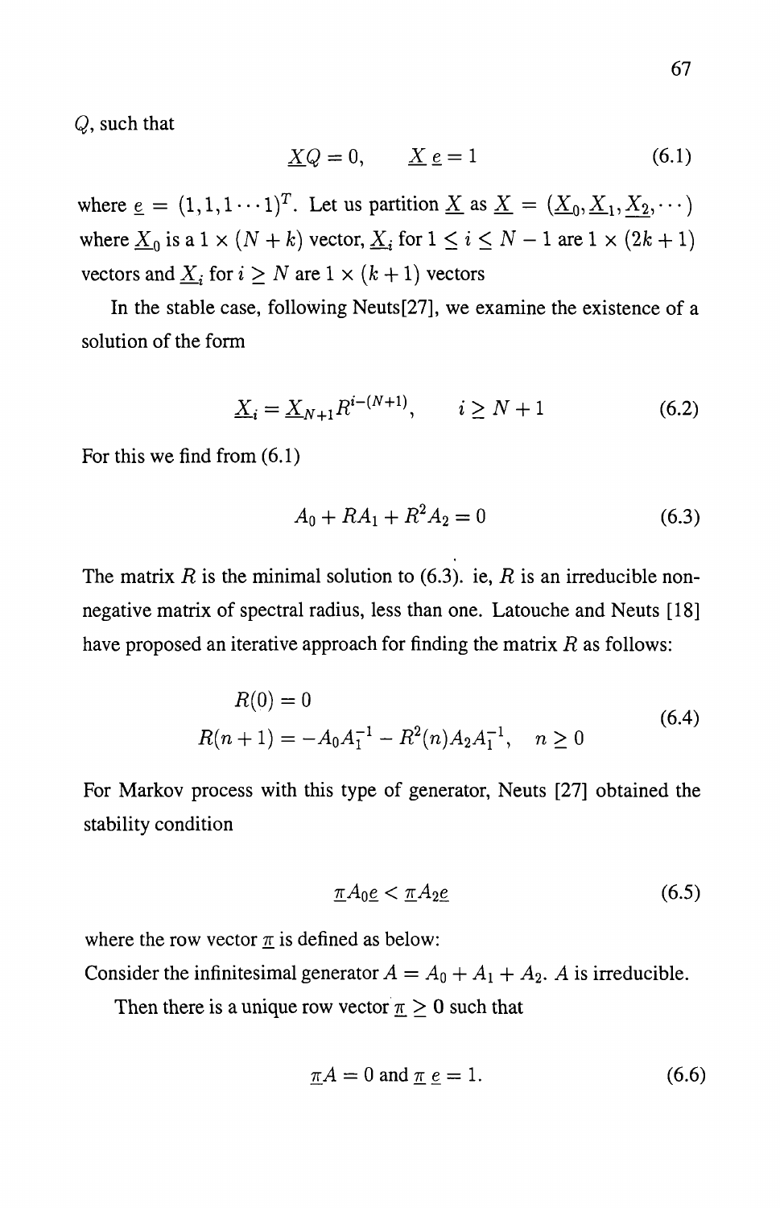$Q$, such that

$$\underline{X}Q = 0, \qquad \underline{X}\,\underline{e} = 1 \tag{6.1}$$

where $\underline{e} = (1, 1, 1 \cdots 1)^T$. Let us partition $\underline{X}$ as $\underline{X} = (\underline{X}_0, \underline{X}_1, \underline{X}_2, \cdots)$ where $\underline{X}_0$ is a $1 \times (N + k)$ vector, $\underline{X}_i$ for $1 \leq i \leq N - 1$ are $1 \times (2k + 1)$ vectors and $\underline{X}_i$ for $i \geq N$ are $1 \times (k + 1)$ vectors

In the stable case, following Neuts[27], we examine the existence of a solution of the form

$$\underline{X}_i = \underline{X}_{N+1} R^{i-(N+1)}, \qquad i \geq N + 1 \tag{6.2}$$

For this we find from (6.1)

$$A_0 + RA_1 + R^2 A_2 = 0 \tag{6.3}$$

The matrix $R$ is the minimal solution to (6.3). ie, $R$ is an irreducible non-negative matrix of spectral radius, less than one. Latouche and Neuts [18] have proposed an iterative approach for finding the matrix $R$ as follows:

$$\begin{aligned} R(0) &= 0 \\ R(n + 1) &= -A_0 A_1^{-1} - R^2(n) A_2 A_1^{-1}, \quad n \geq 0 \end{aligned} \tag{6.4}$$

For Markov process with this type of generator, Neuts [27] obtained the stability condition

$$\underline{\pi} A_0 \underline{e} < \underline{\pi} A_2 \underline{e} \tag{6.5}$$

where the row vector $\underline{\pi}$ is defined as below:

Consider the infinitesimal generator $A = A_0 + A_1 + A_2$. $A$ is irreducible.

Then there is a unique row vector $\underline{\pi} \geq 0$ such that

$$\underline{\pi} A = 0 \text{ and } \underline{\pi}\,\underline{e} = 1. \tag{6.6}$$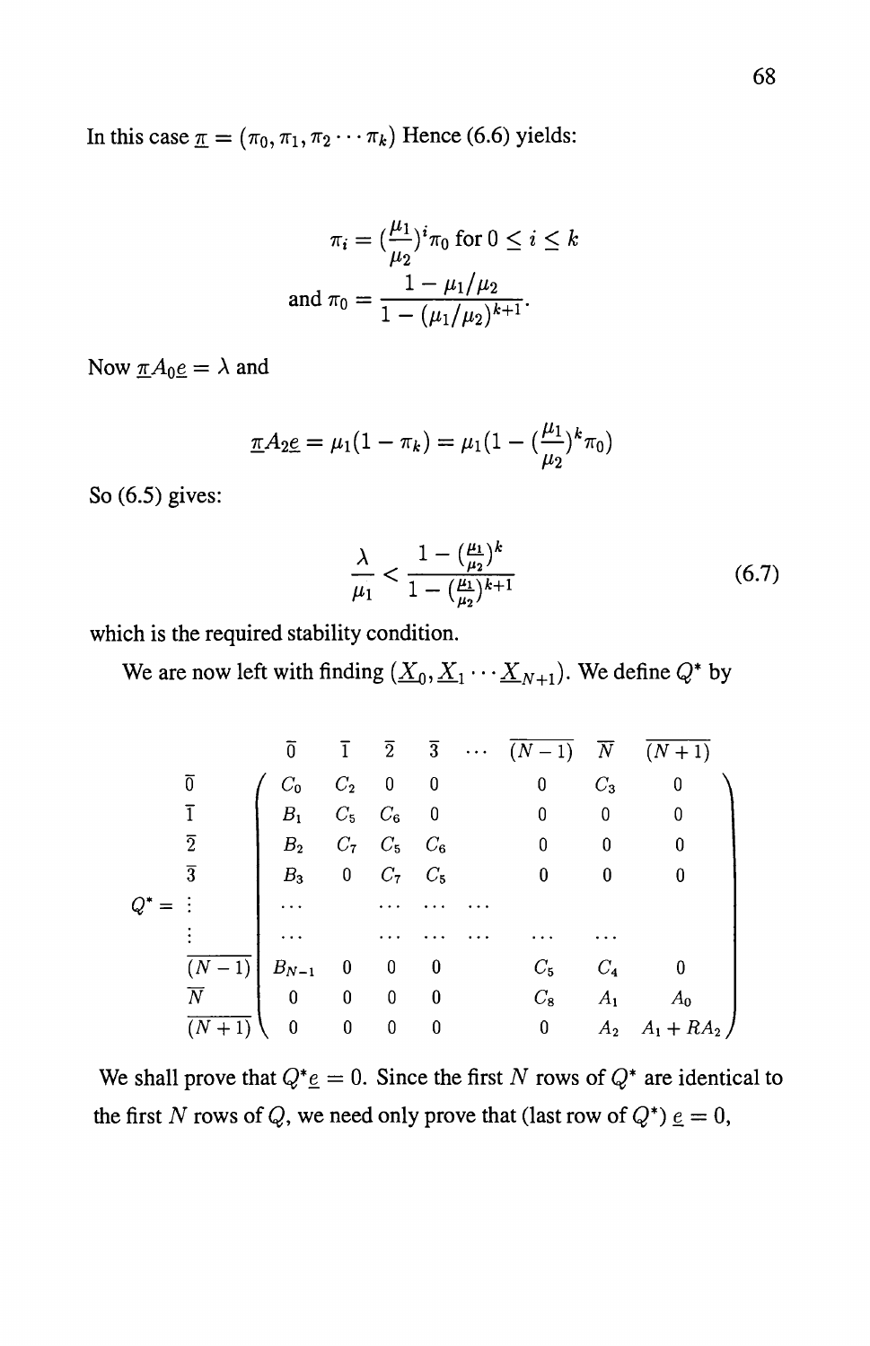In this case $\underline{\pi} = (\pi_0, \pi_1, \pi_2 \cdots \pi_k)$ Hence (6.6) yields:

$$\pi_i = (\frac{\mu_1}{\mu_2})^i \pi_0 \text{ for } 0 \leq i \leq k$$

$$\text{and } \pi_0 = \frac{1 - \mu_1/\mu_2}{1 - (\mu_1/\mu_2)^{k+1}}.$$

Now $\underline{\pi} A_0 \underline{e} = \lambda$ and

$$\underline{\pi} A_2 \underline{e} = \mu_1(1 - \pi_k) = \mu_1(1 - (\frac{\mu_1}{\mu_2})^k \pi_0)$$

So (6.5) gives:

$$\frac{\lambda}{\mu_1} < \frac{1 - (\frac{\mu_1}{\mu_2})^k}{1 - (\frac{\mu_1}{\mu_2})^{k+1}} \tag{6.7}$$

which is the required stability condition.

We are now left with finding $(\underline{X}_0, \underline{X}_1 \cdots \underline{X}_{N+1})$. We define $Q^*$ by

$$Q^* = \begin{array}{c} \overline{0} \\ \overline{1} \\ \overline{2} \\ \overline{3} \\ \vdots \\ \vdots \\ \overline{(N-1)} \\ \overline{N} \\ \overline{(N+1)} \end{array} \overset{\begin{array}{ccccccc} \overline{0} & \overline{1} & \overline{2} & \overline{3} \cdots & \overline{(N-1)} & \overline{N} & \overline{(N+1)} \end{array}}{\begin{pmatrix} C_0 & C_2 & 0 & 0 & & 0 & C_3 & 0 \\ B_1 & C_5 & C_6 & 0 & & 0 & 0 & 0 \\ B_2 & C_7 & C_5 & C_6 & & 0 & 0 & 0 \\ B_3 & 0 & C_7 & C_5 & & 0 & 0 & 0 \\ \cdots & & \cdots & \cdots & \cdots & & & \\ \cdots & & \cdots & \cdots & \cdots & \cdots & \cdots & \\ B_{N-1} & 0 & 0 & 0 & & C_5 & C_4 & 0 \\ 0 & 0 & 0 & 0 & & C_8 & A_1 & A_0 \\ 0 & 0 & 0 & 0 & & 0 & A_2 & A_1 + RA_2 \end{pmatrix}}$$

We shall prove that $Q^* \underline{e} = 0$. Since the first $N$ rows of $Q^*$ are identical to the first $N$ rows of $Q$, we need only prove that (last row of $Q^*$) $\underline{e} = 0$,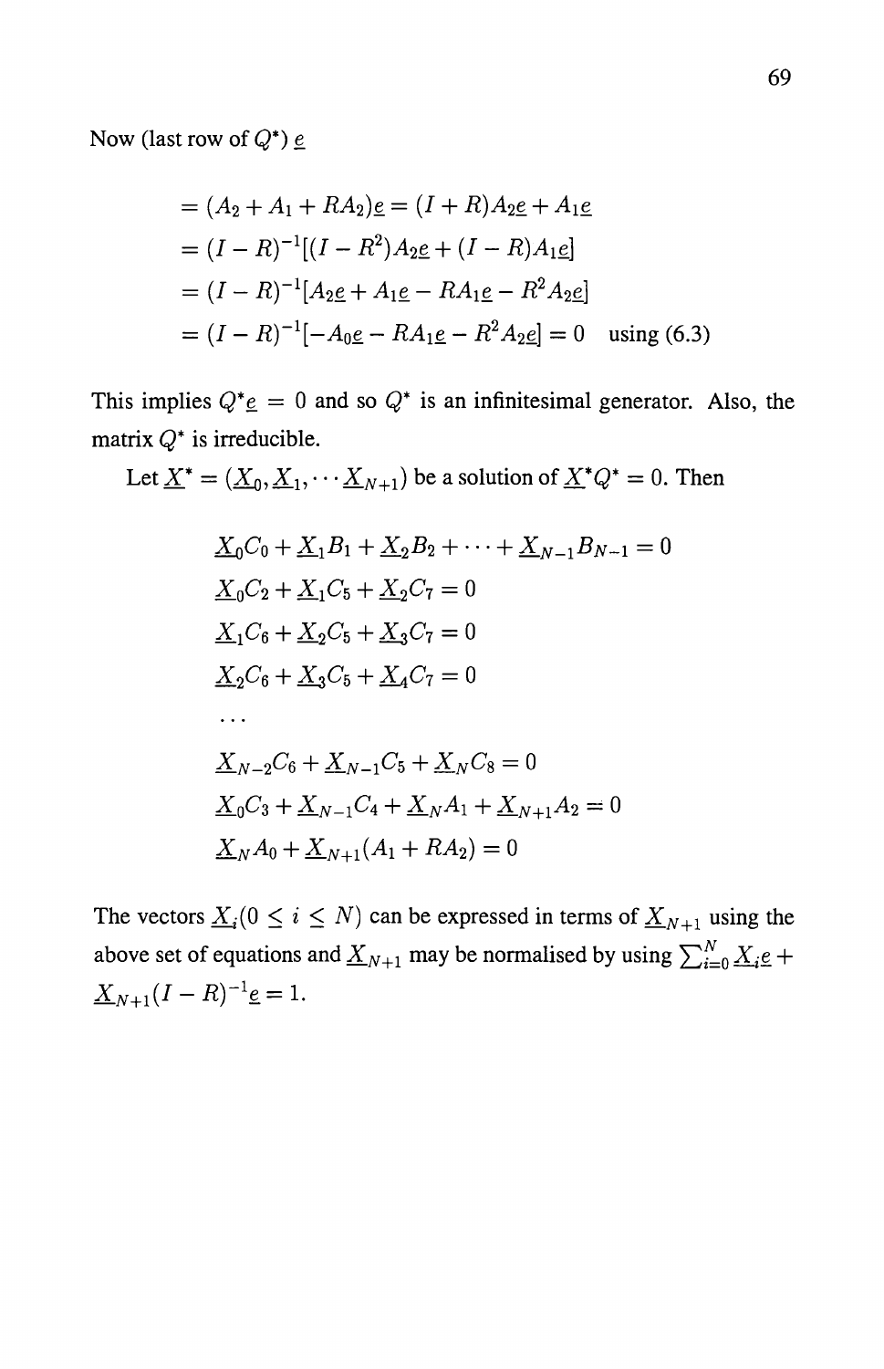Now (last row of $Q^*$) $\underline{e}$

$$
\begin{aligned}
&= (A_2 + A_1 + RA_2)\underline{e} = (I + R)A_2\underline{e} + A_1\underline{e} \\
&= (I - R)^{-1}[(I - R^2)A_2\underline{e} + (I - R)A_1\underline{e}] \\
&= (I - R)^{-1}[A_2\underline{e} + A_1\underline{e} - RA_1\underline{e} - R^2 A_2\underline{e}] \\
&= (I - R)^{-1}[-A_0\underline{e} - RA_1\underline{e} - R^2 A_2\underline{e}] = 0 \quad \text{using (6.3)}
\end{aligned}
$$

This implies $Q^*\underline{e} = 0$ and so $Q^*$ is an infinitesimal generator. Also, the matrix $Q^*$ is irreducible.

Let $\underline{X}^* = (\underline{X}_0, \underline{X}_1, \cdots \underline{X}_{N+1})$ be a solution of $\underline{X}^* Q^* = 0$. Then

$$
\begin{aligned}
&\underline{X}_0 C_0 + \underline{X}_1 B_1 + \underline{X}_2 B_2 + \cdots + \underline{X}_{N-1} B_{N-1} = 0 \\
&\underline{X}_0 C_2 + \underline{X}_1 C_5 + \underline{X}_2 C_7 = 0 \\
&\underline{X}_1 C_6 + \underline{X}_2 C_5 + \underline{X}_3 C_7 = 0 \\
&\underline{X}_2 C_6 + \underline{X}_3 C_5 + \underline{X}_4 C_7 = 0 \\
&\cdots \\
&\underline{X}_{N-2} C_6 + \underline{X}_{N-1} C_5 + \underline{X}_N C_8 = 0 \\
&\underline{X}_0 C_3 + \underline{X}_{N-1} C_4 + \underline{X}_N A_1 + \underline{X}_{N+1} A_2 = 0 \\
&\underline{X}_N A_0 + \underline{X}_{N+1}(A_1 + RA_2) = 0
\end{aligned}
$$

The vectors $\underline{X}_i (0 \leq i \leq N)$ can be expressed in terms of $\underline{X}_{N+1}$ using the above set of equations and $\underline{X}_{N+1}$ may be normalised by using $\sum_{i=0}^{N} \underline{X}_i \underline{e} + \underline{X}_{N+1}(I - R)^{-1}\underline{e} = 1$.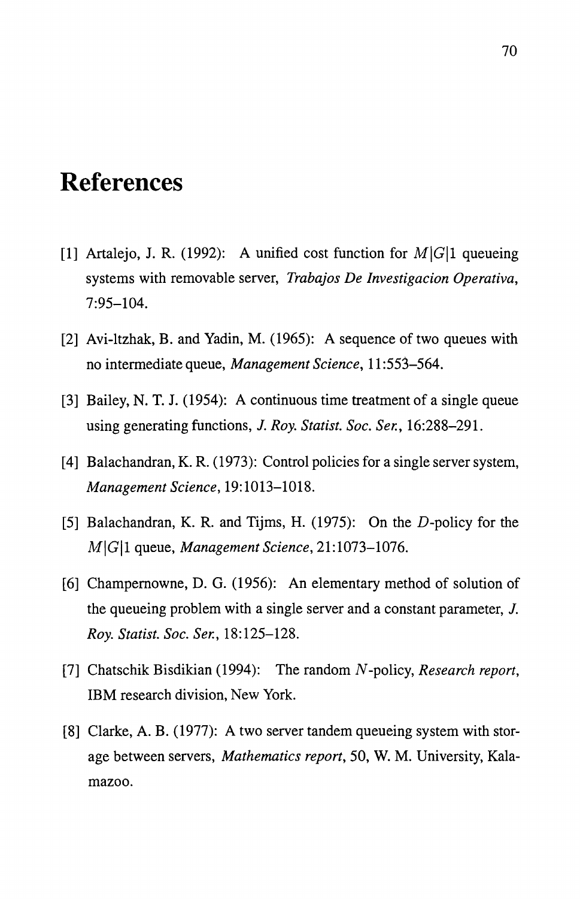# References

[1] Artalejo, J. R. (1992): A unified cost function for $M|G|1$ queueing systems with removable server, *Trabajos De Investigacion Operativa*, 7:95–104.

[2] Avi-ltzhak, B. and Yadin, M. (1965): A sequence of two queues with no intermediate queue, *Management Science*, 11:553–564.

[3] Bailey, N. T. J. (1954): A continuous time treatment of a single queue using generating functions, *J. Roy. Statist. Soc. Ser.*, 16:288–291.

[4] Balachandran, K. R. (1973): Control policies for a single server system, *Management Science*, 19:1013–1018.

[5] Balachandran, K. R. and Tijms, H. (1975): On the $D$-policy for the $M|G|1$ queue, *Management Science*, 21:1073–1076.

[6] Champernowne, D. G. (1956): An elementary method of solution of the queueing problem with a single server and a constant parameter, *J. Roy. Statist. Soc. Ser.*, 18:125–128.

[7] Chatschik Bisdikian (1994): The random $N$-policy, *Research report*, IBM research division, New York.

[8] Clarke, A. B. (1977): A two server tandem queueing system with storage between servers, *Mathematics report*, 50, W. M. University, Kalamazoo.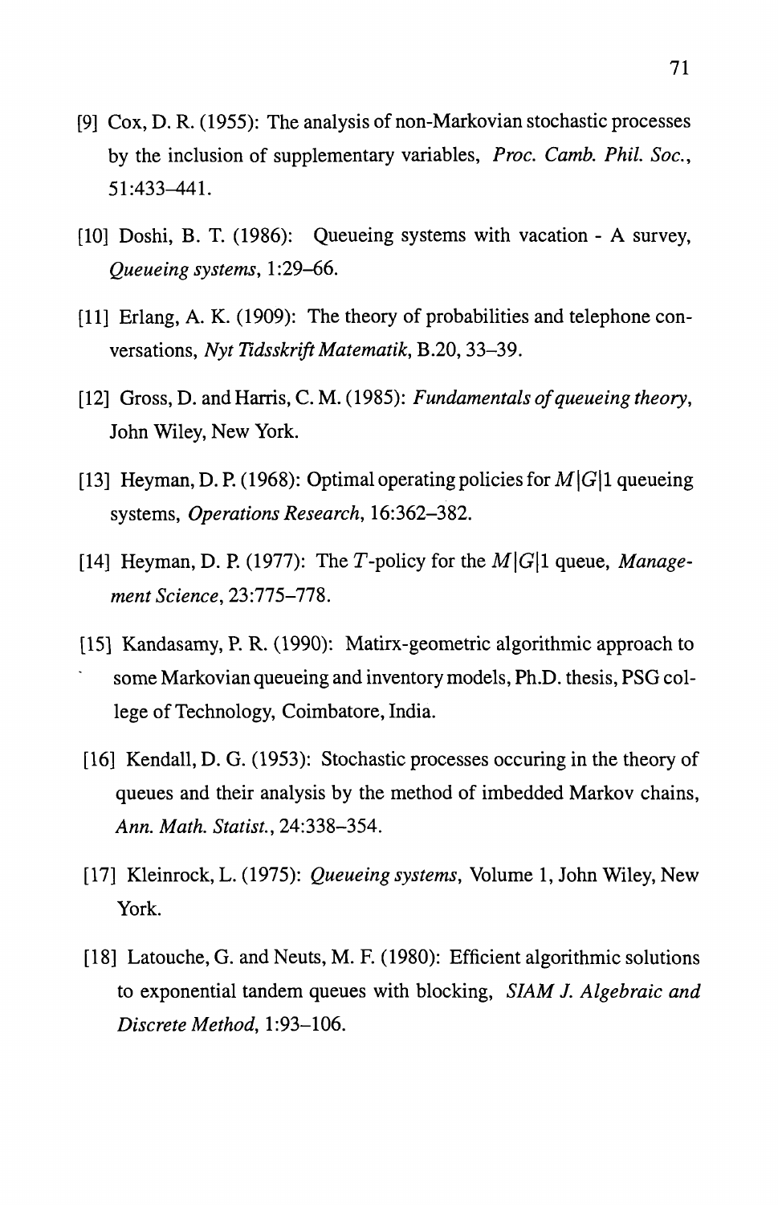[9] Cox, D. R. (1955): The analysis of non-Markovian stochastic processes by the inclusion of supplementary variables, *Proc. Camb. Phil. Soc.*, 51:433–441.

[10] Doshi, B. T. (1986): Queueing systems with vacation - A survey, *Queueing systems*, 1:29–66.

[11] Erlang, A. K. (1909): The theory of probabilities and telephone conversations, *Nyt Tidsskrift Matematik*, B.20, 33–39.

[12] Gross, D. and Harris, C. M. (1985): *Fundamentals of queueing theory*, John Wiley, New York.

[13] Heyman, D. P. (1968): Optimal operating policies for $M|G|1$ queueing systems, *Operations Research*, 16:362–382.

[14] Heyman, D. P. (1977): The $T$-policy for the $M|G|1$ queue, *Management Science*, 23:775–778.

[15] Kandasamy, P. R. (1990): Matirx-geometric algorithmic approach to some Markovian queueing and inventory models, Ph.D. thesis, PSG college of Technology, Coimbatore, India.

[16] Kendall, D. G. (1953): Stochastic processes occuring in the theory of queues and their analysis by the method of imbedded Markov chains, *Ann. Math. Statist.*, 24:338–354.

[17] Kleinrock, L. (1975): *Queueing systems*, Volume 1, John Wiley, New York.

[18] Latouche, G. and Neuts, M. F. (1980): Efficient algorithmic solutions to exponential tandem queues with blocking, *SIAM J. Algebraic and Discrete Method*, 1:93–106.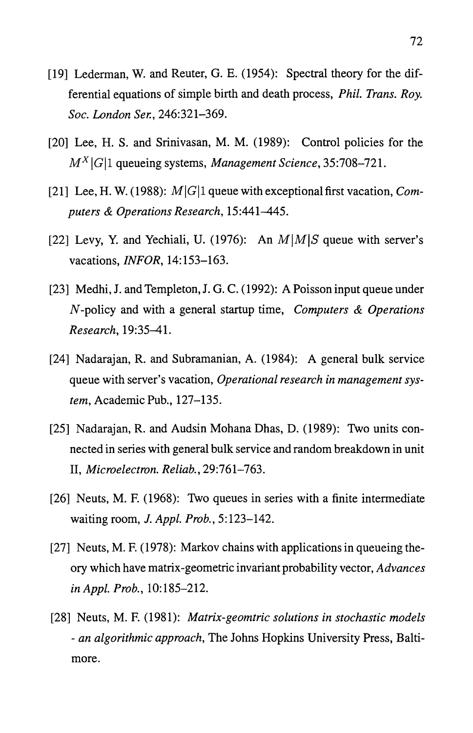[19] Lederman, W. and Reuter, G. E. (1954): Spectral theory for the differential equations of simple birth and death process, *Phil. Trans. Roy. Soc. London Ser.*, 246:321–369.

[20] Lee, H. S. and Srinivasan, M. M. (1989): Control policies for the $M^X|G|1$ queueing systems, *Management Science*, 35:708–721.

[21] Lee, H. W. (1988): $M|G|1$ queue with exceptional first vacation, *Computers & Operations Research*, 15:441–445.

[22] Levy, Y. and Yechiali, U. (1976): An $M|M|S$ queue with server's vacations, *INFOR*, 14:153–163.

[23] Medhi, J. and Templeton, J. G. C. (1992): A Poisson input queue under $N$-policy and with a general startup time, *Computers & Operations Research*, 19:35–41.

[24] Nadarajan, R. and Subramanian, A. (1984): A general bulk service queue with server's vacation, *Operational research in management system*, Academic Pub., 127–135.

[25] Nadarajan, R. and Audsin Mohana Dhas, D. (1989): Two units connected in series with general bulk service and random breakdown in unit II, *Microelectron. Reliab.*, 29:761–763.

[26] Neuts, M. F. (1968): Two queues in series with a finite intermediate waiting room, *J. Appl. Prob.*, 5:123–142.

[27] Neuts, M. F. (1978): Markov chains with applications in queueing theory which have matrix-geometric invariant probability vector, *Advances in Appl. Prob.*, 10:185–212.

[28] Neuts, M. F. (1981): *Matrix-geomtric solutions in stochastic models - an algorithmic approach*, The Johns Hopkins University Press, Baltimore.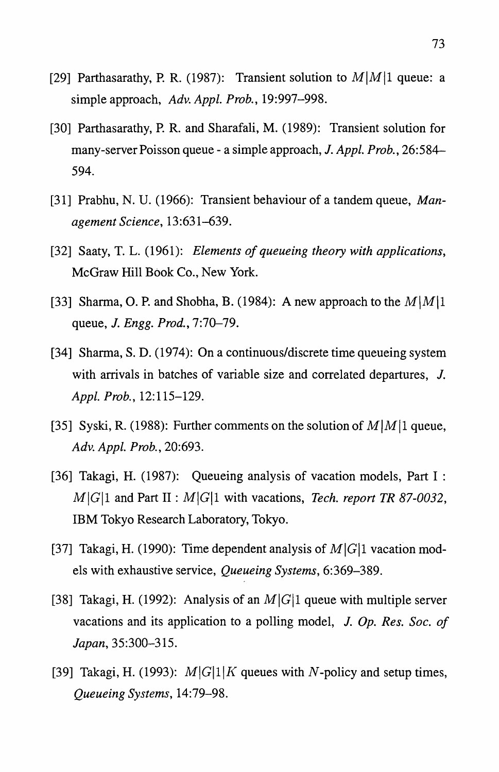[29] Parthasarathy, P. R. (1987): Transient solution to $M|M|1$ queue: a simple approach, *Adv. Appl. Prob.*, 19:997–998.

[30] Parthasarathy, P. R. and Sharafali, M. (1989): Transient solution for many-server Poisson queue - a simple approach, *J. Appl. Prob.*, 26:584–594.

[31] Prabhu, N. U. (1966): Transient behaviour of a tandem queue, *Management Science*, 13:631–639.

[32] Saaty, T. L. (1961): *Elements of queueing theory with applications*, McGraw Hill Book Co., New York.

[33] Sharma, O. P. and Shobha, B. (1984): A new approach to the $M|M|1$ queue, *J. Engg. Prod.*, 7:70–79.

[34] Sharma, S. D. (1974): On a continuous/discrete time queueing system with arrivals in batches of variable size and correlated departures, *J. Appl. Prob.*, 12:115–129.

[35] Syski, R. (1988): Further comments on the solution of $M|M|1$ queue, *Adv. Appl. Prob.*, 20:693.

[36] Takagi, H. (1987): Queueing analysis of vacation models, Part I : $M|G|1$ and Part II : $M|G|1$ with vacations, *Tech. report TR 87-0032*, IBM Tokyo Research Laboratory, Tokyo.

[37] Takagi, H. (1990): Time dependent analysis of $M|G|1$ vacation models with exhaustive service, *Queueing Systems*, 6:369–389.

[38] Takagi, H. (1992): Analysis of an $M|G|1$ queue with multiple server vacations and its application to a polling model, *J. Op. Res. Soc. of Japan*, 35:300–315.

[39] Takagi, H. (1993): $M|G|1|K$ queues with $N$-policy and setup times, *Queueing Systems*, 14:79–98.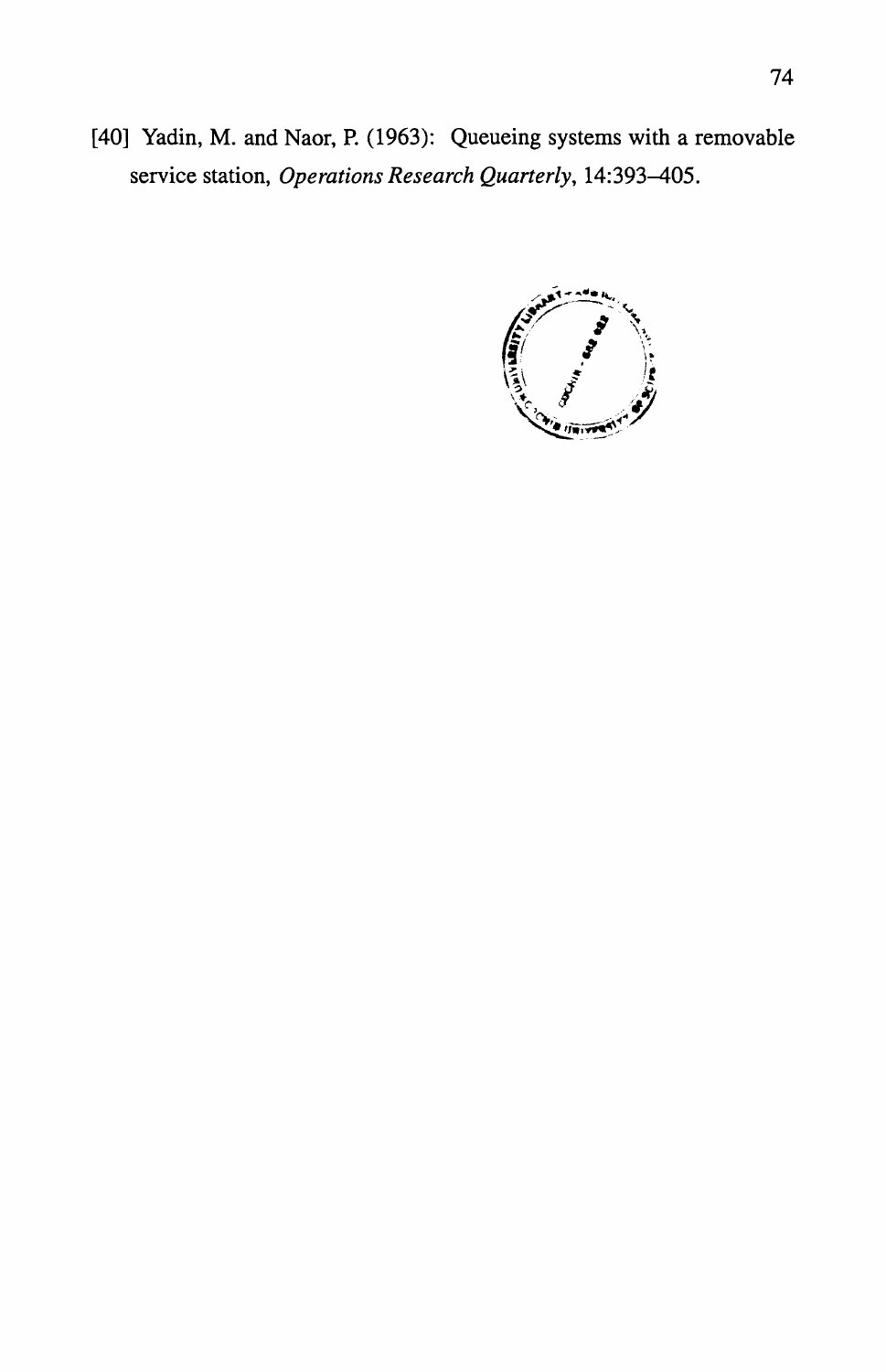[40] Yadin, M. and Naor, P. (1963): Queueing systems with a removable service station, *Operations Research Quarterly*, 14:393–405.